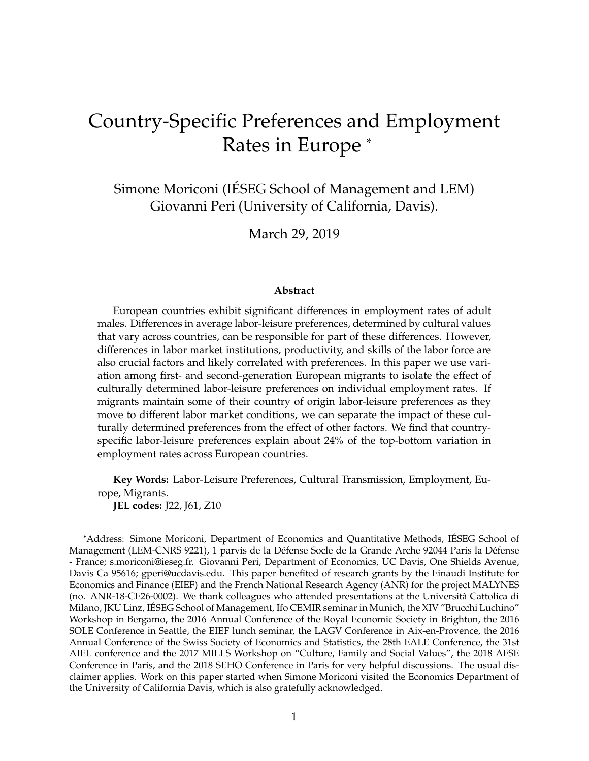# Country-Specific Preferences and Employment Rates in Europe *

Simone Moriconi (IÉSEG School of Management and LEM)
Giovanni Peri (University of California, Davis).

March 29, 2019

### Abstract

European countries exhibit significant differences in employment rates of adult males. Differences in average labor-leisure preferences, determined by cultural values that vary across countries, can be responsible for part of these differences. However, differences in labor market institutions, productivity, and skills of the labor force are also crucial factors and likely correlated with preferences. In this paper we use variation among first- and second-generation European migrants to isolate the effect of culturally determined labor-leisure preferences on individual employment rates. If migrants maintain some of their country of origin labor-leisure preferences as they move to different labor market conditions, we can separate the impact of these culturally determined preferences from the effect of other factors. We find that country-specific labor-leisure preferences explain about 24% of the top-bottom variation in employment rates across European countries.

**Key Words:** Labor-Leisure Preferences, Cultural Transmission, Employment, Europe, Migrants.

**JEL codes:** J22, J61, Z10

---

*Address: Simone Moriconi, Department of Economics and Quantitative Methods, IÉSEG School of Management (LEM-CNRS 9221), 1 parvis de la Défense Socle de la Grande Arche 92044 Paris la Défense - France; s.moriconi@ieseg.fr. Giovanni Peri, Department of Economics, UC Davis, One Shields Avenue, Davis Ca 95616; gperi@ucdavis.edu. This paper benefited of research grants by the Einaudi Institute for Economics and Finance (EIEF) and the French National Research Agency (ANR) for the project MALYNES (no. ANR-18-CE26-0002). We thank colleagues who attended presentations at the Università Cattolica di Milano, JKU Linz, IÉSEG School of Management, Ifo CEMIR seminar in Munich, the XIV "Brucchi Luchino" Workshop in Bergamo, the 2016 Annual Conference of the Royal Economic Society in Brighton, the 2016 SOLE Conference in Seattle, the EIEF lunch seminar, the LAGV Conference in Aix-en-Provence, the 2016 Annual Conference of the Swiss Society of Economics and Statistics, the 28th EALE Conference, the 31st AIEL conference and the 2017 MILLS Workshop on "Culture, Family and Social Values", the 2018 AFSE Conference in Paris, and the 2018 SEHO Conference in Paris for very helpful discussions. The usual disclaimer applies. Work on this paper started when Simone Moriconi visited the Economics Department of the University of California Davis, which is also gratefully acknowledged.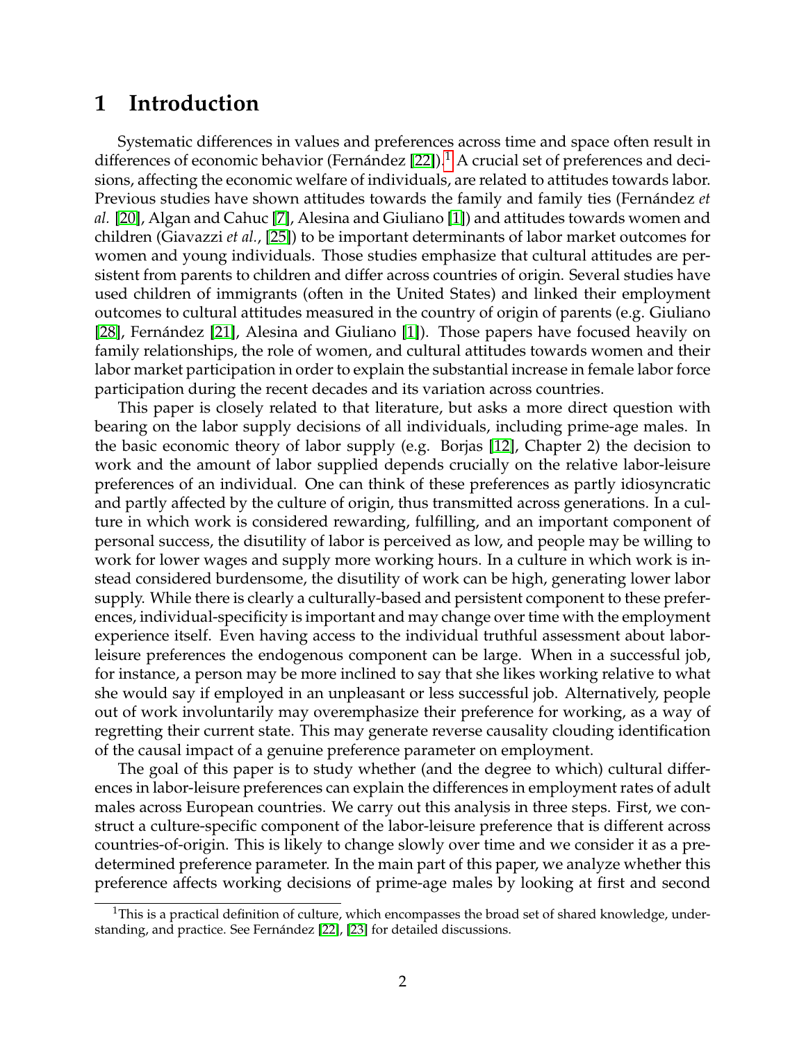# 1 Introduction

Systematic differences in values and preferences across time and space often result in differences of economic behavior (Fernández [22]).[1] A crucial set of preferences and decisions, affecting the economic welfare of individuals, are related to attitudes towards labor. Previous studies have shown attitudes towards the family and family ties (Fernández *et al.* [20], Algan and Cahuc [7], Alesina and Giuliano [1]) and attitudes towards women and children (Giavazzi *et al.*, [25]) to be important determinants of labor market outcomes for women and young individuals. Those studies emphasize that cultural attitudes are persistent from parents to children and differ across countries of origin. Several studies have used children of immigrants (often in the United States) and linked their employment outcomes to cultural attitudes measured in the country of origin of parents (e.g. Giuliano [28], Fernández [21], Alesina and Giuliano [1]). Those papers have focused heavily on family relationships, the role of women, and cultural attitudes towards women and their labor market participation in order to explain the substantial increase in female labor force participation during the recent decades and its variation across countries.

This paper is closely related to that literature, but asks a more direct question with bearing on the labor supply decisions of all individuals, including prime-age males. In the basic economic theory of labor supply (e.g. Borjas [12], Chapter 2) the decision to work and the amount of labor supplied depends crucially on the relative labor-leisure preferences of an individual. One can think of these preferences as partly idiosyncratic and partly affected by the culture of origin, thus transmitted across generations. In a culture in which work is considered rewarding, fulfilling, and an important component of personal success, the disutility of labor is perceived as low, and people may be willing to work for lower wages and supply more working hours. In a culture in which work is instead considered burdensome, the disutility of work can be high, generating lower labor supply. While there is clearly a culturally-based and persistent component to these preferences, individual-specificity is important and may change over time with the employment experience itself. Even having access to the individual truthful assessment about labor-leisure preferences the endogenous component can be large. When in a successful job, for instance, a person may be more inclined to say that she likes working relative to what she would say if employed in an unpleasant or less successful job. Alternatively, people out of work involuntarily may overemphasize their preference for working, as a way of regretting their current state. This may generate reverse causality clouding identification of the causal impact of a genuine preference parameter on employment.

The goal of this paper is to study whether (and the degree to which) cultural differences in labor-leisure preferences can explain the differences in employment rates of adult males across European countries. We carry out this analysis in three steps. First, we construct a culture-specific component of the labor-leisure preference that is different across countries-of-origin. This is likely to change slowly over time and we consider it as a predetermined preference parameter. In the main part of this paper, we analyze whether this preference affects working decisions of prime-age males by looking at first and second

[1] This is a practical definition of culture, which encompasses the broad set of shared knowledge, understanding, and practice. See Fernández [22], [23] for detailed discussions.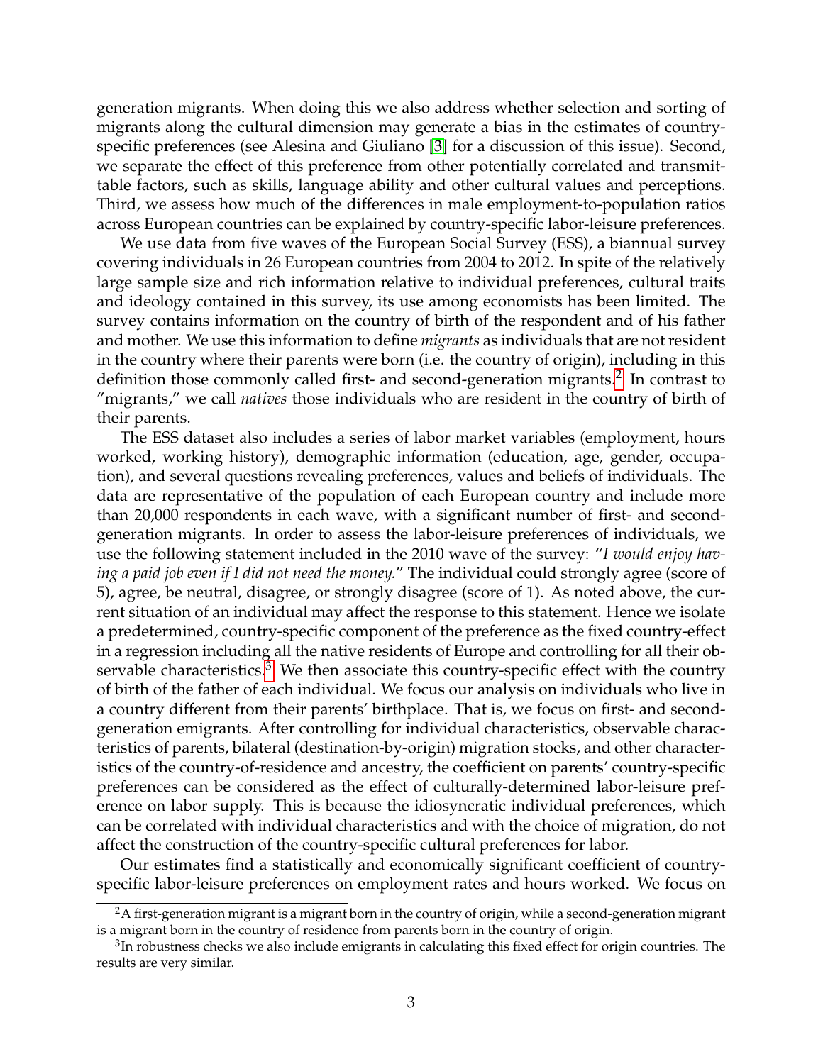generation migrants. When doing this we also address whether selection and sorting of migrants along the cultural dimension may generate a bias in the estimates of country-specific preferences (see Alesina and Giuliano [3] for a discussion of this issue). Second, we separate the effect of this preference from other potentially correlated and transmittable factors, such as skills, language ability and other cultural values and perceptions. Third, we assess how much of the differences in male employment-to-population ratios across European countries can be explained by country-specific labor-leisure preferences.

We use data from five waves of the European Social Survey (ESS), a biannual survey covering individuals in 26 European countries from 2004 to 2012. In spite of the relatively large sample size and rich information relative to individual preferences, cultural traits and ideology contained in this survey, its use among economists has been limited. The survey contains information on the country of birth of the respondent and of his father and mother. We use this information to define *migrants* as individuals that are not resident in the country where their parents were born (i.e. the country of origin), including in this definition those commonly called first- and second-generation migrants.[2] In contrast to "migrants," we call *natives* those individuals who are resident in the country of birth of their parents.

The ESS dataset also includes a series of labor market variables (employment, hours worked, working history), demographic information (education, age, gender, occupation), and several questions revealing preferences, values and beliefs of individuals. The data are representative of the population of each European country and include more than 20,000 respondents in each wave, with a significant number of first- and second-generation migrants. In order to assess the labor-leisure preferences of individuals, we use the following statement included in the 2010 wave of the survey: "*I would enjoy having a paid job even if I did not need the money.*" The individual could strongly agree (score of 5), agree, be neutral, disagree, or strongly disagree (score of 1). As noted above, the current situation of an individual may affect the response to this statement. Hence we isolate a predetermined, country-specific component of the preference as the fixed country-effect in a regression including all the native residents of Europe and controlling for all their observable characteristics.[3] We then associate this country-specific effect with the country of birth of the father of each individual. We focus our analysis on individuals who live in a country different from their parents' birthplace. That is, we focus on first- and second-generation emigrants. After controlling for individual characteristics, observable characteristics of parents, bilateral (destination-by-origin) migration stocks, and other characteristics of the country-of-residence and ancestry, the coefficient on parents' country-specific preferences can be considered as the effect of culturally-determined labor-leisure preference on labor supply. This is because the idiosyncratic individual preferences, which can be correlated with individual characteristics and with the choice of migration, do not affect the construction of the country-specific cultural preferences for labor.

Our estimates find a statistically and economically significant coefficient of country-specific labor-leisure preferences on employment rates and hours worked. We focus on

---

[2] A first-generation migrant is a migrant born in the country of origin, while a second-generation migrant is a migrant born in the country of residence from parents born in the country of origin.

[3] In robustness checks we also include emigrants in calculating this fixed effect for origin countries. The results are very similar.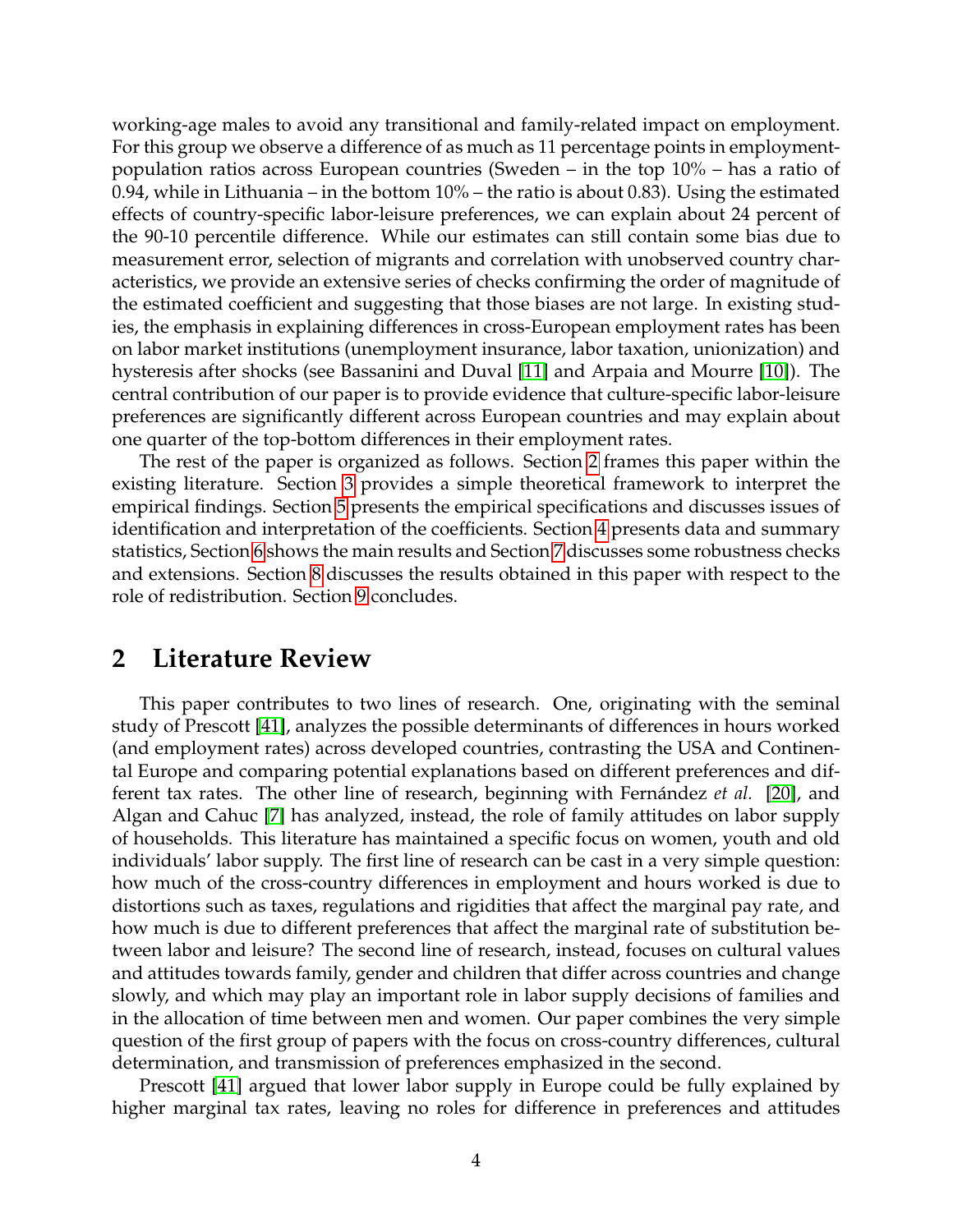working-age males to avoid any transitional and family-related impact on employment. For this group we observe a difference of as much as 11 percentage points in employment-population ratios across European countries (Sweden – in the top 10% – has a ratio of 0.94, while in Lithuania – in the bottom 10% – the ratio is about 0.83). Using the estimated effects of country-specific labor-leisure preferences, we can explain about 24 percent of the 90-10 percentile difference. While our estimates can still contain some bias due to measurement error, selection of migrants and correlation with unobserved country characteristics, we provide an extensive series of checks confirming the order of magnitude of the estimated coefficient and suggesting that those biases are not large. In existing studies, the emphasis in explaining differences in cross-European employment rates has been on labor market institutions (unemployment insurance, labor taxation, unionization) and hysteresis after shocks (see Bassanini and Duval [11] and Arpaia and Mourre [10]). The central contribution of our paper is to provide evidence that culture-specific labor-leisure preferences are significantly different across European countries and may explain about one quarter of the top-bottom differences in their employment rates.

The rest of the paper is organized as follows. Section 2 frames this paper within the existing literature. Section 3 provides a simple theoretical framework to interpret the empirical findings. Section 5 presents the empirical specifications and discusses issues of identification and interpretation of the coefficients. Section 4 presents data and summary statistics, Section 6 shows the main results and Section 7 discusses some robustness checks and extensions. Section 8 discusses the results obtained in this paper with respect to the role of redistribution. Section 9 concludes.

## 2 Literature Review

This paper contributes to two lines of research. One, originating with the seminal study of Prescott [41], analyzes the possible determinants of differences in hours worked (and employment rates) across developed countries, contrasting the USA and Continental Europe and comparing potential explanations based on different preferences and different tax rates. The other line of research, beginning with Fernández *et al.* [20], and Algan and Cahuc [7] has analyzed, instead, the role of family attitudes on labor supply of households. This literature has maintained a specific focus on women, youth and old individuals' labor supply. The first line of research can be cast in a very simple question: how much of the cross-country differences in employment and hours worked is due to distortions such as taxes, regulations and rigidities that affect the marginal pay rate, and how much is due to different preferences that affect the marginal rate of substitution between labor and leisure? The second line of research, instead, focuses on cultural values and attitudes towards family, gender and children that differ across countries and change slowly, and which may play an important role in labor supply decisions of families and in the allocation of time between men and women. Our paper combines the very simple question of the first group of papers with the focus on cross-country differences, cultural determination, and transmission of preferences emphasized in the second.

Prescott [41] argued that lower labor supply in Europe could be fully explained by higher marginal tax rates, leaving no roles for difference in preferences and attitudes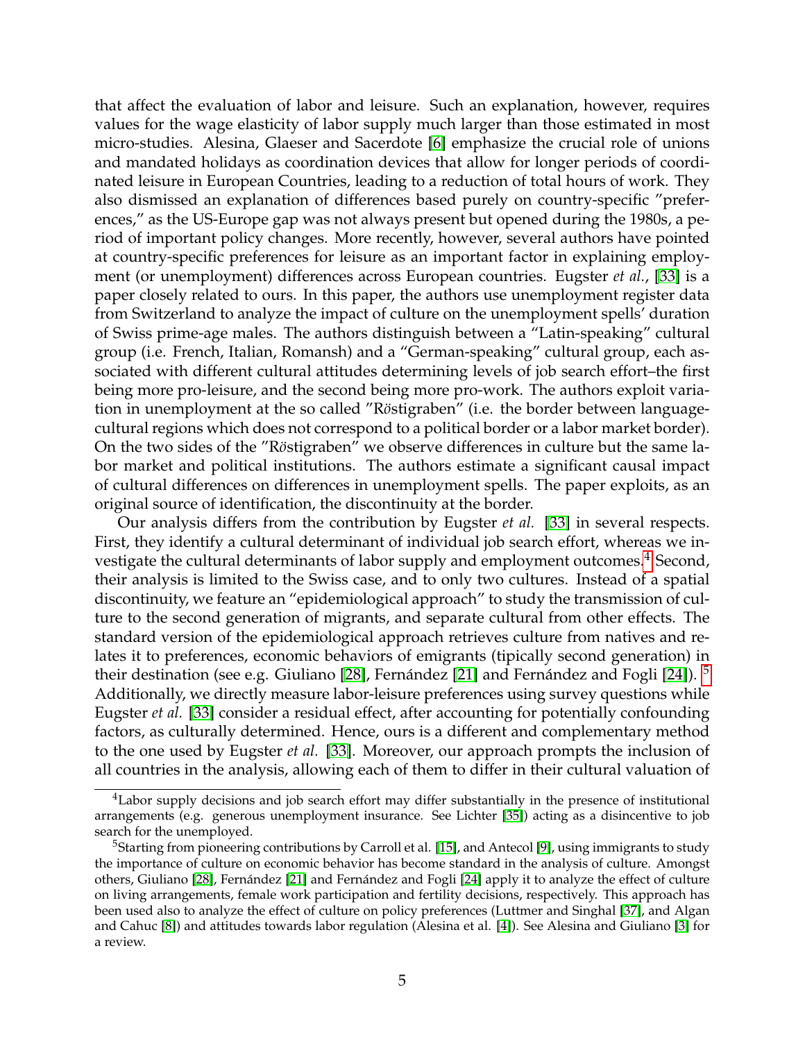that affect the evaluation of labor and leisure. Such an explanation, however, requires values for the wage elasticity of labor supply much larger than those estimated in most micro-studies. Alesina, Glaeser and Sacerdote [6] emphasize the crucial role of unions and mandated holidays as coordination devices that allow for longer periods of coordinated leisure in European Countries, leading to a reduction of total hours of work. They also dismissed an explanation of differences based purely on country-specific "preferences," as the US-Europe gap was not always present but opened during the 1980s, a period of important policy changes. More recently, however, several authors have pointed at country-specific preferences for leisure as an important factor in explaining employment (or unemployment) differences across European countries. Eugster *et al.*, [33] is a paper closely related to ours. In this paper, the authors use unemployment register data from Switzerland to analyze the impact of culture on the unemployment spells' duration of Swiss prime-age males. The authors distinguish between a "Latin-speaking" cultural group (i.e. French, Italian, Romansh) and a "German-speaking" cultural group, each associated with different cultural attitudes determining levels of job search effort–the first being more pro-leisure, and the second being more pro-work. The authors exploit variation in unemployment at the so called "Röstigraben" (i.e. the border between language-cultural regions which does not correspond to a political border or a labor market border). On the two sides of the "Röstigraben" we observe differences in culture but the same labor market and political institutions. The authors estimate a significant causal impact of cultural differences on differences in unemployment spells. The paper exploits, as an original source of identification, the discontinuity at the border.

Our analysis differs from the contribution by Eugster *et al.* [33] in several respects. First, they identify a cultural determinant of individual job search effort, whereas we investigate the cultural determinants of labor supply and employment outcomes.[4] Second, their analysis is limited to the Swiss case, and to only two cultures. Instead of a spatial discontinuity, we feature an "epidemiological approach" to study the transmission of culture to the second generation of migrants, and separate cultural from other effects. The standard version of the epidemiological approach retrieves culture from natives and relates it to preferences, economic behaviors of emigrants (tipically second generation) in their destination (see e.g. Giuliano [28], Fernández [21] and Fernández and Fogli [24]). [5] Additionally, we directly measure labor-leisure preferences using survey questions while Eugster *et al.* [33] consider a residual effect, after accounting for potentially confounding factors, as culturally determined. Hence, ours is a different and complementary method to the one used by Eugster *et al.* [33]. Moreover, our approach prompts the inclusion of all countries in the analysis, allowing each of them to differ in their cultural valuation of

---

[4] Labor supply decisions and job search effort may differ substantially in the presence of institutional arrangements (e.g. generous unemployment insurance. See Lichter [35]) acting as a disincentive to job search for the unemployed.

[5] Starting from pioneering contributions by Carroll et al. [15], and Antecol [9], using immigrants to study the importance of culture on economic behavior has become standard in the analysis of culture. Amongst others, Giuliano [28], Fernández [21] and Fernández and Fogli [24] apply it to analyze the effect of culture on living arrangements, female work participation and fertility decisions, respectively. This approach has been used also to analyze the effect of culture on policy preferences (Luttmer and Singhal [37], and Algan and Cahuc [8]) and attitudes towards labor regulation (Alesina et al. [4]). See Alesina and Giuliano [3] for a review.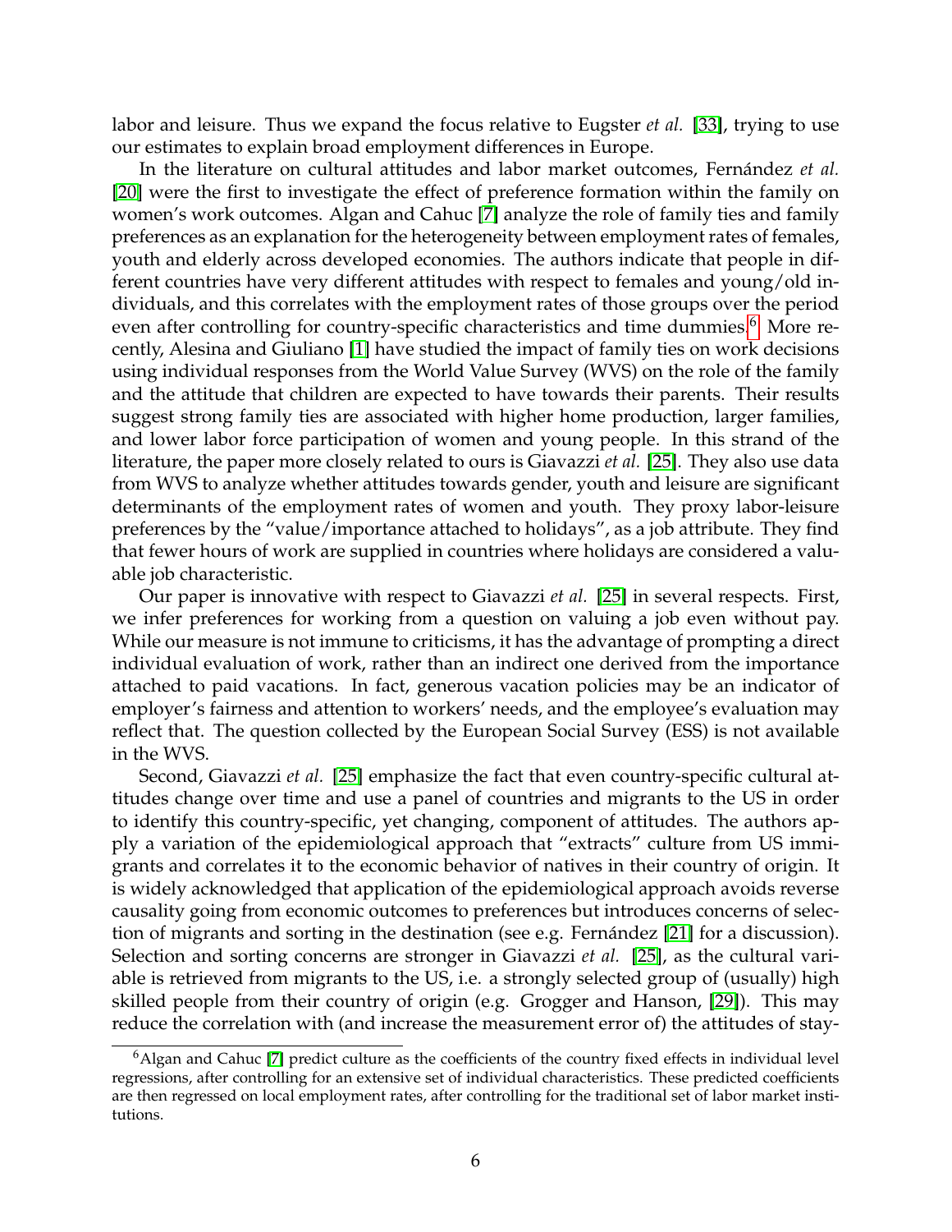labor and leisure. Thus we expand the focus relative to Eugster *et al.* [33], trying to use our estimates to explain broad employment differences in Europe.

In the literature on cultural attitudes and labor market outcomes, Fernández *et al.* [20] were the first to investigate the effect of preference formation within the family on women's work outcomes. Algan and Cahuc [7] analyze the role of family ties and family preferences as an explanation for the heterogeneity between employment rates of females, youth and elderly across developed economies. The authors indicate that people in different countries have very different attitudes with respect to females and young/old individuals, and this correlates with the employment rates of those groups over the period even after controlling for country-specific characteristics and time dummies.[6] More recently, Alesina and Giuliano [1] have studied the impact of family ties on work decisions using individual responses from the World Value Survey (WVS) on the role of the family and the attitude that children are expected to have towards their parents. Their results suggest strong family ties are associated with higher home production, larger families, and lower labor force participation of women and young people. In this strand of the literature, the paper more closely related to ours is Giavazzi *et al.* [25]. They also use data from WVS to analyze whether attitudes towards gender, youth and leisure are significant determinants of the employment rates of women and youth. They proxy labor-leisure preferences by the "value/importance attached to holidays", as a job attribute. They find that fewer hours of work are supplied in countries where holidays are considered a valuable job characteristic.

Our paper is innovative with respect to Giavazzi *et al.* [25] in several respects. First, we infer preferences for working from a question on valuing a job even without pay. While our measure is not immune to criticisms, it has the advantage of prompting a direct individual evaluation of work, rather than an indirect one derived from the importance attached to paid vacations. In fact, generous vacation policies may be an indicator of employer's fairness and attention to workers' needs, and the employee's evaluation may reflect that. The question collected by the European Social Survey (ESS) is not available in the WVS.

Second, Giavazzi *et al.* [25] emphasize the fact that even country-specific cultural attitudes change over time and use a panel of countries and migrants to the US in order to identify this country-specific, yet changing, component of attitudes. The authors apply a variation of the epidemiological approach that "extracts" culture from US immigrants and correlates it to the economic behavior of natives in their country of origin. It is widely acknowledged that application of the epidemiological approach avoids reverse causality going from economic outcomes to preferences but introduces concerns of selection of migrants and sorting in the destination (see e.g. Fernández [21] for a discussion). Selection and sorting concerns are stronger in Giavazzi *et al.* [25], as the cultural variable is retrieved from migrants to the US, i.e. a strongly selected group of (usually) high skilled people from their country of origin (e.g. Grogger and Hanson, [29]). This may reduce the correlation with (and increase the measurement error of) the attitudes of stay-

[6] Algan and Cahuc [7] predict culture as the coefficients of the country fixed effects in individual level regressions, after controlling for an extensive set of individual characteristics. These predicted coefficients are then regressed on local employment rates, after controlling for the traditional set of labor market institutions.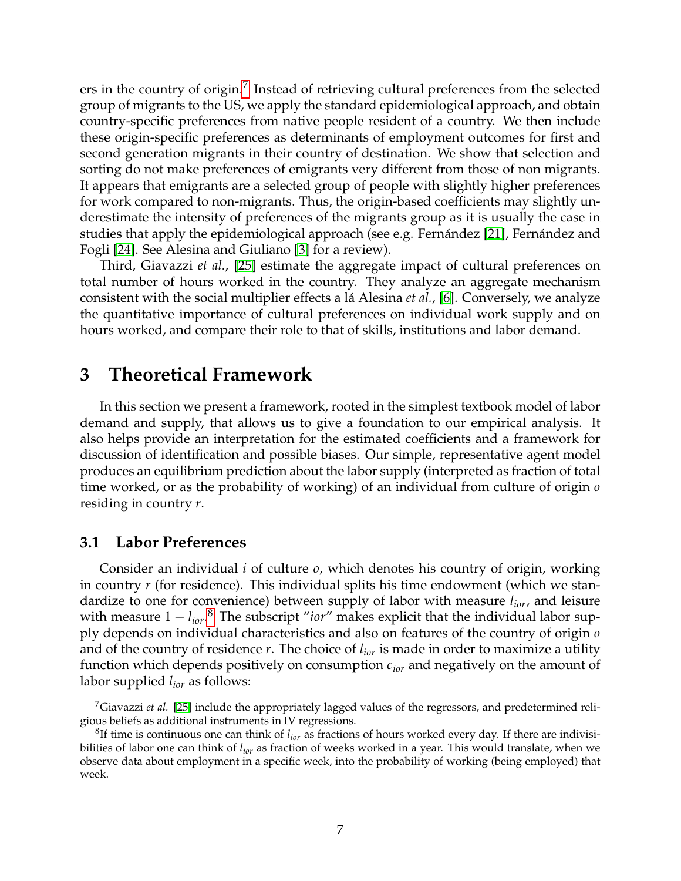ers in the country of origin.[7] Instead of retrieving cultural preferences from the selected group of migrants to the US, we apply the standard epidemiological approach, and obtain country-specific preferences from native people resident of a country. We then include these origin-specific preferences as determinants of employment outcomes for first and second generation migrants in their country of destination. We show that selection and sorting do not make preferences of emigrants very different from those of non migrants. It appears that emigrants are a selected group of people with slightly higher preferences for work compared to non-migrants. Thus, the origin-based coefficients may slightly underestimate the intensity of preferences of the migrants group as it is usually the case in studies that apply the epidemiological approach (see e.g. Fernández [21], Fernández and Fogli [24]. See Alesina and Giuliano [3] for a review).

Third, Giavazzi *et al.*, [25] estimate the aggregate impact of cultural preferences on total number of hours worked in the country. They analyze an aggregate mechanism consistent with the social multiplier effects a lá Alesina *et al.*, [6]. Conversely, we analyze the quantitative importance of cultural preferences on individual work supply and on hours worked, and compare their role to that of skills, institutions and labor demand.

# 3 Theoretical Framework

In this section we present a framework, rooted in the simplest textbook model of labor demand and supply, that allows us to give a foundation to our empirical analysis. It also helps provide an interpretation for the estimated coefficients and a framework for discussion of identification and possible biases. Our simple, representative agent model produces an equilibrium prediction about the labor supply (interpreted as fraction of total time worked, or as the probability of working) of an individual from culture of origin $o$ residing in country $r$.

## 3.1 Labor Preferences

Consider an individual $i$ of culture $o$, which denotes his country of origin, working in country $r$ (for residence). This individual splits his time endowment (which we standardize to one for convenience) between supply of labor with measure $l_{ior}$, and leisure with measure $1 - l_{ior}$.[8] The subscript "$ior$" makes explicit that the individual labor supply depends on individual characteristics and also on features of the country of origin $o$ and of the country of residence $r$. The choice of $l_{ior}$ is made in order to maximize a utility function which depends positively on consumption $c_{ior}$ and negatively on the amount of labor supplied $l_{ior}$ as follows:

---

[7] Giavazzi *et al.* [25] include the appropriately lagged values of the regressors, and predetermined religious beliefs as additional instruments in IV regressions.

[8] If time is continuous one can think of $l_{ior}$ as fractions of hours worked every day. If there are indivisibilities of labor one can think of $l_{ior}$ as fraction of weeks worked in a year. This would translate, when we observe data about employment in a specific week, into the probability of working (being employed) that week.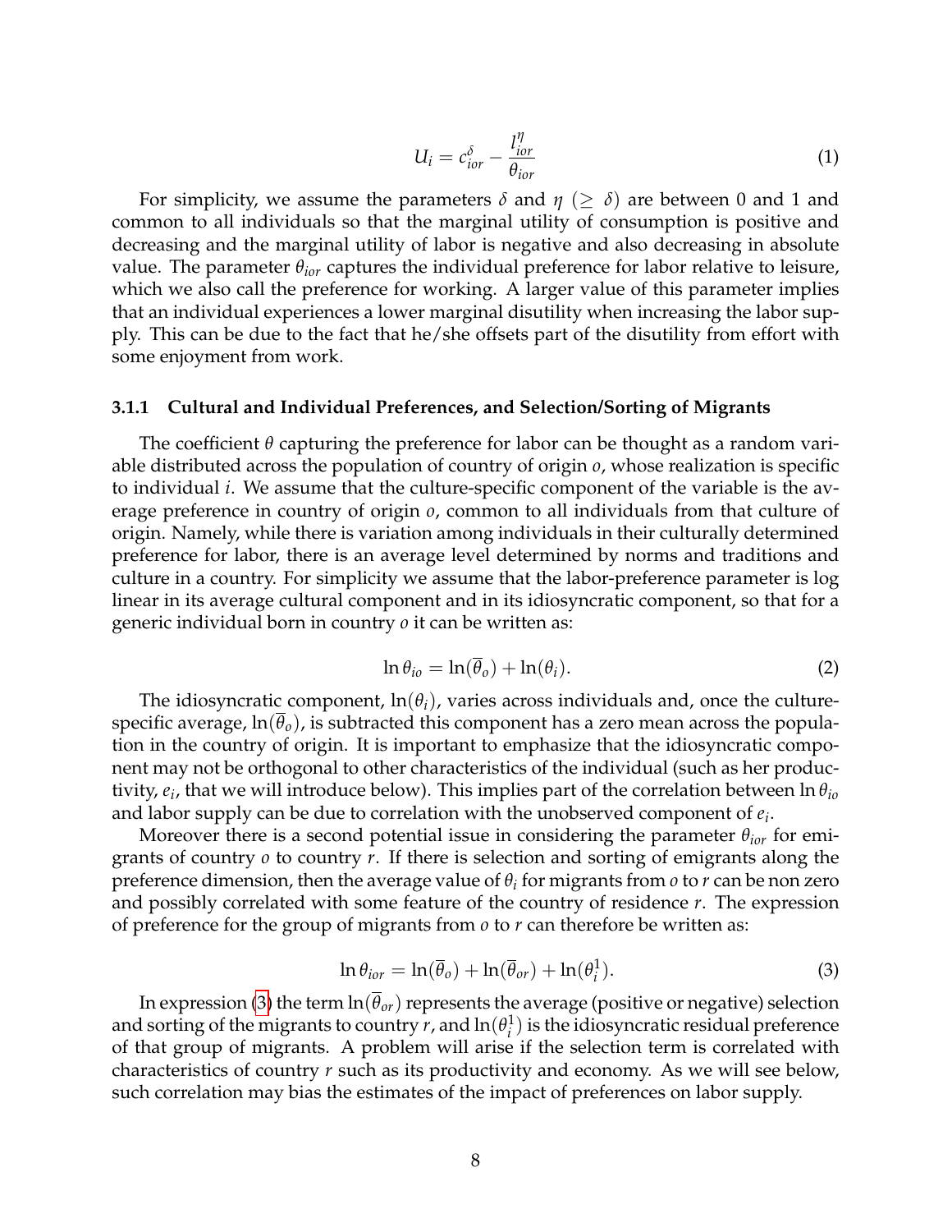$$U_i = c_{ior}^{\delta} - \frac{l_{ior}^{\eta}}{\theta_{ior}} \tag{1}$$

For simplicity, we assume the parameters $\delta$ and $\eta$ ($\geq \delta$) are between 0 and 1 and common to all individuals so that the marginal utility of consumption is positive and decreasing and the marginal utility of labor is negative and also decreasing in absolute value. The parameter $\theta_{ior}$ captures the individual preference for labor relative to leisure, which we also call the preference for working. A larger value of this parameter implies that an individual experiences a lower marginal disutility when increasing the labor supply. This can be due to the fact that he/she offsets part of the disutility from effort with some enjoyment from work.

### 3.1.1 Cultural and Individual Preferences, and Selection/Sorting of Migrants

The coefficient $\theta$ capturing the preference for labor can be thought as a random variable distributed across the population of country of origin $o$, whose realization is specific to individual $i$. We assume that the culture-specific component of the variable is the average preference in country of origin $o$, common to all individuals from that culture of origin. Namely, while there is variation among individuals in their culturally determined preference for labor, there is an average level determined by norms and traditions and culture in a country. For simplicity we assume that the labor-preference parameter is log linear in its average cultural component and in its idiosyncratic component, so that for a generic individual born in country $o$ it can be written as:

$$\ln \theta_{io} = \ln(\overline{\theta}_o) + \ln(\theta_i). \tag{2}$$

The idiosyncratic component, $\ln(\theta_i)$, varies across individuals and, once the culture-specific average, $\ln(\overline{\theta}_o)$, is subtracted this component has a zero mean across the population in the country of origin. It is important to emphasize that the idiosyncratic component may not be orthogonal to other characteristics of the individual (such as her productivity, $e_i$, that we will introduce below). This implies part of the correlation between $\ln \theta_{io}$ and labor supply can be due to correlation with the unobserved component of $e_i$.

Moreover there is a second potential issue in considering the parameter $\theta_{ior}$ for emigrants of country $o$ to country $r$. If there is selection and sorting of emigrants along the preference dimension, then the average value of $\theta_i$ for migrants from $o$ to $r$ can be non zero and possibly correlated with some feature of the country of residence $r$. The expression of preference for the group of migrants from $o$ to $r$ can therefore be written as:

$$\ln \theta_{ior} = \ln(\overline{\theta}_o) + \ln(\overline{\theta}_{or}) + \ln(\theta_i^1). \tag{3}$$

In expression (3) the term $\ln(\overline{\theta}_{or})$ represents the average (positive or negative) selection and sorting of the migrants to country $r$, and $\ln(\theta_i^1)$ is the idiosyncratic residual preference of that group of migrants. A problem will arise if the selection term is correlated with characteristics of country $r$ such as its productivity and economy. As we will see below, such correlation may bias the estimates of the impact of preferences on labor supply.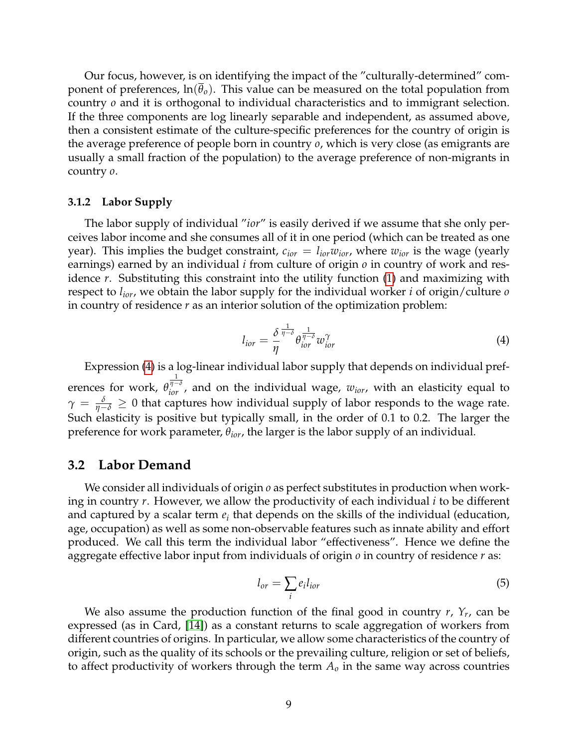Our focus, however, is on identifying the impact of the "culturally-determined" component of preferences, $\ln(\overline{\theta}_o)$. This value can be measured on the total population from country $o$ and it is orthogonal to individual characteristics and to immigrant selection. If the three components are log linearly separable and independent, as assumed above, then a consistent estimate of the culture-specific preferences for the country of origin is the average preference of people born in country $o$, which is very close (as emigrants are usually a small fraction of the population) to the average preference of non-migrants in country $o$.

### 3.1.2 Labor Supply

The labor supply of individual "*ior*" is easily derived if we assume that she only perceives labor income and she consumes all of it in one period (which can be treated as one year). This implies the budget constraint, $c_{ior} = l_{ior} w_{ior}$, where $w_{ior}$ is the wage (yearly earnings) earned by an individual $i$ from culture of origin $o$ in country of work and residence $r$. Substituting this constraint into the utility function (1) and maximizing with respect to $l_{ior}$, we obtain the labor supply for the individual worker $i$ of origin/culture $o$ in country of residence $r$ as an interior solution of the optimization problem:

$$l_{ior} = \frac{\delta}{\eta}^{\frac{1}{\eta-\delta}} \theta_{ior}^{\frac{1}{\eta-\delta}} w_{ior}^{\gamma} \tag{4}$$

Expression (4) is a log-linear individual labor supply that depends on individual preferences for work, $\theta_{ior}^{\frac{1}{\eta-\delta}}$, and on the individual wage, $w_{ior}$, with an elasticity equal to $\gamma = \frac{\delta}{\eta-\delta} \geq 0$ that captures how individual supply of labor responds to the wage rate. Such elasticity is positive but typically small, in the order of 0.1 to 0.2. The larger the preference for work parameter, $\theta_{ior}$, the larger is the labor supply of an individual.

## 3.2 Labor Demand

We consider all individuals of origin $o$ as perfect substitutes in production when working in country $r$. However, we allow the productivity of each individual $i$ to be different and captured by a scalar term $e_i$ that depends on the skills of the individual (education, age, occupation) as well as some non-observable features such as innate ability and effort produced. We call this term the individual labor "effectiveness". Hence we define the aggregate effective labor input from individuals of origin $o$ in country of residence $r$ as:

$$l_{or} = \sum_i e_i l_{ior} \tag{5}$$

We also assume the production function of the final good in country $r$, $Y_r$, can be expressed (as in Card, [14]) as a constant returns to scale aggregation of workers from different countries of origins. In particular, we allow some characteristics of the country of origin, such as the quality of its schools or the prevailing culture, religion or set of beliefs, to affect productivity of workers through the term $A_o$ in the same way across countries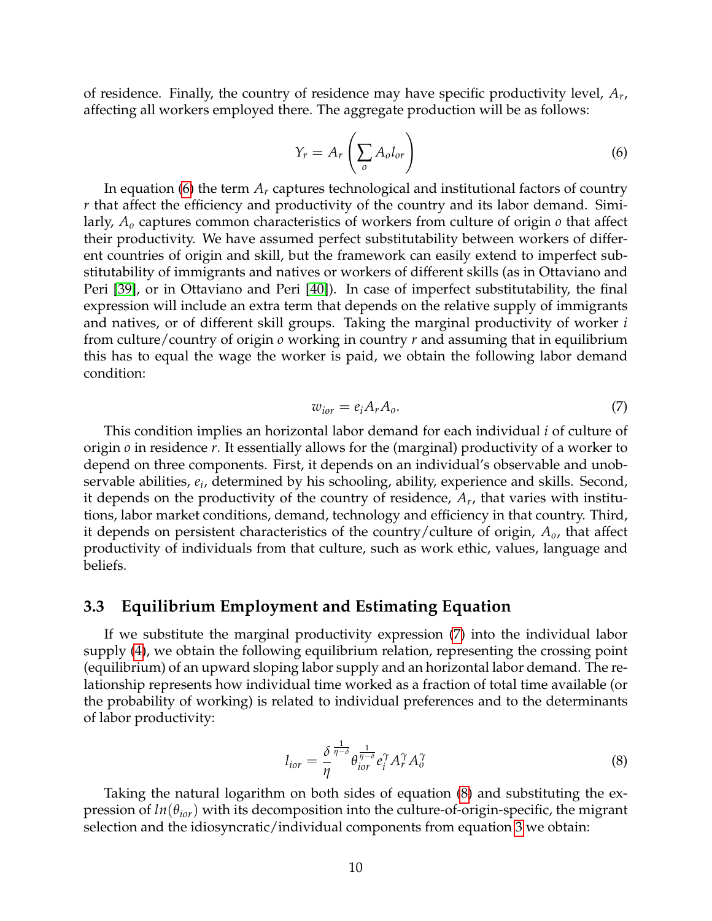of residence. Finally, the country of residence may have specific productivity level, $A_r$, affecting all workers employed there. The aggregate production will be as follows:

$$Y_r = A_r \left( \sum_o A_o l_{or} \right) \tag{6}$$

In equation (6) the term $A_r$ captures technological and institutional factors of country $r$ that affect the efficiency and productivity of the country and its labor demand. Similarly, $A_o$ captures common characteristics of workers from culture of origin $o$ that affect their productivity. We have assumed perfect substitutability between workers of different countries of origin and skill, but the framework can easily extend to imperfect substitutability of immigrants and natives or workers of different skills (as in Ottaviano and Peri [39], or in Ottaviano and Peri [40]). In case of imperfect substitutability, the final expression will include an extra term that depends on the relative supply of immigrants and natives, or of different skill groups. Taking the marginal productivity of worker $i$ from culture/country of origin $o$ working in country $r$ and assuming that in equilibrium this has to equal the wage the worker is paid, we obtain the following labor demand condition:

$$w_{ior} = e_i A_r A_o. \tag{7}$$

This condition implies an horizontal labor demand for each individual $i$ of culture of origin $o$ in residence $r$. It essentially allows for the (marginal) productivity of a worker to depend on three components. First, it depends on an individual's observable and unobservable abilities, $e_i$, determined by his schooling, ability, experience and skills. Second, it depends on the productivity of the country of residence, $A_r$, that varies with institutions, labor market conditions, demand, technology and efficiency in that country. Third, it depends on persistent characteristics of the country/culture of origin, $A_o$, that affect productivity of individuals from that culture, such as work ethic, values, language and beliefs.

### 3.3 Equilibrium Employment and Estimating Equation

If we substitute the marginal productivity expression (7) into the individual labor supply (4), we obtain the following equilibrium relation, representing the crossing point (equilibrium) of an upward sloping labor supply and an horizontal labor demand. The relationship represents how individual time worked as a fraction of total time available (or the probability of working) is related to individual preferences and to the determinants of labor productivity:

$$l_{ior} = \frac{\delta}{\eta}^{\frac{1}{\eta-\delta}} \theta_{ior}^{\frac{1}{\eta-\delta}} e_i^{\gamma} A_r^{\gamma} A_o^{\gamma} \tag{8}$$

Taking the natural logarithm on both sides of equation (8) and substituting the expression of $ln(\theta_{ior})$ with its decomposition into the culture-of-origin-specific, the migrant selection and the idiosyncratic/individual components from equation 3 we obtain: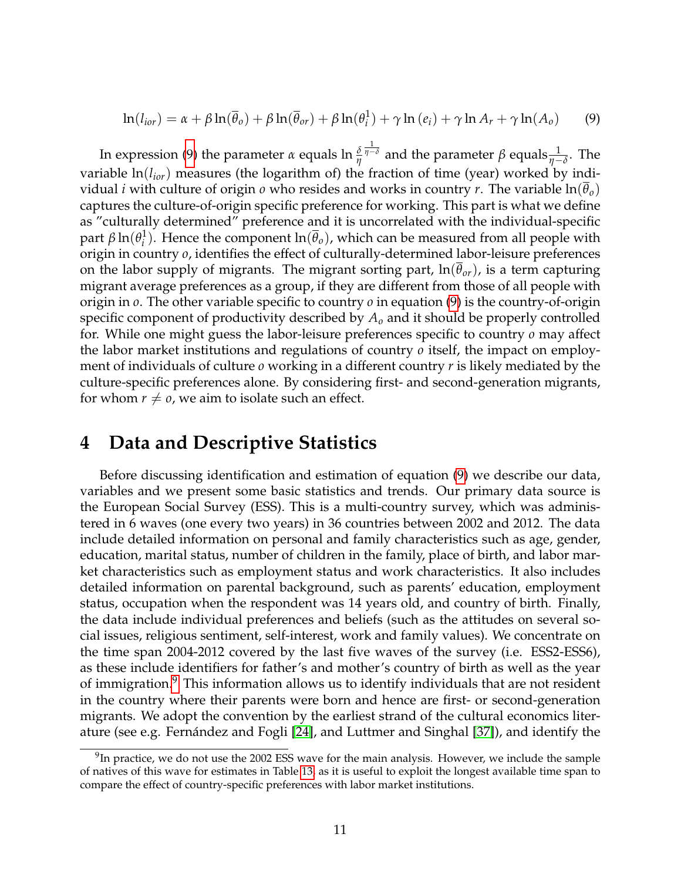$$\ln(l_{ior}) = \alpha + \beta \ln(\overline{\theta}_o) + \beta \ln(\overline{\theta}_{or}) + \beta \ln(\theta_i^1) + \gamma \ln(e_i) + \gamma \ln A_r + \gamma \ln(A_o) \tag{9}$$

In expression (9) the parameter $\alpha$ equals $\ln \frac{\delta}{\eta}^{\frac{1}{\eta-\delta}}$ and the parameter $\beta$ equals $\frac{1}{\eta-\delta}$. The variable $\ln(l_{ior})$ measures (the logarithm of) the fraction of time (year) worked by individual $i$ with culture of origin $o$ who resides and works in country $r$. The variable $\ln(\overline{\theta}_o)$ captures the culture-of-origin specific preference for working. This part is what we define as "culturally determined" preference and it is uncorrelated with the individual-specific part $\beta \ln(\theta_i^1)$. Hence the component $\ln(\overline{\theta}_o)$, which can be measured from all people with origin in country $o$, identifies the effect of culturally-determined labor-leisure preferences on the labor supply of migrants. The migrant sorting part, $\ln(\overline{\theta}_{or})$, is a term capturing migrant average preferences as a group, if they are different from those of all people with origin in $o$. The other variable specific to country $o$ in equation (9) is the country-of-origin specific component of productivity described by $A_o$ and it should be properly controlled for. While one might guess the labor-leisure preferences specific to country $o$ may affect the labor market institutions and regulations of country $o$ itself, the impact on employment of individuals of culture $o$ working in a different country $r$ is likely mediated by the culture-specific preferences alone. By considering first- and second-generation migrants, for whom $r \neq o$, we aim to isolate such an effect.

# 4 Data and Descriptive Statistics

Before discussing identification and estimation of equation (9) we describe our data, variables and we present some basic statistics and trends. Our primary data source is the European Social Survey (ESS). This is a multi-country survey, which was administered in 6 waves (one every two years) in 36 countries between 2002 and 2012. The data include detailed information on personal and family characteristics such as age, gender, education, marital status, number of children in the family, place of birth, and labor market characteristics such as employment status and work characteristics. It also includes detailed information on parental background, such as parents' education, employment status, occupation when the respondent was 14 years old, and country of birth. Finally, the data include individual preferences and beliefs (such as the attitudes on several social issues, religious sentiment, self-interest, work and family values). We concentrate on the time span 2004-2012 covered by the last five waves of the survey (i.e. ESS2-ESS6), as these include identifiers for father's and mother's country of birth as well as the year of immigration.[9] This information allows us to identify individuals that are not resident in the country where their parents were born and hence are first- or second-generation migrants. We adopt the convention by the earliest strand of the cultural economics literature (see e.g. Fernández and Fogli [24], and Luttmer and Singhal [37]), and identify the

[9] In practice, we do not use the 2002 ESS wave for the main analysis. However, we include the sample of natives of this wave for estimates in Table 13, as it is useful to exploit the longest available time span to compare the effect of country-specific preferences with labor market institutions.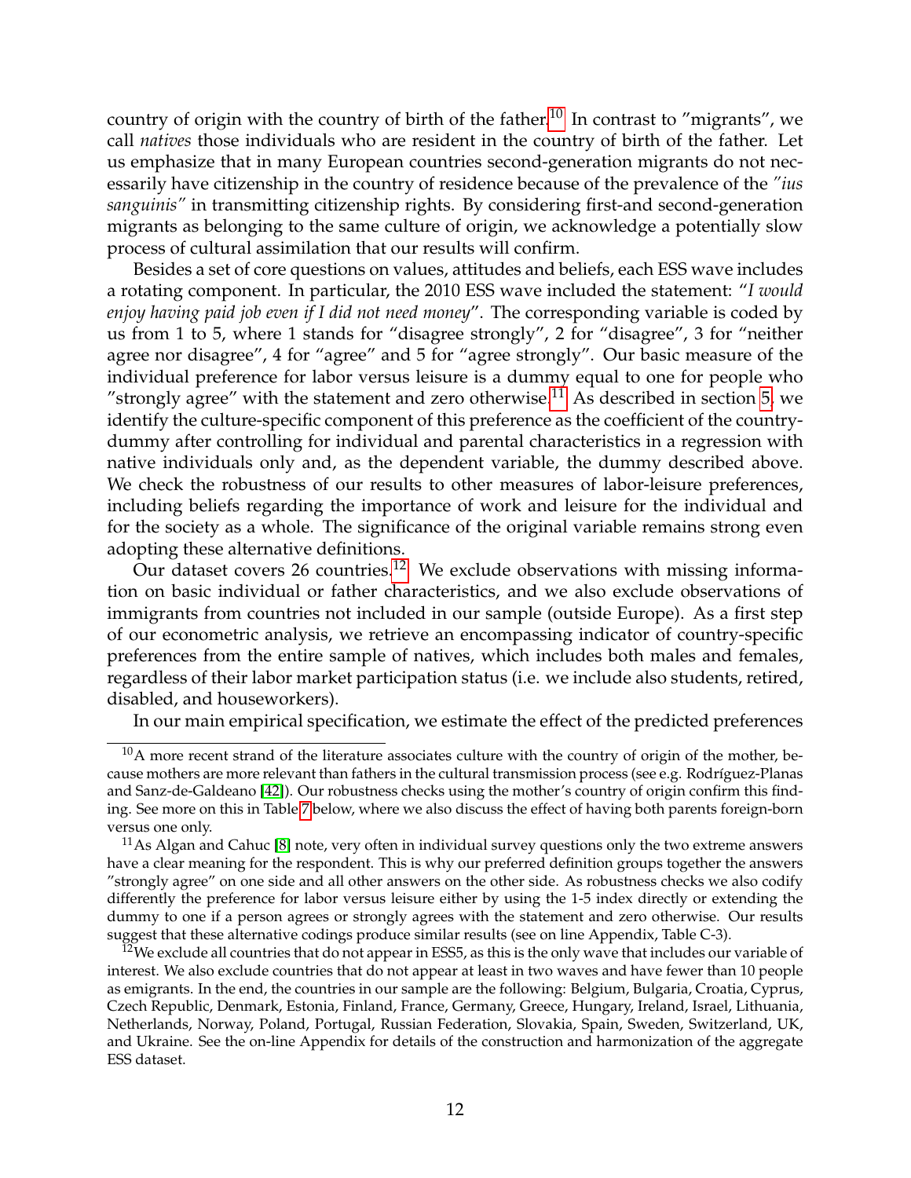country of origin with the country of birth of the father.[10] In contrast to "migrants", we call *natives* those individuals who are resident in the country of birth of the father. Let us emphasize that in many European countries second-generation migrants do not necessarily have citizenship in the country of residence because of the prevalence of the *"ius sanguinis"* in transmitting citizenship rights. By considering first-and second-generation migrants as belonging to the same culture of origin, we acknowledge a potentially slow process of cultural assimilation that our results will confirm.

Besides a set of core questions on values, attitudes and beliefs, each ESS wave includes a rotating component. In particular, the 2010 ESS wave included the statement: "*I would enjoy having paid job even if I did not need money*". The corresponding variable is coded by us from 1 to 5, where 1 stands for "disagree strongly", 2 for "disagree", 3 for "neither agree nor disagree", 4 for "agree" and 5 for "agree strongly". Our basic measure of the individual preference for labor versus leisure is a dummy equal to one for people who "strongly agree" with the statement and zero otherwise.[11] As described in section 5, we identify the culture-specific component of this preference as the coefficient of the country-dummy after controlling for individual and parental characteristics in a regression with native individuals only and, as the dependent variable, the dummy described above. We check the robustness of our results to other measures of labor-leisure preferences, including beliefs regarding the importance of work and leisure for the individual and for the society as a whole. The significance of the original variable remains strong even adopting these alternative definitions.

Our dataset covers 26 countries.[12] We exclude observations with missing information on basic individual or father characteristics, and we also exclude observations of immigrants from countries not included in our sample (outside Europe). As a first step of our econometric analysis, we retrieve an encompassing indicator of country-specific preferences from the entire sample of natives, which includes both males and females, regardless of their labor market participation status (i.e. we include also students, retired, disabled, and houseworkers).

In our main empirical specification, we estimate the effect of the predicted preferences

---

[10] A more recent strand of the literature associates culture with the country of origin of the mother, because mothers are more relevant than fathers in the cultural transmission process (see e.g. Rodríguez-Planas and Sanz-de-Galdeano [42]). Our robustness checks using the mother's country of origin confirm this finding. See more on this in Table 7 below, where we also discuss the effect of having both parents foreign-born versus one only.

[11] As Algan and Cahuc [8] note, very often in individual survey questions only the two extreme answers have a clear meaning for the respondent. This is why our preferred definition groups together the answers "strongly agree" on one side and all other answers on the other side. As robustness checks we also codify differently the preference for labor versus leisure either by using the 1-5 index directly or extending the dummy to one if a person agrees or strongly agrees with the statement and zero otherwise. Our results suggest that these alternative codings produce similar results (see on line Appendix, Table C-3).

[12] We exclude all countries that do not appear in ESS5, as this is the only wave that includes our variable of interest. We also exclude countries that do not appear at least in two waves and have fewer than 10 people as emigrants. In the end, the countries in our sample are the following: Belgium, Bulgaria, Croatia, Cyprus, Czech Republic, Denmark, Estonia, Finland, France, Germany, Greece, Hungary, Ireland, Israel, Lithuania, Netherlands, Norway, Poland, Portugal, Russian Federation, Slovakia, Spain, Sweden, Switzerland, UK, and Ukraine. See the on-line Appendix for details of the construction and harmonization of the aggregate ESS dataset.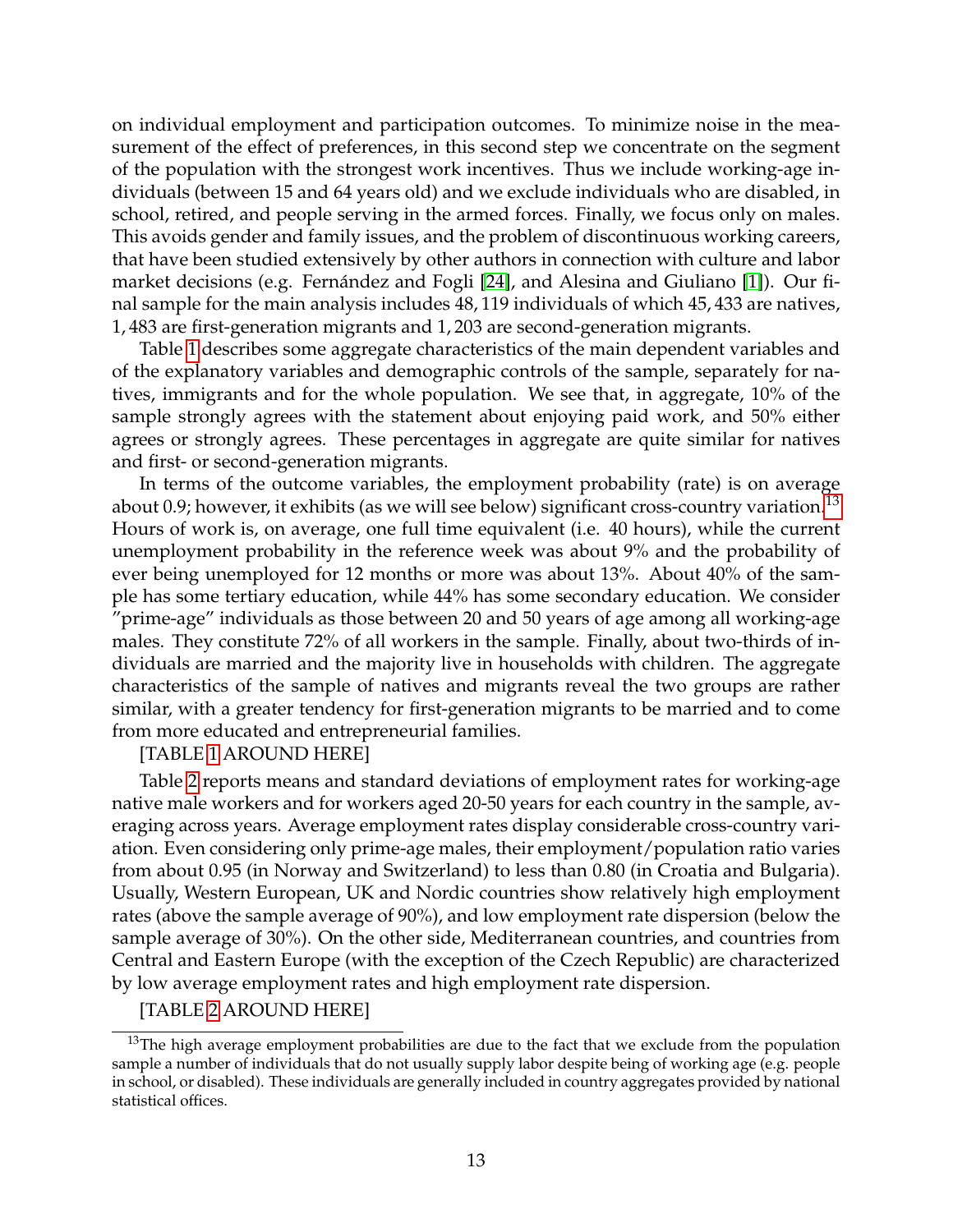on individual employment and participation outcomes. To minimize noise in the measurement of the effect of preferences, in this second step we concentrate on the segment of the population with the strongest work incentives. Thus we include working-age individuals (between 15 and 64 years old) and we exclude individuals who are disabled, in school, retired, and people serving in the armed forces. Finally, we focus only on males. This avoids gender and family issues, and the problem of discontinuous working careers, that have been studied extensively by other authors in connection with culture and labor market decisions (e.g. Fernández and Fogli [24], and Alesina and Giuliano [1]). Our final sample for the main analysis includes 48,119 individuals of which 45,433 are natives, 1,483 are first-generation migrants and 1,203 are second-generation migrants.

Table 1 describes some aggregate characteristics of the main dependent variables and of the explanatory variables and demographic controls of the sample, separately for natives, immigrants and for the whole population. We see that, in aggregate, 10% of the sample strongly agrees with the statement about enjoying paid work, and 50% either agrees or strongly agrees. These percentages in aggregate are quite similar for natives and first- or second-generation migrants.

In terms of the outcome variables, the employment probability (rate) is on average about 0.9; however, it exhibits (as we will see below) significant cross-country variation.[13] Hours of work is, on average, one full time equivalent (i.e. 40 hours), while the current unemployment probability in the reference week was about 9% and the probability of ever being unemployed for 12 months or more was about 13%. About 40% of the sample has some tertiary education, while 44% has some secondary education. We consider "prime-age" individuals as those between 20 and 50 years of age among all working-age males. They constitute 72% of all workers in the sample. Finally, about two-thirds of individuals are married and the majority live in households with children. The aggregate characteristics of the sample of natives and migrants reveal the two groups are rather similar, with a greater tendency for first-generation migrants to be married and to come from more educated and entrepreneurial families.

[TABLE 1 AROUND HERE]

Table 2 reports means and standard deviations of employment rates for working-age native male workers and for workers aged 20-50 years for each country in the sample, averaging across years. Average employment rates display considerable cross-country variation. Even considering only prime-age males, their employment/population ratio varies from about 0.95 (in Norway and Switzerland) to less than 0.80 (in Croatia and Bulgaria). Usually, Western European, UK and Nordic countries show relatively high employment rates (above the sample average of 90%), and low employment rate dispersion (below the sample average of 30%). On the other side, Mediterranean countries, and countries from Central and Eastern Europe (with the exception of the Czech Republic) are characterized by low average employment rates and high employment rate dispersion.

[TABLE 2 AROUND HERE]

[13] The high average employment probabilities are due to the fact that we exclude from the population sample a number of individuals that do not usually supply labor despite being of working age (e.g. people in school, or disabled). These individuals are generally included in country aggregates provided by national statistical offices.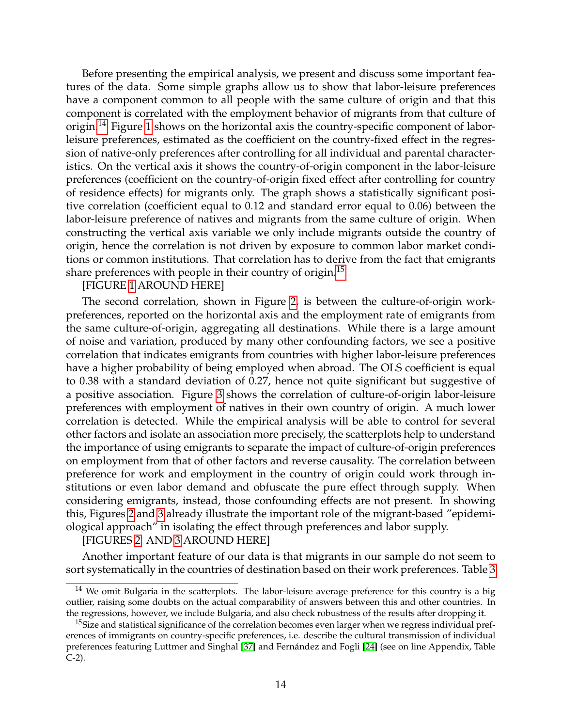Before presenting the empirical analysis, we present and discuss some important features of the data. Some simple graphs allow us to show that labor-leisure preferences have a component common to all people with the same culture of origin and that this component is correlated with the employment behavior of migrants from that culture of origin.[14] Figure 1 shows on the horizontal axis the country-specific component of labor-leisure preferences, estimated as the coefficient on the country-fixed effect in the regression of native-only preferences after controlling for all individual and parental characteristics. On the vertical axis it shows the country-of-origin component in the labor-leisure preferences (coefficient on the country-of-origin fixed effect after controlling for country of residence effects) for migrants only. The graph shows a statistically significant positive correlation (coefficient equal to 0.12 and standard error equal to 0.06) between the labor-leisure preference of natives and migrants from the same culture of origin. When constructing the vertical axis variable we only include migrants outside the country of origin, hence the correlation is not driven by exposure to common labor market conditions or common institutions. That correlation has to derive from the fact that emigrants share preferences with people in their country of origin.[15]

[FIGURE 1 AROUND HERE]

The second correlation, shown in Figure 2, is between the culture-of-origin work-preferences, reported on the horizontal axis and the employment rate of emigrants from the same culture-of-origin, aggregating all destinations. While there is a large amount of noise and variation, produced by many other confounding factors, we see a positive correlation that indicates emigrants from countries with higher labor-leisure preferences have a higher probability of being employed when abroad. The OLS coefficient is equal to 0.38 with a standard deviation of 0.27, hence not quite significant but suggestive of a positive association. Figure 3 shows the correlation of culture-of-origin labor-leisure preferences with employment of natives in their own country of origin. A much lower correlation is detected. While the empirical analysis will be able to control for several other factors and isolate an association more precisely, the scatterplots help to understand the importance of using emigrants to separate the impact of culture-of-origin preferences on employment from that of other factors and reverse causality. The correlation between preference for work and employment in the country of origin could work through institutions or even labor demand and obfuscate the pure effect through supply. When considering emigrants, instead, those confounding effects are not present. In showing this, Figures 2 and 3 already illustrate the important role of the migrant-based "epidemiological approach" in isolating the effect through preferences and labor supply.

[FIGURES 2 AND 3 AROUND HERE]

Another important feature of our data is that migrants in our sample do not seem to sort systematically in the countries of destination based on their work preferences. Table 3

---

[14] We omit Bulgaria in the scatterplots. The labor-leisure average preference for this country is a big outlier, raising some doubts on the actual comparability of answers between this and other countries. In the regressions, however, we include Bulgaria, and also check robustness of the results after dropping it.

[15] Size and statistical significance of the correlation becomes even larger when we regress individual preferences of immigrants on country-specific preferences, i.e. describe the cultural transmission of individual preferences featuring Luttmer and Singhal [37] and Fernández and Fogli [24] (see on line Appendix, Table C-2).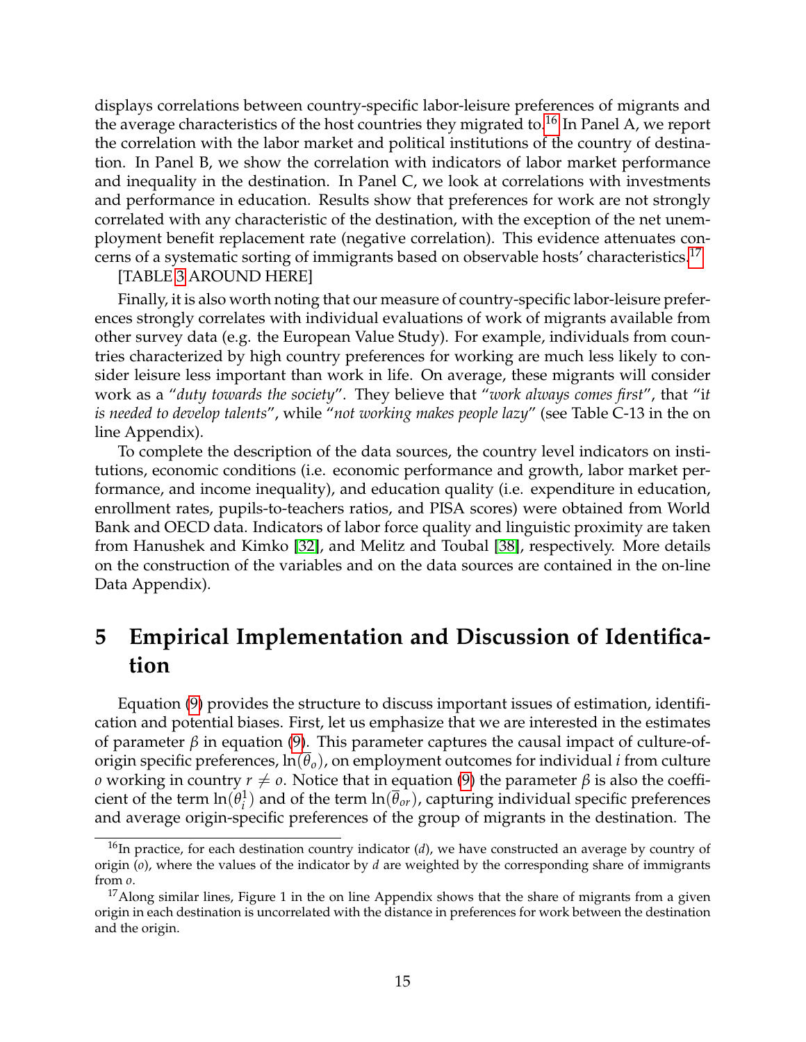displays correlations between country-specific labor-leisure preferences of migrants and the average characteristics of the host countries they migrated to.[16] In Panel A, we report the correlation with the labor market and political institutions of the country of destination. In Panel B, we show the correlation with indicators of labor market performance and inequality in the destination. In Panel C, we look at correlations with investments and performance in education. Results show that preferences for work are not strongly correlated with any characteristic of the destination, with the exception of the net unemployment benefit replacement rate (negative correlation). This evidence attenuates concerns of a systematic sorting of immigrants based on observable hosts' characteristics.[17]

[TABLE 3 AROUND HERE]

Finally, it is also worth noting that our measure of country-specific labor-leisure preferences strongly correlates with individual evaluations of work of migrants available from other survey data (e.g. the European Value Study). For example, individuals from countries characterized by high country preferences for working are much less likely to consider leisure less important than work in life. On average, these migrants will consider work as a "*duty towards the society*". They believe that "*work always comes first*", that "i*t is needed to develop talents*", while "*not working makes people lazy*" (see Table C-13 in the on line Appendix).

To complete the description of the data sources, the country level indicators on institutions, economic conditions (i.e. economic performance and growth, labor market performance, and income inequality), and education quality (i.e. expenditure in education, enrollment rates, pupils-to-teachers ratios, and PISA scores) were obtained from World Bank and OECD data. Indicators of labor force quality and linguistic proximity are taken from Hanushek and Kimko [32], and Melitz and Toubal [38], respectively. More details on the construction of the variables and on the data sources are contained in the on-line Data Appendix).

# 5 Empirical Implementation and Discussion of Identification

Equation (9) provides the structure to discuss important issues of estimation, identification and potential biases. First, let us emphasize that we are interested in the estimates of parameter $\beta$ in equation (9). This parameter captures the causal impact of culture-of-origin specific preferences, $\ln(\overline{\theta}_o)$, on employment outcomes for individual $i$ from culture $o$ working in country $r \neq o$. Notice that in equation (9) the parameter $\beta$ is also the coefficient of the term $\ln(\theta_i^1)$ and of the term $\ln(\overline{\theta}_{or})$, capturing individual specific preferences and average origin-specific preferences of the group of migrants in the destination. The

---

[16] In practice, for each destination country indicator ($d$), we have constructed an average by country of origin ($o$), where the values of the indicator by $d$ are weighted by the corresponding share of immigrants from $o$.

[17] Along similar lines, Figure 1 in the on line Appendix shows that the share of migrants from a given origin in each destination is uncorrelated with the distance in preferences for work between the destination and the origin.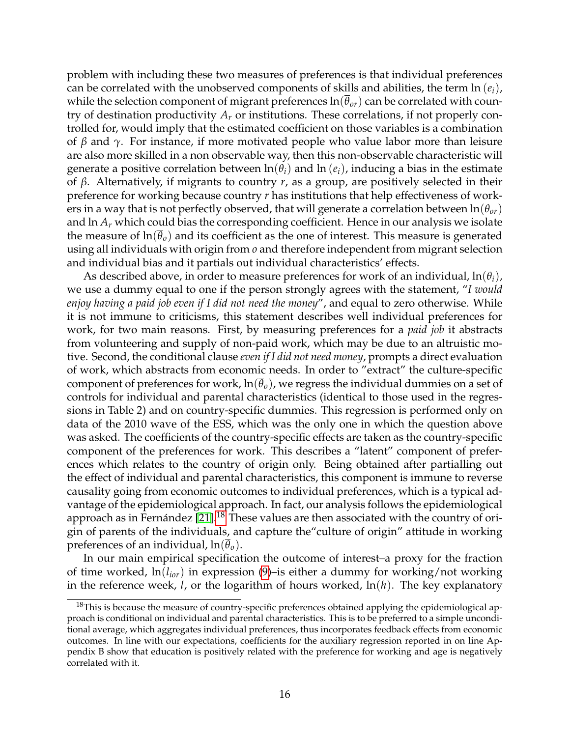problem with including these two measures of preferences is that individual preferences can be correlated with the unobserved components of skills and abilities, the term $\ln(e_i)$, while the selection component of migrant preferences $\ln(\overline{\theta}_{or})$ can be correlated with country of destination productivity $A_r$ or institutions. These correlations, if not properly controlled for, would imply that the estimated coefficient on those variables is a combination of $\beta$ and $\gamma$. For instance, if more motivated people who value labor more than leisure are also more skilled in a non observable way, then this non-observable characteristic will generate a positive correlation between $\ln(\theta_i)$ and $\ln(e_i)$, inducing a bias in the estimate of $\beta$. Alternatively, if migrants to country $r$, as a group, are positively selected in their preference for working because country $r$ has institutions that help effectiveness of workers in a way that is not perfectly observed, that will generate a correlation between $\ln(\theta_{or})$ and $\ln A_r$ which could bias the corresponding coefficient. Hence in our analysis we isolate the measure of $\ln(\overline{\theta}_o)$ and its coefficient as the one of interest. This measure is generated using all individuals with origin from $o$ and therefore independent from migrant selection and individual bias and it partials out individual characteristics' effects.

As described above, in order to measure preferences for work of an individual, $\ln(\theta_i)$, we use a dummy equal to one if the person strongly agrees with the statement, "*I would enjoy having a paid job even if I did not need the money*", and equal to zero otherwise. While it is not immune to criticisms, this statement describes well individual preferences for work, for two main reasons. First, by measuring preferences for a *paid job* it abstracts from volunteering and supply of non-paid work, which may be due to an altruistic motive. Second, the conditional clause *even if I did not need money*, prompts a direct evaluation of work, which abstracts from economic needs. In order to "extract" the culture-specific component of preferences for work, $\ln(\overline{\theta}_o)$, we regress the individual dummies on a set of controls for individual and parental characteristics (identical to those used in the regressions in Table 2) and on country-specific dummies. This regression is performed only on data of the 2010 wave of the ESS, which was the only one in which the question above was asked. The coefficients of the country-specific effects are taken as the country-specific component of the preferences for work. This describes a "latent" component of preferences which relates to the country of origin only. Being obtained after partialling out the effect of individual and parental characteristics, this component is immune to reverse causality going from economic outcomes to individual preferences, which is a typical advantage of the epidemiological approach. In fact, our analysis follows the epidemiological approach as in Fernández [21].[18] These values are then associated with the country of origin of parents of the individuals, and capture the"culture of origin" attitude in working preferences of an individual, $\ln(\overline{\theta}_o)$.

In our main empirical specification the outcome of interest–a proxy for the fraction of time worked, $\ln(l_{ior})$ in expression (9)–is either a dummy for working/not working in the reference week, $l$, or the logarithm of hours worked, $\ln(h)$. The key explanatory

[18] This is because the measure of country-specific preferences obtained applying the epidemiological approach is conditional on individual and parental characteristics. This is to be preferred to a simple unconditional average, which aggregates individual preferences, thus incorporates feedback effects from economic outcomes. In line with our expectations, coefficients for the auxiliary regression reported in on line Appendix B show that education is positively related with the preference for working and age is negatively correlated with it.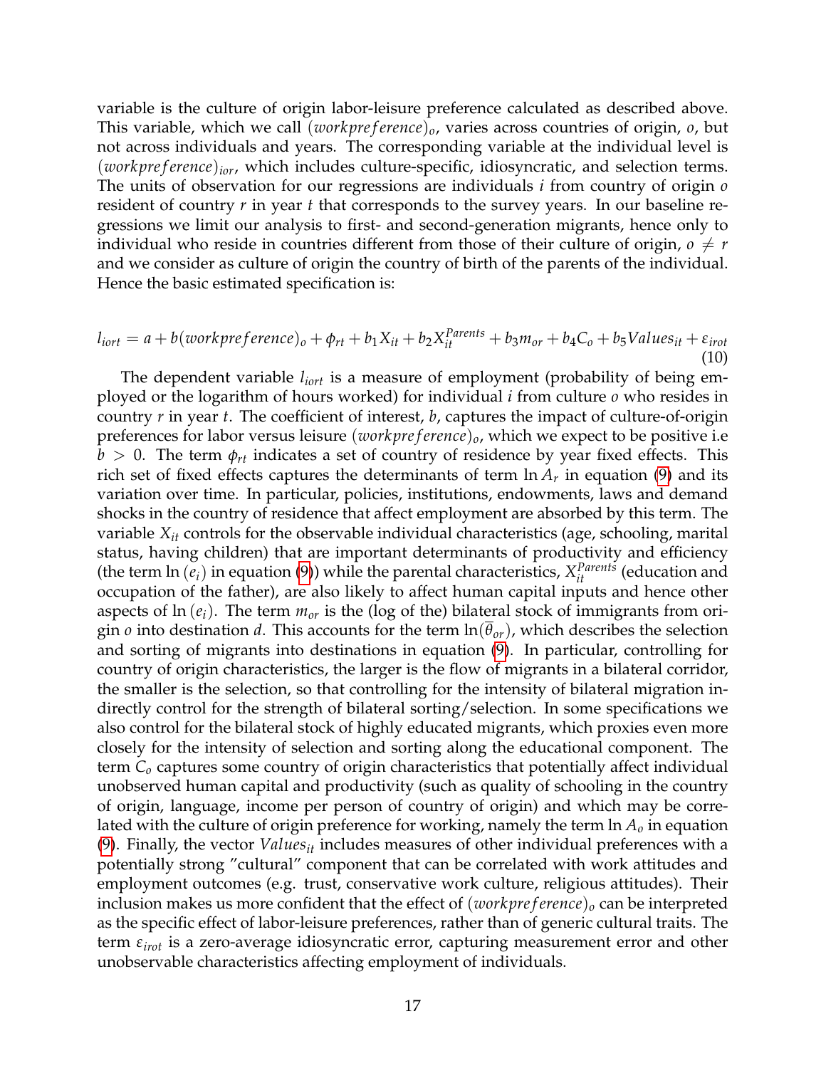variable is the culture of origin labor-leisure preference calculated as described above. This variable, which we call $(workpreference)_o$, varies across countries of origin, $o$, but not across individuals and years. The corresponding variable at the individual level is $(workpreference)_{ior}$, which includes culture-specific, idiosyncratic, and selection terms. The units of observation for our regressions are individuals $i$ from country of origin $o$ resident of country $r$ in year $t$ that corresponds to the survey years. In our baseline regressions we limit our analysis to first- and second-generation migrants, hence only to individual who reside in countries different from those of their culture of origin, $o \neq r$ and we consider as culture of origin the country of birth of the parents of the individual. Hence the basic estimated specification is:

$$l_{iort} = a + b(workpreference)_o + \phi_{rt} + b_1 X_{it} + b_2 X_{it}^{Parents} + b_3 m_{or} + b_4 C_o + b_5 Values_{it} + \varepsilon_{irot} \tag{10}$$

The dependent variable $l_{iort}$ is a measure of employment (probability of being employed or the logarithm of hours worked) for individual $i$ from culture $o$ who resides in country $r$ in year $t$. The coefficient of interest, $b$, captures the impact of culture-of-origin preferences for labor versus leisure $(workpreference)_o$, which we expect to be positive i.e $b > 0$. The term $\phi_{rt}$ indicates a set of country of residence by year fixed effects. This rich set of fixed effects captures the determinants of term $\ln A_r$ in equation (9) and its variation over time. In particular, policies, institutions, endowments, laws and demand shocks in the country of residence that affect employment are absorbed by this term. The variable $X_{it}$ controls for the observable individual characteristics (age, schooling, marital status, having children) that are important determinants of productivity and efficiency (the term $\ln(e_i)$ in equation (9)) while the parental characteristics, $X_{it}^{Parents}$ (education and occupation of the father), are also likely to affect human capital inputs and hence other aspects of $\ln(e_i)$. The term $m_{or}$ is the (log of the) bilateral stock of immigrants from origin $o$ into destination $d$. This accounts for the term $\ln(\overline{\theta}_{or})$, which describes the selection and sorting of migrants into destinations in equation (9). In particular, controlling for country of origin characteristics, the larger is the flow of migrants in a bilateral corridor, the smaller is the selection, so that controlling for the intensity of bilateral migration indirectly control for the strength of bilateral sorting/selection. In some specifications we also control for the bilateral stock of highly educated migrants, which proxies even more closely for the intensity of selection and sorting along the educational component. The term $C_o$ captures some country of origin characteristics that potentially affect individual unobserved human capital and productivity (such as quality of schooling in the country of origin, language, income per person of country of origin) and which may be correlated with the culture of origin preference for working, namely the term $\ln A_o$ in equation (9). Finally, the vector $Values_{it}$ includes measures of other individual preferences with a potentially strong "cultural" component that can be correlated with work attitudes and employment outcomes (e.g. trust, conservative work culture, religious attitudes). Their inclusion makes us more confident that the effect of $(workpreference)_o$ can be interpreted as the specific effect of labor-leisure preferences, rather than of generic cultural traits. The term $\varepsilon_{irot}$ is a zero-average idiosyncratic error, capturing measurement error and other unobservable characteristics affecting employment of individuals.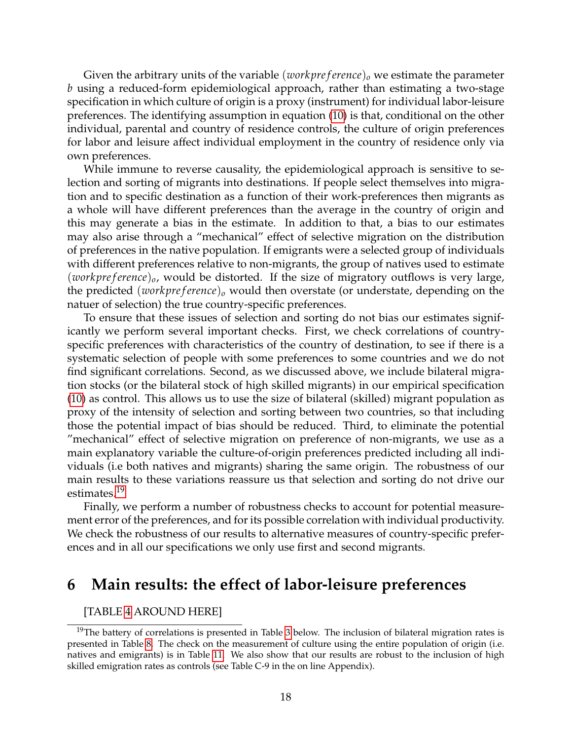Given the arbitrary units of the variable $(workpreference)_o$ we estimate the parameter $b$ using a reduced-form epidemiological approach, rather than estimating a two-stage specification in which culture of origin is a proxy (instrument) for individual labor-leisure preferences. The identifying assumption in equation (10) is that, conditional on the other individual, parental and country of residence controls, the culture of origin preferences for labor and leisure affect individual employment in the country of residence only via own preferences.

While immune to reverse causality, the epidemiological approach is sensitive to selection and sorting of migrants into destinations. If people select themselves into migration and to specific destination as a function of their work-preferences then migrants as a whole will have different preferences than the average in the country of origin and this may generate a bias in the estimate. In addition to that, a bias to our estimates may also arise through a "mechanical" effect of selective migration on the distribution of preferences in the native population. If emigrants were a selected group of individuals with different preferences relative to non-migrants, the group of natives used to estimate $(workpreference)_o$, would be distorted. If the size of migratory outflows is very large, the predicted $(workpreference)_o$ would then overstate (or understate, depending on the natuer of selection) the true country-specific preferences.

To ensure that these issues of selection and sorting do not bias our estimates significantly we perform several important checks. First, we check correlations of country-specific preferences with characteristics of the country of destination, to see if there is a systematic selection of people with some preferences to some countries and we do not find significant correlations. Second, as we discussed above, we include bilateral migration stocks (or the bilateral stock of high skilled migrants) in our empirical specification (10) as control. This allows us to use the size of bilateral (skilled) migrant population as proxy of the intensity of selection and sorting between two countries, so that including those the potential impact of bias should be reduced. Third, to eliminate the potential "mechanical" effect of selective migration on preference of non-migrants, we use as a main explanatory variable the culture-of-origin preferences predicted including all individuals (i.e both natives and migrants) sharing the same origin. The robustness of our main results to these variations reassure us that selection and sorting do not drive our estimates.[19]

Finally, we perform a number of robustness checks to account for potential measurement error of the preferences, and for its possible correlation with individual productivity. We check the robustness of our results to alternative measures of country-specific preferences and in all our specifications we only use first and second migrants.

# 6 Main results: the effect of labor-leisure preferences

[TABLE 4 AROUND HERE]

[19] The battery of correlations is presented in Table 3 below. The inclusion of bilateral migration rates is presented in Table 8. The check on the measurement of culture using the entire population of origin (i.e. natives and emigrants) is in Table 11. We also show that our results are robust to the inclusion of high skilled emigration rates as controls (see Table C-9 in the on line Appendix).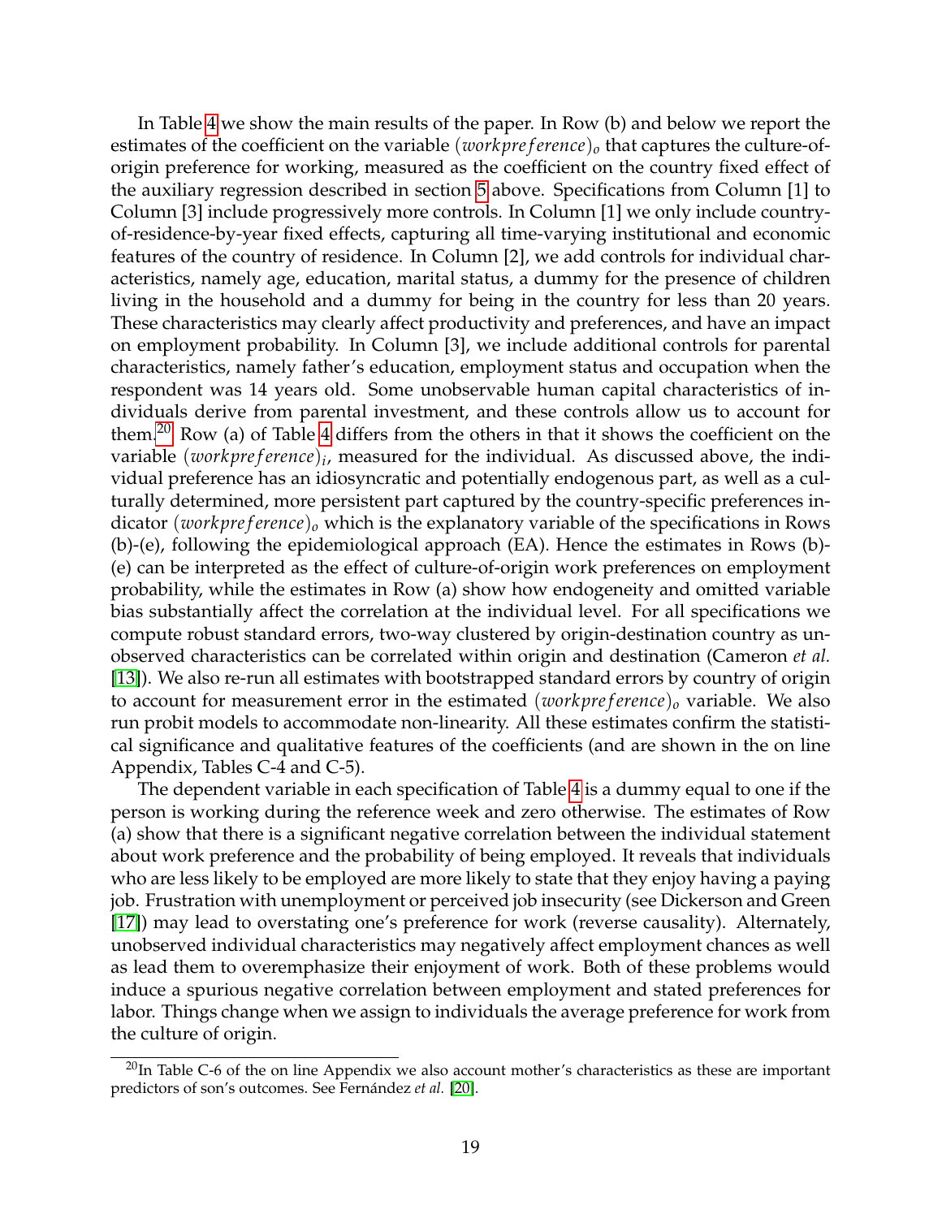In Table 4 we show the main results of the paper. In Row (b) and below we report the estimates of the coefficient on the variable $(workpreference)_o$ that captures the culture-of-origin preference for working, measured as the coefficient on the country fixed effect of the auxiliary regression described in section 5 above. Specifications from Column [1] to Column [3] include progressively more controls. In Column [1] we only include country-of-residence-by-year fixed effects, capturing all time-varying institutional and economic features of the country of residence. In Column [2], we add controls for individual characteristics, namely age, education, marital status, a dummy for the presence of children living in the household and a dummy for being in the country for less than 20 years. These characteristics may clearly affect productivity and preferences, and have an impact on employment probability. In Column [3], we include additional controls for parental characteristics, namely father's education, employment status and occupation when the respondent was 14 years old. Some unobservable human capital characteristics of individuals derive from parental investment, and these controls allow us to account for them.[20] Row (a) of Table 4 differs from the others in that it shows the coefficient on the variable $(workpreference)_i$, measured for the individual. As discussed above, the individual preference has an idiosyncratic and potentially endogenous part, as well as a culturally determined, more persistent part captured by the country-specific preferences indicator $(workpreference)_o$ which is the explanatory variable of the specifications in Rows (b)-(e), following the epidemiological approach (EA). Hence the estimates in Rows (b)-(e) can be interpreted as the effect of culture-of-origin work preferences on employment probability, while the estimates in Row (a) show how endogeneity and omitted variable bias substantially affect the correlation at the individual level. For all specifications we compute robust standard errors, two-way clustered by origin-destination country as unobserved characteristics can be correlated within origin and destination (Cameron *et al.* [13]). We also re-run all estimates with bootstrapped standard errors by country of origin to account for measurement error in the estimated $(workpreference)_o$ variable. We also run probit models to accommodate non-linearity. All these estimates confirm the statistical significance and qualitative features of the coefficients (and are shown in the on line Appendix, Tables C-4 and C-5).

The dependent variable in each specification of Table 4 is a dummy equal to one if the person is working during the reference week and zero otherwise. The estimates of Row (a) show that there is a significant negative correlation between the individual statement about work preference and the probability of being employed. It reveals that individuals who are less likely to be employed are more likely to state that they enjoy having a paying job. Frustration with unemployment or perceived job insecurity (see Dickerson and Green [17]) may lead to overstating one's preference for work (reverse causality). Alternately, unobserved individual characteristics may negatively affect employment chances as well as lead them to overemphasize their enjoyment of work. Both of these problems would induce a spurious negative correlation between employment and stated preferences for labor. Things change when we assign to individuals the average preference for work from the culture of origin.

[20] In Table C-6 of the on line Appendix we also account mother's characteristics as these are important predictors of son's outcomes. See Fernández *et al.* [20].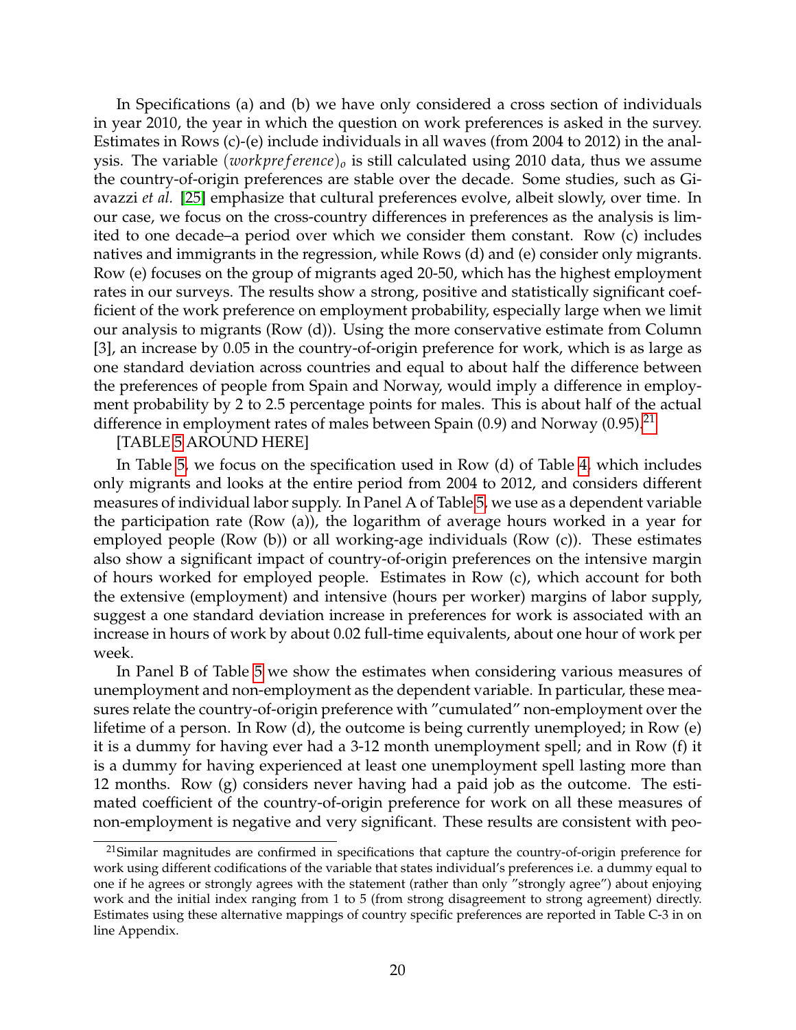In Specifications (a) and (b) we have only considered a cross section of individuals in year 2010, the year in which the question on work preferences is asked in the survey. Estimates in Rows (c)-(e) include individuals in all waves (from 2004 to 2012) in the analysis. The variable $(workpreference)_o$ is still calculated using 2010 data, thus we assume the country-of-origin preferences are stable over the decade. Some studies, such as Giavazzi *et al.* [25] emphasize that cultural preferences evolve, albeit slowly, over time. In our case, we focus on the cross-country differences in preferences as the analysis is limited to one decade–a period over which we consider them constant. Row (c) includes natives and immigrants in the regression, while Rows (d) and (e) consider only migrants. Row (e) focuses on the group of migrants aged 20-50, which has the highest employment rates in our surveys. The results show a strong, positive and statistically significant coefficient of the work preference on employment probability, especially large when we limit our analysis to migrants (Row (d)). Using the more conservative estimate from Column [3], an increase by 0.05 in the country-of-origin preference for work, which is as large as one standard deviation across countries and equal to about half the difference between the preferences of people from Spain and Norway, would imply a difference in employment probability by 2 to 2.5 percentage points for males. This is about half of the actual difference in employment rates of males between Spain (0.9) and Norway (0.95).[21]

[TABLE 5 AROUND HERE]

In Table 5, we focus on the specification used in Row (d) of Table 4, which includes only migrants and looks at the entire period from 2004 to 2012, and considers different measures of individual labor supply. In Panel A of Table 5, we use as a dependent variable the participation rate (Row (a)), the logarithm of average hours worked in a year for employed people (Row (b)) or all working-age individuals (Row (c)). These estimates also show a significant impact of country-of-origin preferences on the intensive margin of hours worked for employed people. Estimates in Row (c), which account for both the extensive (employment) and intensive (hours per worker) margins of labor supply, suggest a one standard deviation increase in preferences for work is associated with an increase in hours of work by about 0.02 full-time equivalents, about one hour of work per week.

In Panel B of Table 5 we show the estimates when considering various measures of unemployment and non-employment as the dependent variable. In particular, these measures relate the country-of-origin preference with "cumulated" non-employment over the lifetime of a person. In Row (d), the outcome is being currently unemployed; in Row (e) it is a dummy for having ever had a 3-12 month unemployment spell; and in Row (f) it is a dummy for having experienced at least one unemployment spell lasting more than 12 months. Row (g) considers never having had a paid job as the outcome. The estimated coefficient of the country-of-origin preference for work on all these measures of non-employment is negative and very significant. These results are consistent with peo-

---

[21] Similar magnitudes are confirmed in specifications that capture the country-of-origin preference for work using different codifications of the variable that states individual's preferences i.e. a dummy equal to one if he agrees or strongly agrees with the statement (rather than only "strongly agree") about enjoying work and the initial index ranging from 1 to 5 (from strong disagreement to strong agreement) directly. Estimates using these alternative mappings of country specific preferences are reported in Table C-3 in on line Appendix.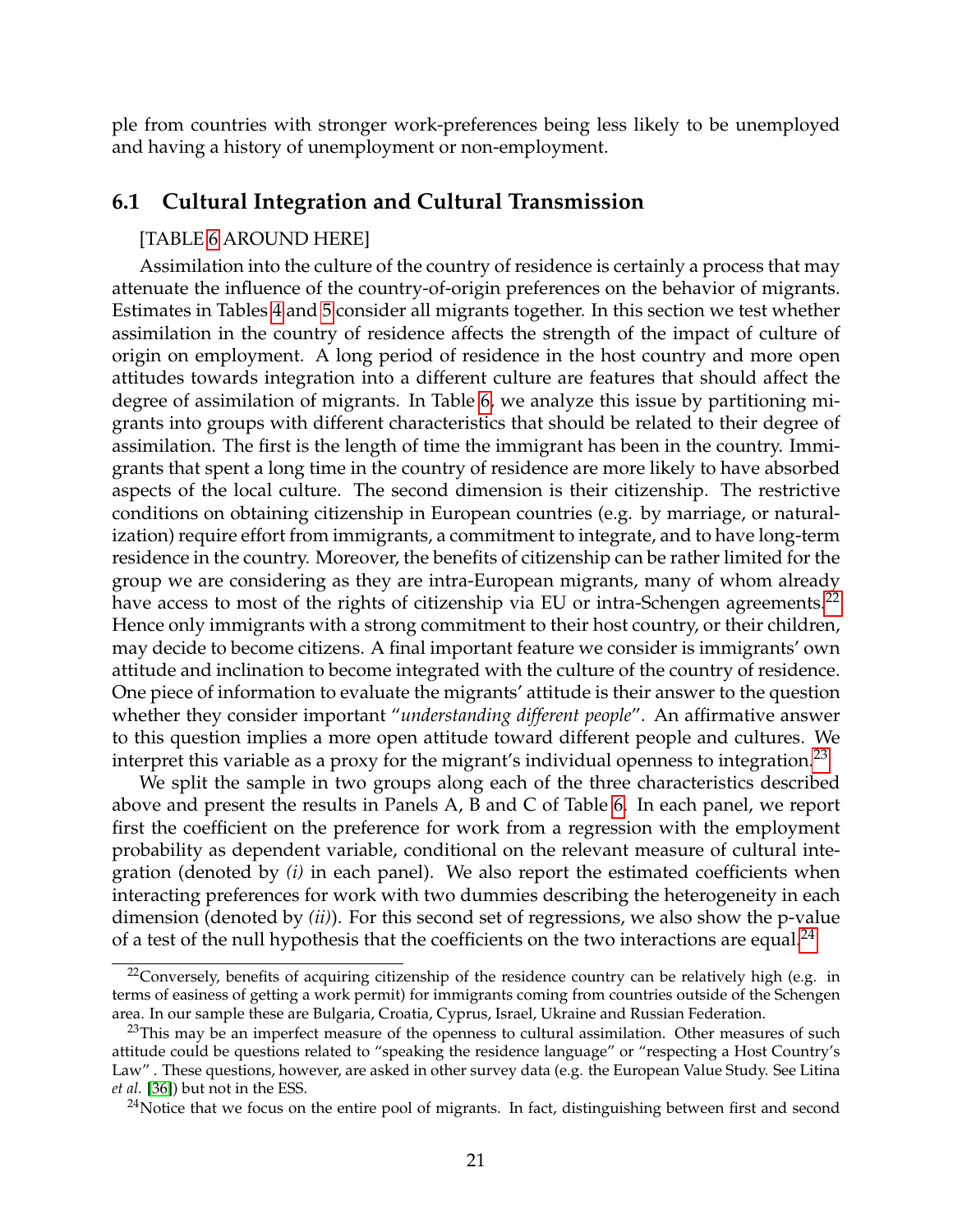ple from countries with stronger work-preferences being less likely to be unemployed and having a history of unemployment or non-employment.

## 6.1 Cultural Integration and Cultural Transmission

[TABLE 6 AROUND HERE]

Assimilation into the culture of the country of residence is certainly a process that may attenuate the influence of the country-of-origin preferences on the behavior of migrants. Estimates in Tables 4 and 5 consider all migrants together. In this section we test whether assimilation in the country of residence affects the strength of the impact of culture of origin on employment. A long period of residence in the host country and more open attitudes towards integration into a different culture are features that should affect the degree of assimilation of migrants. In Table 6, we analyze this issue by partitioning migrants into groups with different characteristics that should be related to their degree of assimilation. The first is the length of time the immigrant has been in the country. Immigrants that spent a long time in the country of residence are more likely to have absorbed aspects of the local culture. The second dimension is their citizenship. The restrictive conditions on obtaining citizenship in European countries (e.g. by marriage, or naturalization) require effort from immigrants, a commitment to integrate, and to have long-term residence in the country. Moreover, the benefits of citizenship can be rather limited for the group we are considering as they are intra-European migrants, many of whom already have access to most of the rights of citizenship via EU or intra-Schengen agreements.[22] Hence only immigrants with a strong commitment to their host country, or their children, may decide to become citizens. A final important feature we consider is immigrants' own attitude and inclination to become integrated with the culture of the country of residence. One piece of information to evaluate the migrants' attitude is their answer to the question whether they consider important "*understanding different people*". An affirmative answer to this question implies a more open attitude toward different people and cultures. We interpret this variable as a proxy for the migrant's individual openness to integration.[23]

We split the sample in two groups along each of the three characteristics described above and present the results in Panels A, B and C of Table 6. In each panel, we report first the coefficient on the preference for work from a regression with the employment probability as dependent variable, conditional on the relevant measure of cultural integration (denoted by *(i)* in each panel). We also report the estimated coefficients when interacting preferences for work with two dummies describing the heterogeneity in each dimension (denoted by *(ii)*). For this second set of regressions, we also show the p-value of a test of the null hypothesis that the coefficients on the two interactions are equal.[24]

[22] Conversely, benefits of acquiring citizenship of the residence country can be relatively high (e.g. in terms of easiness of getting a work permit) for immigrants coming from countries outside of the Schengen area. In our sample these are Bulgaria, Croatia, Cyprus, Israel, Ukraine and Russian Federation.

[23] This may be an imperfect measure of the openness to cultural assimilation. Other measures of such attitude could be questions related to "speaking the residence language" or "respecting a Host Country's Law". These questions, however, are asked in other survey data (e.g. the European Value Study. See Litina *et al.* [36]) but not in the ESS.

[24] Notice that we focus on the entire pool of migrants. In fact, distinguishing between first and second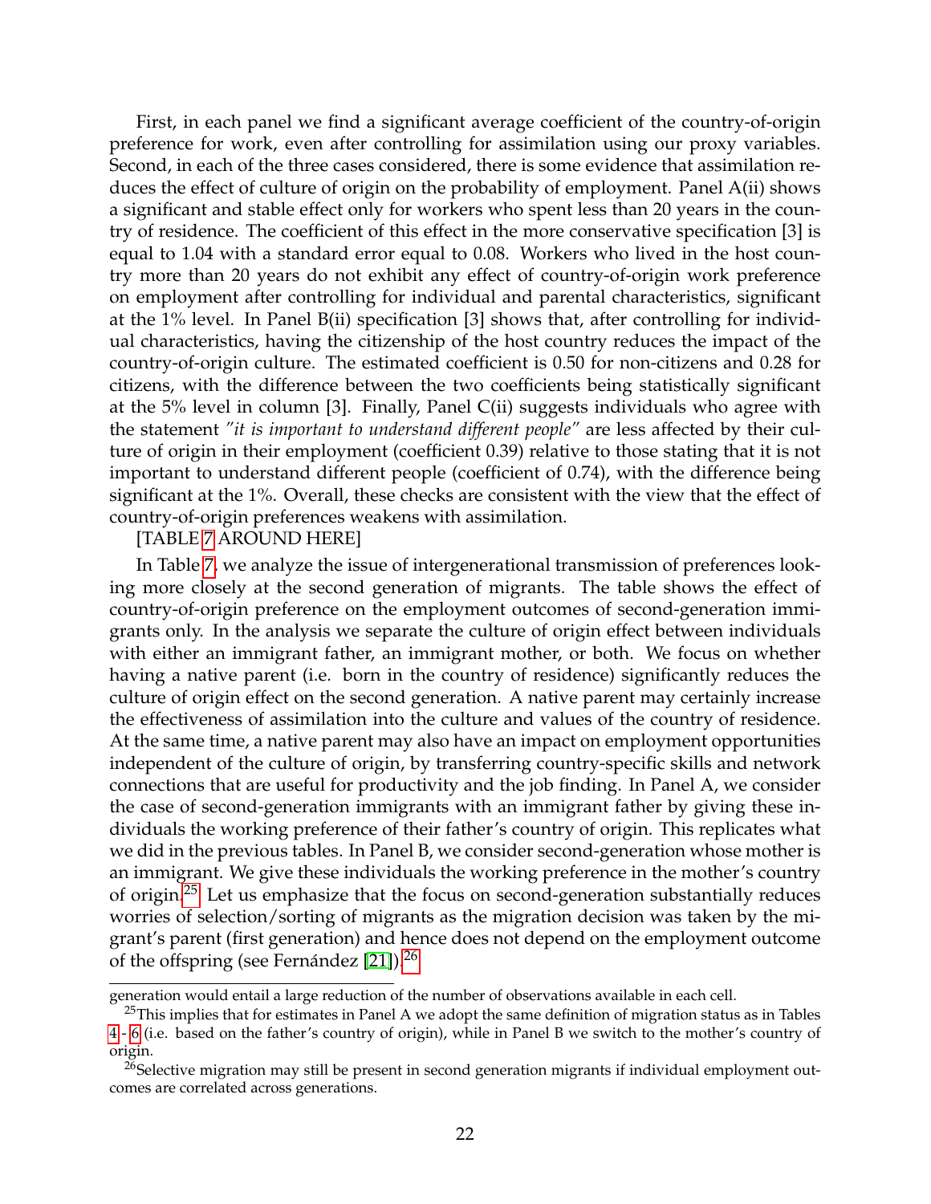First, in each panel we find a significant average coefficient of the country-of-origin preference for work, even after controlling for assimilation using our proxy variables. Second, in each of the three cases considered, there is some evidence that assimilation reduces the effect of culture of origin on the probability of employment. Panel A(ii) shows a significant and stable effect only for workers who spent less than 20 years in the country of residence. The coefficient of this effect in the more conservative specification [3] is equal to 1.04 with a standard error equal to 0.08. Workers who lived in the host country more than 20 years do not exhibit any effect of country-of-origin work preference on employment after controlling for individual and parental characteristics, significant at the 1% level. In Panel B(ii) specification [3] shows that, after controlling for individual characteristics, having the citizenship of the host country reduces the impact of the country-of-origin culture. The estimated coefficient is 0.50 for non-citizens and 0.28 for citizens, with the difference between the two coefficients being statistically significant at the 5% level in column [3]. Finally, Panel C(ii) suggests individuals who agree with the statement *"it is important to understand different people"* are less affected by their culture of origin in their employment (coefficient 0.39) relative to those stating that it is not important to understand different people (coefficient of 0.74), with the difference being significant at the 1%. Overall, these checks are consistent with the view that the effect of country-of-origin preferences weakens with assimilation.

[TABLE 7 AROUND HERE]

In Table 7, we analyze the issue of intergenerational transmission of preferences looking more closely at the second generation of migrants. The table shows the effect of country-of-origin preference on the employment outcomes of second-generation immigrants only. In the analysis we separate the culture of origin effect between individuals with either an immigrant father, an immigrant mother, or both. We focus on whether having a native parent (i.e. born in the country of residence) significantly reduces the culture of origin effect on the second generation. A native parent may certainly increase the effectiveness of assimilation into the culture and values of the country of residence. At the same time, a native parent may also have an impact on employment opportunities independent of the culture of origin, by transferring country-specific skills and network connections that are useful for productivity and the job finding. In Panel A, we consider the case of second-generation immigrants with an immigrant father by giving these individuals the working preference of their father's country of origin. This replicates what we did in the previous tables. In Panel B, we consider second-generation whose mother is an immigrant. We give these individuals the working preference in the mother's country of origin.[25] Let us emphasize that the focus on second-generation substantially reduces worries of selection/sorting of migrants as the migration decision was taken by the migrant's parent (first generation) and hence does not depend on the employment outcome of the offspring (see Fernández [21]).[26]

generation would entail a large reduction of the number of observations available in each cell.

[25] This implies that for estimates in Panel A we adopt the same definition of migration status as in Tables 4 - 6 (i.e. based on the father's country of origin), while in Panel B we switch to the mother's country of origin.

[26] Selective migration may still be present in second generation migrants if individual employment outcomes are correlated across generations.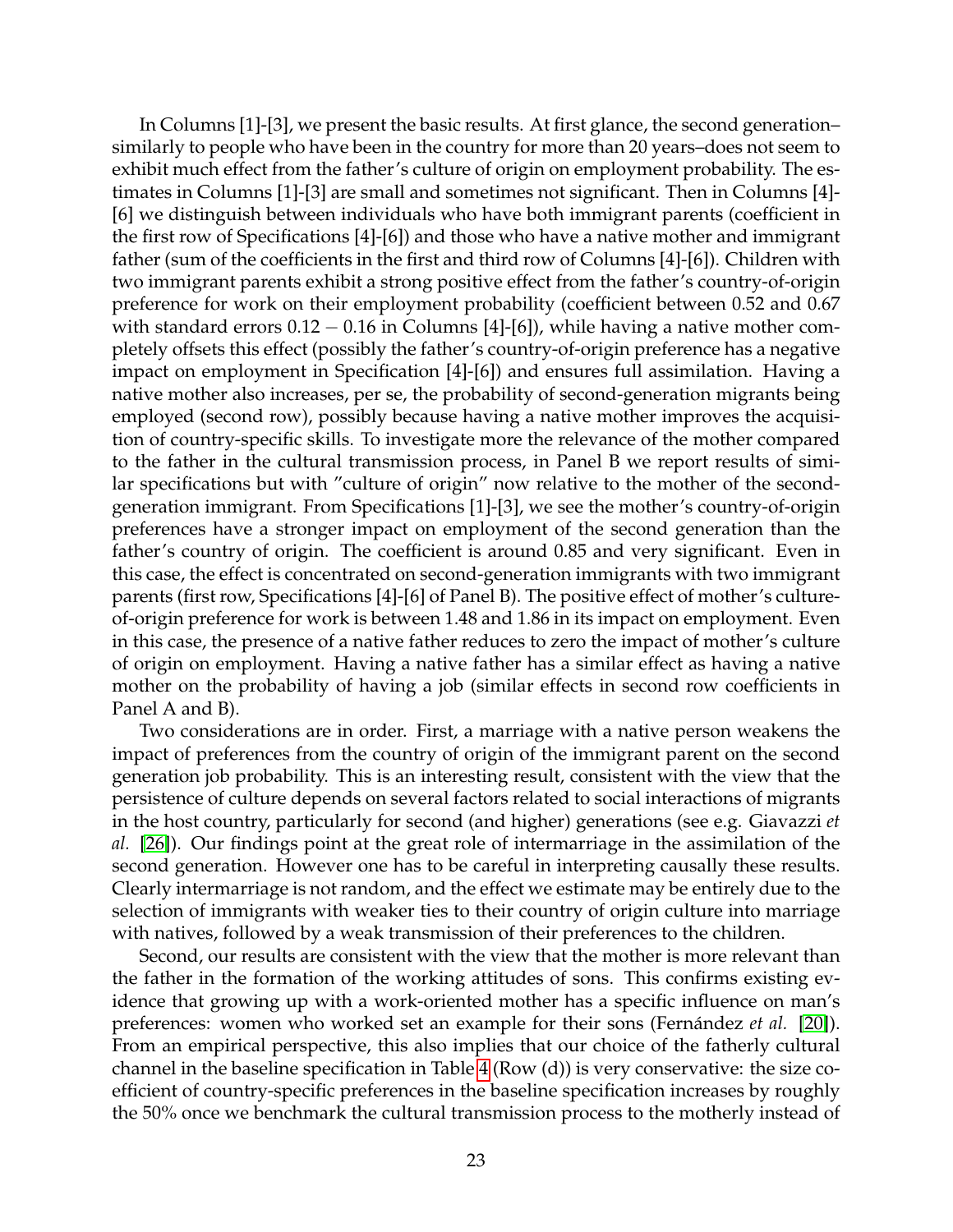In Columns [1]-[3], we present the basic results. At first glance, the second generation–similarly to people who have been in the country for more than 20 years–does not seem to exhibit much effect from the father's culture of origin on employment probability. The estimates in Columns [1]-[3] are small and sometimes not significant. Then in Columns [4]-[6] we distinguish between individuals who have both immigrant parents (coefficient in the first row of Specifications [4]-[6]) and those who have a native mother and immigrant father (sum of the coefficients in the first and third row of Columns [4]-[6]). Children with two immigrant parents exhibit a strong positive effect from the father's country-of-origin preference for work on their employment probability (coefficient between 0.52 and 0.67 with standard errors $0.12 - 0.16$ in Columns [4]-[6]), while having a native mother completely offsets this effect (possibly the father's country-of-origin preference has a negative impact on employment in Specification [4]-[6]) and ensures full assimilation. Having a native mother also increases, per se, the probability of second-generation migrants being employed (second row), possibly because having a native mother improves the acquisition of country-specific skills. To investigate more the relevance of the mother compared to the father in the cultural transmission process, in Panel B we report results of similar specifications but with "culture of origin" now relative to the mother of the second-generation immigrant. From Specifications [1]-[3], we see the mother's country-of-origin preferences have a stronger impact on employment of the second generation than the father's country of origin. The coefficient is around 0.85 and very significant. Even in this case, the effect is concentrated on second-generation immigrants with two immigrant parents (first row, Specifications [4]-[6] of Panel B). The positive effect of mother's culture-of-origin preference for work is between 1.48 and 1.86 in its impact on employment. Even in this case, the presence of a native father reduces to zero the impact of mother's culture of origin on employment. Having a native father has a similar effect as having a native mother on the probability of having a job (similar effects in second row coefficients in Panel A and B).

Two considerations are in order. First, a marriage with a native person weakens the impact of preferences from the country of origin of the immigrant parent on the second generation job probability. This is an interesting result, consistent with the view that the persistence of culture depends on several factors related to social interactions of migrants in the host country, particularly for second (and higher) generations (see e.g. Giavazzi *et al.* [26]). Our findings point at the great role of intermarriage in the assimilation of the second generation. However one has to be careful in interpreting causally these results. Clearly intermarriage is not random, and the effect we estimate may be entirely due to the selection of immigrants with weaker ties to their country of origin culture into marriage with natives, followed by a weak transmission of their preferences to the children.

Second, our results are consistent with the view that the mother is more relevant than the father in the formation of the working attitudes of sons. This confirms existing evidence that growing up with a work-oriented mother has a specific influence on man's preferences: women who worked set an example for their sons (Fernández *et al.* [20]). From an empirical perspective, this also implies that our choice of the fatherly cultural channel in the baseline specification in Table 4 (Row (d)) is very conservative: the size coefficient of country-specific preferences in the baseline specification increases by roughly the 50% once we benchmark the cultural transmission process to the motherly instead of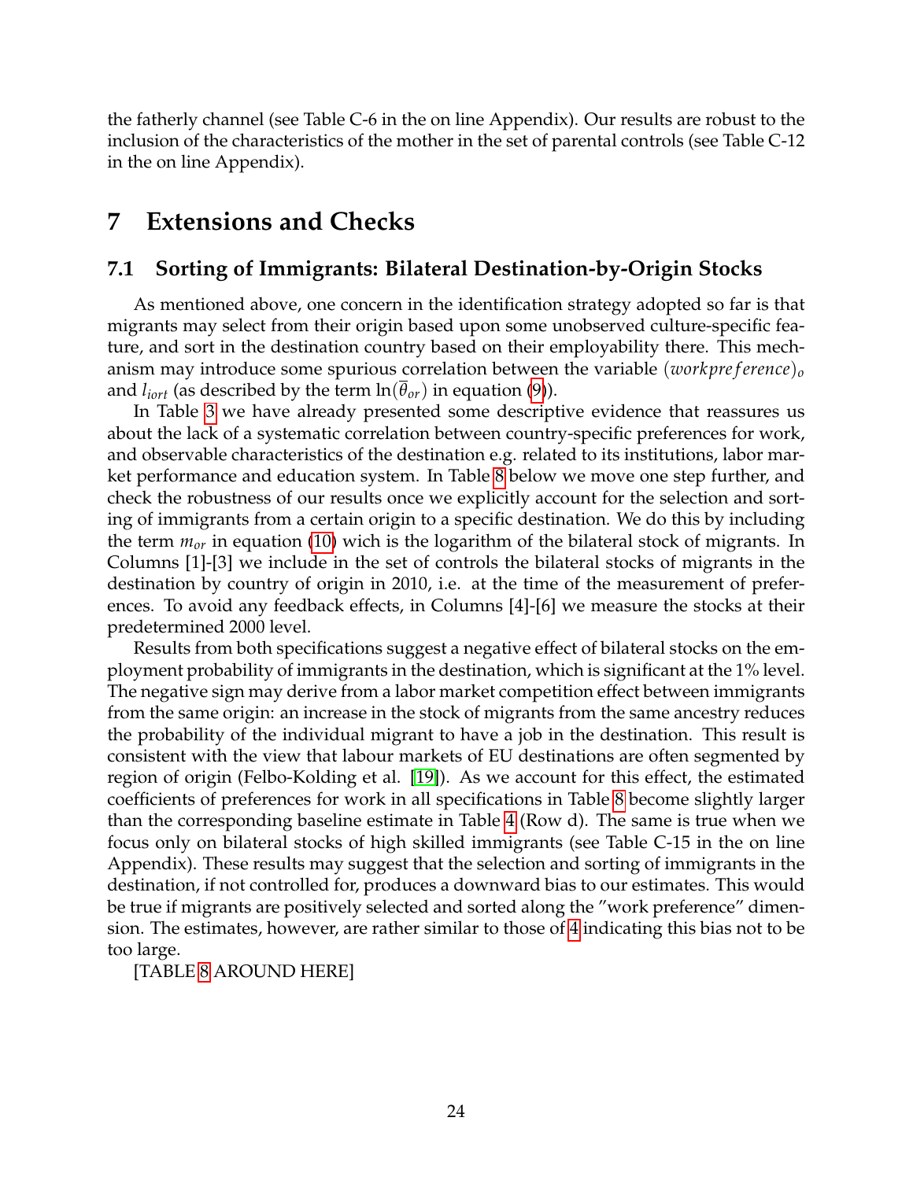the fatherly channel (see Table C-6 in the on line Appendix). Our results are robust to the inclusion of the characteristics of the mother in the set of parental controls (see Table C-12 in the on line Appendix).

# 7 Extensions and Checks

## 7.1 Sorting of Immigrants: Bilateral Destination-by-Origin Stocks

As mentioned above, one concern in the identification strategy adopted so far is that migrants may select from their origin based upon some unobserved culture-specific feature, and sort in the destination country based on their employability there. This mechanism may introduce some spurious correlation between the variable $(workpreference)_o$ and $l_{iort}$ (as described by the term $\ln(\overline{\theta}_{or})$ in equation (9)).

In Table 3 we have already presented some descriptive evidence that reassures us about the lack of a systematic correlation between country-specific preferences for work, and observable characteristics of the destination e.g. related to its institutions, labor market performance and education system. In Table 8 below we move one step further, and check the robustness of our results once we explicitly account for the selection and sorting of immigrants from a certain origin to a specific destination. We do this by including the term $m_{or}$ in equation (10) wich is the logarithm of the bilateral stock of migrants. In Columns [1]-[3] we include in the set of controls the bilateral stocks of migrants in the destination by country of origin in 2010, i.e. at the time of the measurement of preferences. To avoid any feedback effects, in Columns [4]-[6] we measure the stocks at their predetermined 2000 level.

Results from both specifications suggest a negative effect of bilateral stocks on the employment probability of immigrants in the destination, which is significant at the 1% level. The negative sign may derive from a labor market competition effect between immigrants from the same origin: an increase in the stock of migrants from the same ancestry reduces the probability of the individual migrant to have a job in the destination. This result is consistent with the view that labour markets of EU destinations are often segmented by region of origin (Felbo-Kolding et al. [19]). As we account for this effect, the estimated coefficients of preferences for work in all specifications in Table 8 become slightly larger than the corresponding baseline estimate in Table 4 (Row d). The same is true when we focus only on bilateral stocks of high skilled immigrants (see Table C-15 in the on line Appendix). These results may suggest that the selection and sorting of immigrants in the destination, if not controlled for, produces a downward bias to our estimates. This would be true if migrants are positively selected and sorted along the "work preference" dimension. The estimates, however, are rather similar to those of 4 indicating this bias not to be too large.

[TABLE 8 AROUND HERE]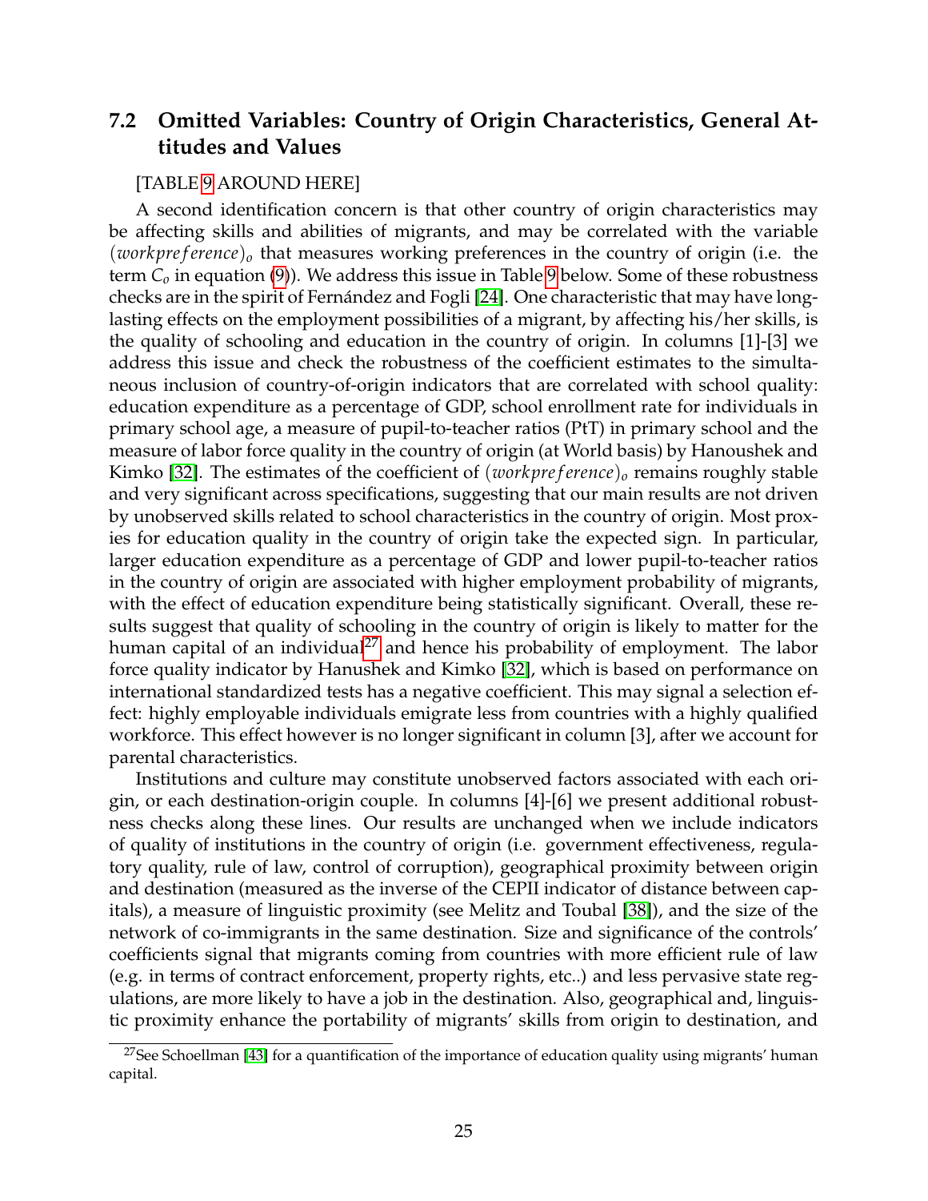### 7.2 Omitted Variables: Country of Origin Characteristics, General Attitudes and Values

[TABLE 9 AROUND HERE]

A second identification concern is that other country of origin characteristics may be affecting skills and abilities of migrants, and may be correlated with the variable $(workpreference)_o$ that measures working preferences in the country of origin (i.e. the term $C_o$ in equation (9)). We address this issue in Table 9 below. Some of these robustness checks are in the spirit of Fernández and Fogli [24]. One characteristic that may have long-lasting effects on the employment possibilities of a migrant, by affecting his/her skills, is the quality of schooling and education in the country of origin. In columns [1]-[3] we address this issue and check the robustness of the coefficient estimates to the simultaneous inclusion of country-of-origin indicators that are correlated with school quality: education expenditure as a percentage of GDP, school enrollment rate for individuals in primary school age, a measure of pupil-to-teacher ratios (PtT) in primary school and the measure of labor force quality in the country of origin (at World basis) by Hanoushek and Kimko [32]. The estimates of the coefficient of $(workpreference)_o$ remains roughly stable and very significant across specifications, suggesting that our main results are not driven by unobserved skills related to school characteristics in the country of origin. Most proxies for education quality in the country of origin take the expected sign. In particular, larger education expenditure as a percentage of GDP and lower pupil-to-teacher ratios in the country of origin are associated with higher employment probability of migrants, with the effect of education expenditure being statistically significant. Overall, these results suggest that quality of schooling in the country of origin is likely to matter for the human capital of an individual[27] and hence his probability of employment. The labor force quality indicator by Hanushek and Kimko [32], which is based on performance on international standardized tests has a negative coefficient. This may signal a selection effect: highly employable individuals emigrate less from countries with a highly qualified workforce. This effect however is no longer significant in column [3], after we account for parental characteristics.

Institutions and culture may constitute unobserved factors associated with each origin, or each destination-origin couple. In columns [4]-[6] we present additional robustness checks along these lines. Our results are unchanged when we include indicators of quality of institutions in the country of origin (i.e. government effectiveness, regulatory quality, rule of law, control of corruption), geographical proximity between origin and destination (measured as the inverse of the CEPII indicator of distance between capitals), a measure of linguistic proximity (see Melitz and Toubal [38]), and the size of the network of co-immigrants in the same destination. Size and significance of the controls' coefficients signal that migrants coming from countries with more efficient rule of law (e.g. in terms of contract enforcement, property rights, etc..) and less pervasive state regulations, are more likely to have a job in the destination. Also, geographical and, linguistic proximity enhance the portability of migrants' skills from origin to destination, and

[27] See Schoellman [43] for a quantification of the importance of education quality using migrants' human capital.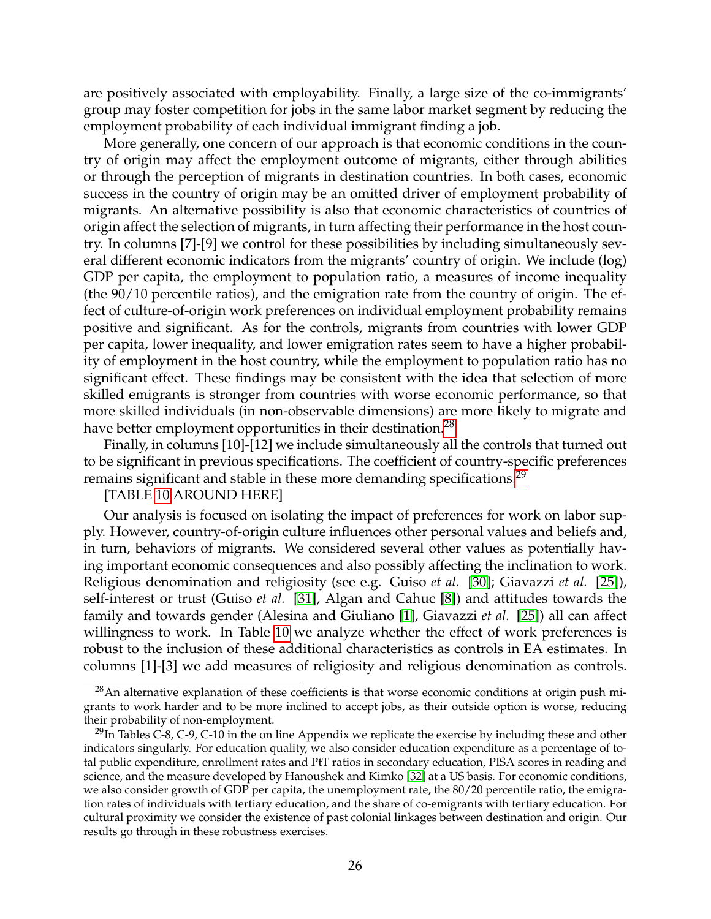are positively associated with employability. Finally, a large size of the co-immigrants' group may foster competition for jobs in the same labor market segment by reducing the employment probability of each individual immigrant finding a job.

More generally, one concern of our approach is that economic conditions in the country of origin may affect the employment outcome of migrants, either through abilities or through the perception of migrants in destination countries. In both cases, economic success in the country of origin may be an omitted driver of employment probability of migrants. An alternative possibility is also that economic characteristics of countries of origin affect the selection of migrants, in turn affecting their performance in the host country. In columns [7]-[9] we control for these possibilities by including simultaneously several different economic indicators from the migrants' country of origin. We include (log) GDP per capita, the employment to population ratio, a measures of income inequality (the 90/10 percentile ratios), and the emigration rate from the country of origin. The effect of culture-of-origin work preferences on individual employment probability remains positive and significant. As for the controls, migrants from countries with lower GDP per capita, lower inequality, and lower emigration rates seem to have a higher probability of employment in the host country, while the employment to population ratio has no significant effect. These findings may be consistent with the idea that selection of more skilled emigrants is stronger from countries with worse economic performance, so that more skilled individuals (in non-observable dimensions) are more likely to migrate and have better employment opportunities in their destination.[28]

Finally, in columns [10]-[12] we include simultaneously all the controls that turned out to be significant in previous specifications. The coefficient of country-specific preferences remains significant and stable in these more demanding specifications.[29]

[TABLE 10 AROUND HERE]

Our analysis is focused on isolating the impact of preferences for work on labor supply. However, country-of-origin culture influences other personal values and beliefs and, in turn, behaviors of migrants. We considered several other values as potentially having important economic consequences and also possibly affecting the inclination to work. Religious denomination and religiosity (see e.g. Guiso *et al.* [30]; Giavazzi *et al.* [25]), self-interest or trust (Guiso *et al.* [31], Algan and Cahuc [8]) and attitudes towards the family and towards gender (Alesina and Giuliano [1], Giavazzi *et al.* [25]) all can affect willingness to work. In Table 10 we analyze whether the effect of work preferences is robust to the inclusion of these additional characteristics as controls in EA estimates. In columns [1]-[3] we add measures of religiosity and religious denomination as controls.

[28] An alternative explanation of these coefficients is that worse economic conditions at origin push migrants to work harder and to be more inclined to accept jobs, as their outside option is worse, reducing their probability of non-employment.

[29] In Tables C-8, C-9, C-10 in the on line Appendix we replicate the exercise by including these and other indicators singularly. For education quality, we also consider education expenditure as a percentage of total public expenditure, enrollment rates and PtT ratios in secondary education, PISA scores in reading and science, and the measure developed by Hanoushek and Kimko [32] at a US basis. For economic conditions, we also consider growth of GDP per capita, the unemployment rate, the 80/20 percentile ratio, the emigration rates of individuals with tertiary education, and the share of co-emigrants with tertiary education. For cultural proximity we consider the existence of past colonial linkages between destination and origin. Our results go through in these robustness exercises.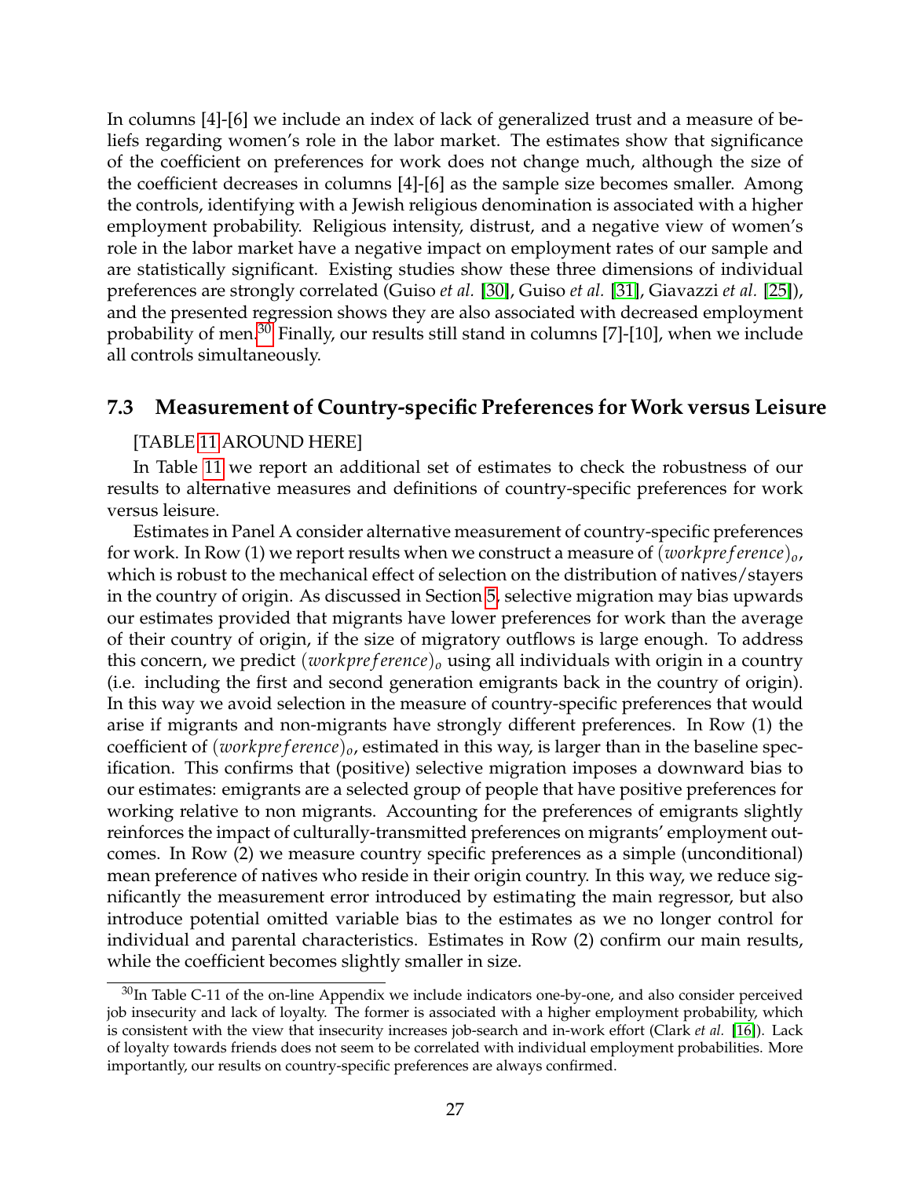In columns [4]-[6] we include an index of lack of generalized trust and a measure of beliefs regarding women's role in the labor market. The estimates show that significance of the coefficient on preferences for work does not change much, although the size of the coefficient decreases in columns [4]-[6] as the sample size becomes smaller. Among the controls, identifying with a Jewish religious denomination is associated with a higher employment probability. Religious intensity, distrust, and a negative view of women's role in the labor market have a negative impact on employment rates of our sample and are statistically significant. Existing studies show these three dimensions of individual preferences are strongly correlated (Guiso *et al.* [30], Guiso *et al.* [31], Giavazzi *et al.* [25]), and the presented regression shows they are also associated with decreased employment probability of men.[30] Finally, our results still stand in columns [7]-[10], when we include all controls simultaneously.

### 7.3 Measurement of Country-specific Preferences for Work versus Leisure

[TABLE 11 AROUND HERE]

In Table 11 we report an additional set of estimates to check the robustness of our results to alternative measures and definitions of country-specific preferences for work versus leisure.

Estimates in Panel A consider alternative measurement of country-specific preferences for work. In Row (1) we report results when we construct a measure of $(workpreference)_o$, which is robust to the mechanical effect of selection on the distribution of natives/stayers in the country of origin. As discussed in Section 5, selective migration may bias upwards our estimates provided that migrants have lower preferences for work than the average of their country of origin, if the size of migratory outflows is large enough. To address this concern, we predict $(workpreference)_o$ using all individuals with origin in a country (i.e. including the first and second generation emigrants back in the country of origin). In this way we avoid selection in the measure of country-specific preferences that would arise if migrants and non-migrants have strongly different preferences. In Row (1) the coefficient of $(workpreference)_o$, estimated in this way, is larger than in the baseline specification. This confirms that (positive) selective migration imposes a downward bias to our estimates: emigrants are a selected group of people that have positive preferences for working relative to non migrants. Accounting for the preferences of emigrants slightly reinforces the impact of culturally-transmitted preferences on migrants' employment outcomes. In Row (2) we measure country specific preferences as a simple (unconditional) mean preference of natives who reside in their origin country. In this way, we reduce significantly the measurement error introduced by estimating the main regressor, but also introduce potential omitted variable bias to the estimates as we no longer control for individual and parental characteristics. Estimates in Row (2) confirm our main results, while the coefficient becomes slightly smaller in size.

[30] In Table C-11 of the on-line Appendix we include indicators one-by-one, and also consider perceived job insecurity and lack of loyalty. The former is associated with a higher employment probability, which is consistent with the view that insecurity increases job-search and in-work effort (Clark *et al.* [16]). Lack of loyalty towards friends does not seem to be correlated with individual employment probabilities. More importantly, our results on country-specific preferences are always confirmed.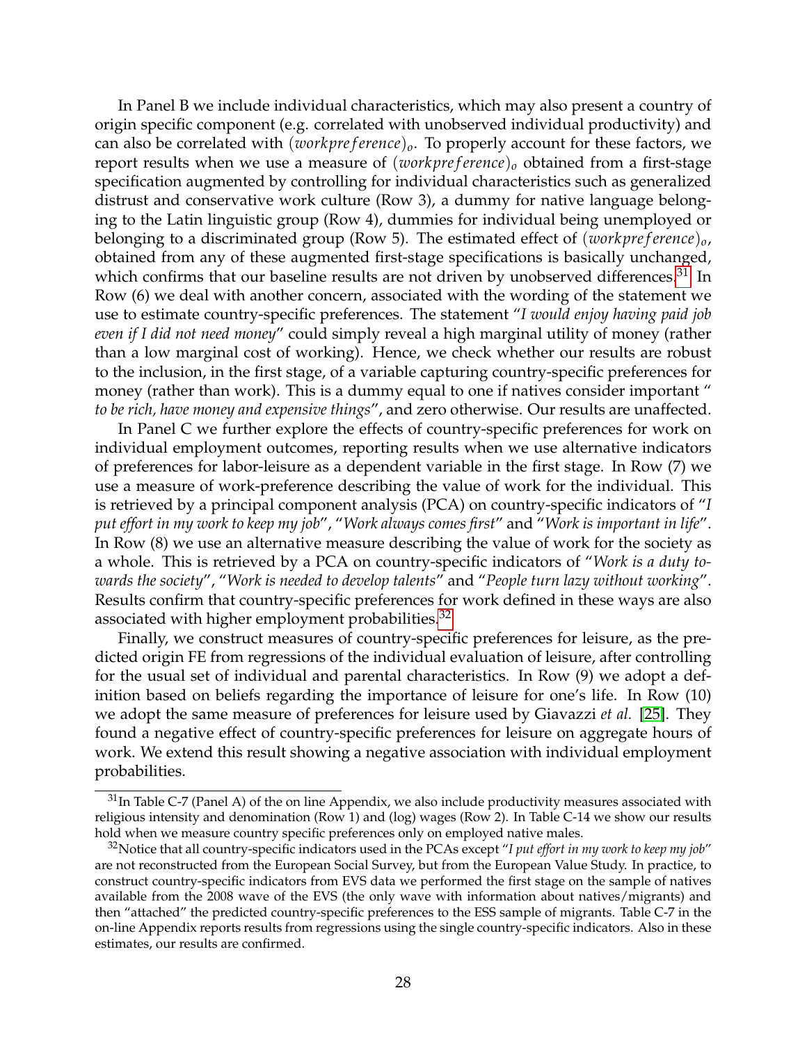In Panel B we include individual characteristics, which may also present a country of origin specific component (e.g. correlated with unobserved individual productivity) and can also be correlated with $(workpreference)_o$. To properly account for these factors, we report results when we use a measure of $(workpreference)_o$ obtained from a first-stage specification augmented by controlling for individual characteristics such as generalized distrust and conservative work culture (Row 3), a dummy for native language belonging to the Latin linguistic group (Row 4), dummies for individual being unemployed or belonging to a discriminated group (Row 5). The estimated effect of $(workpreference)_o$, obtained from any of these augmented first-stage specifications is basically unchanged, which confirms that our baseline results are not driven by unobserved differences.[31] In Row (6) we deal with another concern, associated with the wording of the statement we use to estimate country-specific preferences. The statement "*I would enjoy having paid job even if I did not need money*" could simply reveal a high marginal utility of money (rather than a low marginal cost of working). Hence, we check whether our results are robust to the inclusion, in the first stage, of a variable capturing country-specific preferences for money (rather than work). This is a dummy equal to one if natives consider important " *to be rich, have money and expensive things*", and zero otherwise. Our results are unaffected.

In Panel C we further explore the effects of country-specific preferences for work on individual employment outcomes, reporting results when we use alternative indicators of preferences for labor-leisure as a dependent variable in the first stage. In Row (7) we use a measure of work-preference describing the value of work for the individual. This is retrieved by a principal component analysis (PCA) on country-specific indicators of "*I put effort in my work to keep my job*", "*Work always comes first*" and "*Work is important in life*". In Row (8) we use an alternative measure describing the value of work for the society as a whole. This is retrieved by a PCA on country-specific indicators of "*Work is a duty towards the society*", "*Work is needed to develop talents*" and "*People turn lazy without working*". Results confirm that country-specific preferences for work defined in these ways are also associated with higher employment probabilities.[32]

Finally, we construct measures of country-specific preferences for leisure, as the predicted origin FE from regressions of the individual evaluation of leisure, after controlling for the usual set of individual and parental characteristics. In Row (9) we adopt a definition based on beliefs regarding the importance of leisure for one's life. In Row (10) we adopt the same measure of preferences for leisure used by Giavazzi *et al.* [25]. They found a negative effect of country-specific preferences for leisure on aggregate hours of work. We extend this result showing a negative association with individual employment probabilities.

[31] In Table C-7 (Panel A) of the on line Appendix, we also include productivity measures associated with religious intensity and denomination (Row 1) and (log) wages (Row 2). In Table C-14 we show our results hold when we measure country specific preferences only on employed native males.

[32] Notice that all country-specific indicators used in the PCAs except "*I put effort in my work to keep my job*" are not reconstructed from the European Social Survey, but from the European Value Study. In practice, to construct country-specific indicators from EVS data we performed the first stage on the sample of natives available from the 2008 wave of the EVS (the only wave with information about natives/migrants) and then "attached" the predicted country-specific preferences to the ESS sample of migrants. Table C-7 in the on-line Appendix reports results from regressions using the single country-specific indicators. Also in these estimates, our results are confirmed.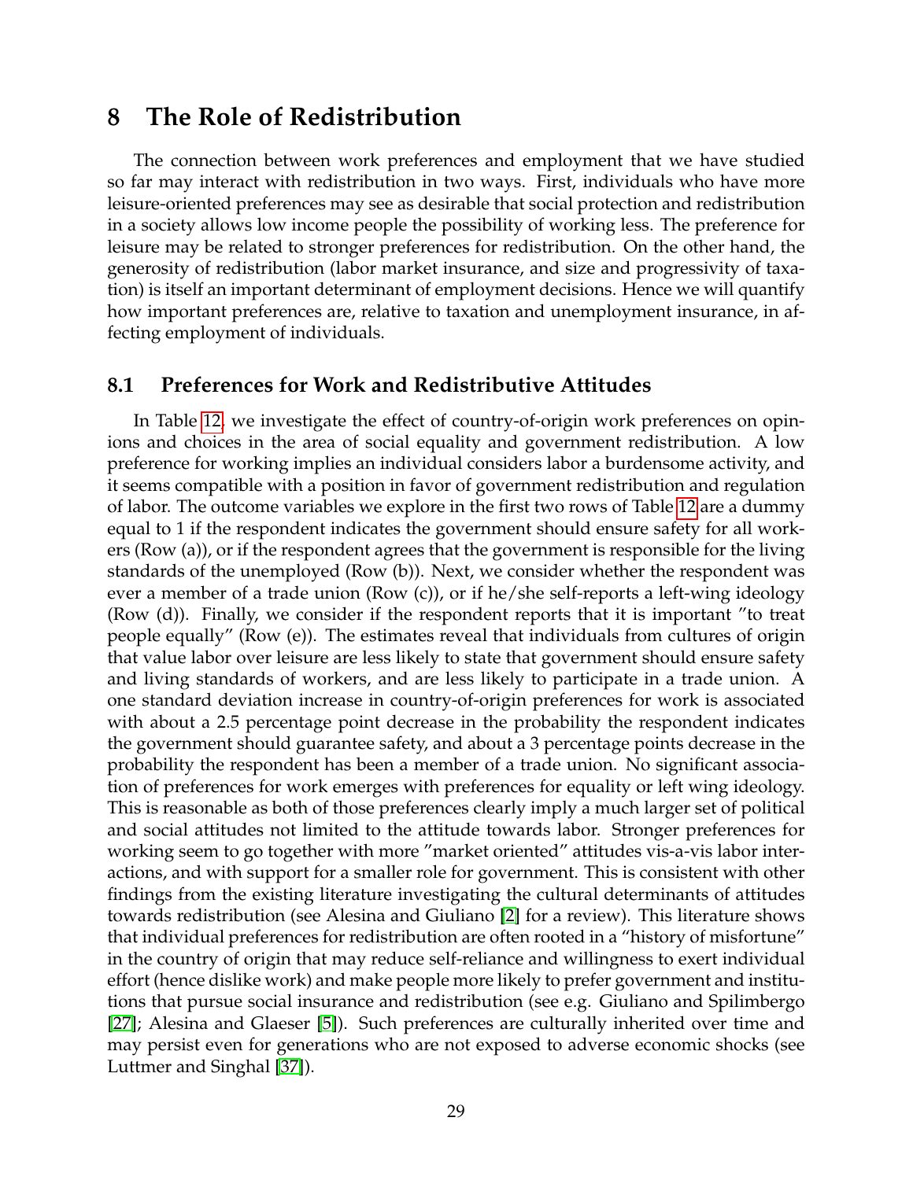# 8 The Role of Redistribution

The connection between work preferences and employment that we have studied so far may interact with redistribution in two ways. First, individuals who have more leisure-oriented preferences may see as desirable that social protection and redistribution in a society allows low income people the possibility of working less. The preference for leisure may be related to stronger preferences for redistribution. On the other hand, the generosity of redistribution (labor market insurance, and size and progressivity of taxation) is itself an important determinant of employment decisions. Hence we will quantify how important preferences are, relative to taxation and unemployment insurance, in affecting employment of individuals.

## 8.1 Preferences for Work and Redistributive Attitudes

In Table 12, we investigate the effect of country-of-origin work preferences on opinions and choices in the area of social equality and government redistribution. A low preference for working implies an individual considers labor a burdensome activity, and it seems compatible with a position in favor of government redistribution and regulation of labor. The outcome variables we explore in the first two rows of Table 12 are a dummy equal to 1 if the respondent indicates the government should ensure safety for all workers (Row (a)), or if the respondent agrees that the government is responsible for the living standards of the unemployed (Row (b)). Next, we consider whether the respondent was ever a member of a trade union (Row (c)), or if he/she self-reports a left-wing ideology (Row (d)). Finally, we consider if the respondent reports that it is important "to treat people equally" (Row (e)). The estimates reveal that individuals from cultures of origin that value labor over leisure are less likely to state that government should ensure safety and living standards of workers, and are less likely to participate in a trade union. A one standard deviation increase in country-of-origin preferences for work is associated with about a 2.5 percentage point decrease in the probability the respondent indicates the government should guarantee safety, and about a 3 percentage points decrease in the probability the respondent has been a member of a trade union. No significant association of preferences for work emerges with preferences for equality or left wing ideology. This is reasonable as both of those preferences clearly imply a much larger set of political and social attitudes not limited to the attitude towards labor. Stronger preferences for working seem to go together with more "market oriented" attitudes vis-a-vis labor interactions, and with support for a smaller role for government. This is consistent with other findings from the existing literature investigating the cultural determinants of attitudes towards redistribution (see Alesina and Giuliano [2] for a review). This literature shows that individual preferences for redistribution are often rooted in a "history of misfortune" in the country of origin that may reduce self-reliance and willingness to exert individual effort (hence dislike work) and make people more likely to prefer government and institutions that pursue social insurance and redistribution (see e.g. Giuliano and Spilimbergo [27]; Alesina and Glaeser [5]). Such preferences are culturally inherited over time and may persist even for generations who are not exposed to adverse economic shocks (see Luttmer and Singhal [37]).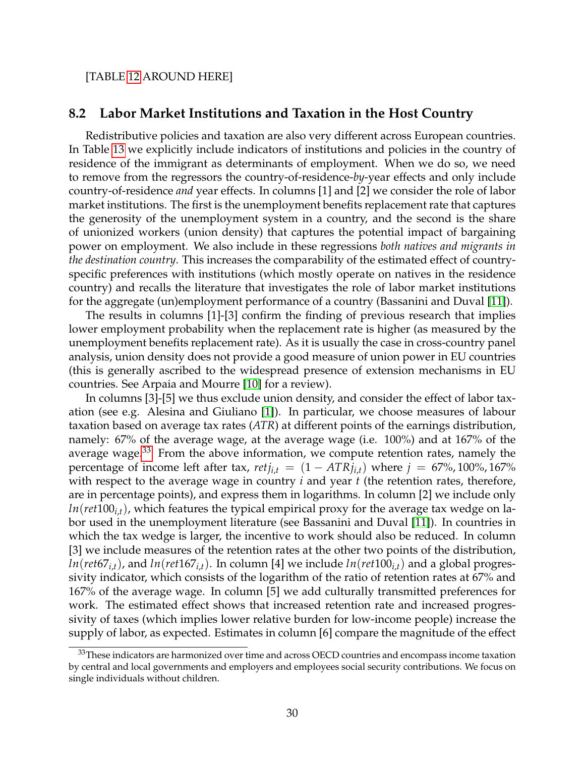[TABLE 12 AROUND HERE]

## 8.2 Labor Market Institutions and Taxation in the Host Country

Redistributive policies and taxation are also very different across European countries. In Table 13 we explicitly include indicators of institutions and policies in the country of residence of the immigrant as determinants of employment. When we do so, we need to remove from the regressors the country-of-residence-*by*-year effects and only include country-of-residence *and* year effects. In columns [1] and [2] we consider the role of labor market institutions. The first is the unemployment benefits replacement rate that captures the generosity of the unemployment system in a country, and the second is the share of unionized workers (union density) that captures the potential impact of bargaining power on employment. We also include in these regressions *both natives and migrants in the destination country*. This increases the comparability of the estimated effect of country-specific preferences with institutions (which mostly operate on natives in the residence country) and recalls the literature that investigates the role of labor market institutions for the aggregate (un)employment performance of a country (Bassanini and Duval [11]).

The results in columns [1]-[3] confirm the finding of previous research that implies lower employment probability when the replacement rate is higher (as measured by the unemployment benefits replacement rate). As it is usually the case in cross-country panel analysis, union density does not provide a good measure of union power in EU countries (this is generally ascribed to the widespread presence of extension mechanisms in EU countries. See Arpaia and Mourre [10] for a review).

In columns [3]-[5] we thus exclude union density, and consider the effect of labor taxation (see e.g. Alesina and Giuliano [1]). In particular, we choose measures of labour taxation based on average tax rates (*ATR*) at different points of the earnings distribution, namely: 67% of the average wage, at the average wage (i.e. 100%) and at 167% of the average wage.[33] From the above information, we compute retention rates, namely the percentage of income left after tax, $retj_{i,t} = (1 - ATRj_{i,t})$ where $j = 67\%, 100\%, 167\%$ with respect to the average wage in country $i$ and year $t$ (the retention rates, therefore, are in percentage points), and express them in logarithms. In column [2] we include only $ln(ret100_{i,t})$, which features the typical empirical proxy for the average tax wedge on labor used in the unemployment literature (see Bassanini and Duval [11]). In countries in which the tax wedge is larger, the incentive to work should also be reduced. In column [3] we include measures of the retention rates at the other two points of the distribution, $ln(ret67_{i,t})$, and $ln(ret167_{i,t})$. In column [4] we include $ln(ret100_{i,t})$ and a global progressivity indicator, which consists of the logarithm of the ratio of retention rates at 67% and 167% of the average wage. In column [5] we add culturally transmitted preferences for work. The estimated effect shows that increased retention rate and increased progressivity of taxes (which implies lower relative burden for low-income people) increase the supply of labor, as expected. Estimates in column [6] compare the magnitude of the effect

[33] These indicators are harmonized over time and across OECD countries and encompass income taxation by central and local governments and employers and employees social security contributions. We focus on single individuals without children.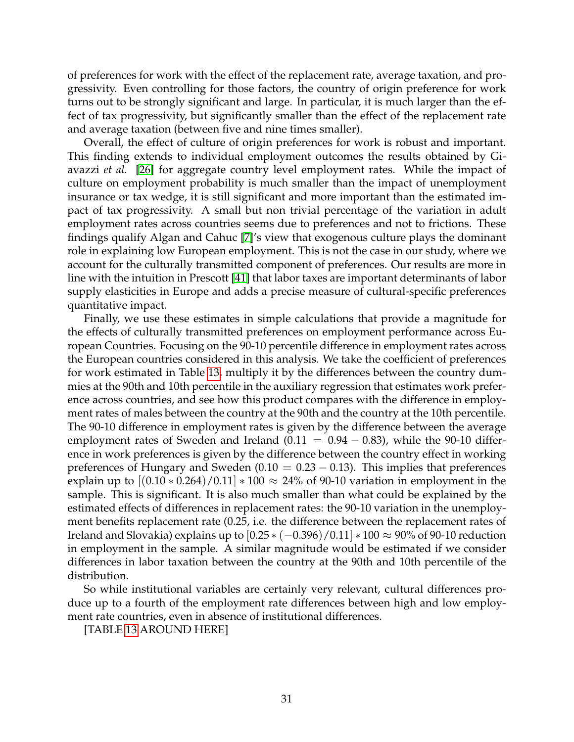of preferences for work with the effect of the replacement rate, average taxation, and progressivity. Even controlling for those factors, the country of origin preference for work turns out to be strongly significant and large. In particular, it is much larger than the effect of tax progressivity, but significantly smaller than the effect of the replacement rate and average taxation (between five and nine times smaller).

Overall, the effect of culture of origin preferences for work is robust and important. This finding extends to individual employment outcomes the results obtained by Giavazzi *et al.* [26] for aggregate country level employment rates. While the impact of culture on employment probability is much smaller than the impact of unemployment insurance or tax wedge, it is still significant and more important than the estimated impact of tax progressivity. A small but non trivial percentage of the variation in adult employment rates across countries seems due to preferences and not to frictions. These findings qualify Algan and Cahuc [7]'s view that exogenous culture plays the dominant role in explaining low European employment. This is not the case in our study, where we account for the culturally transmitted component of preferences. Our results are more in line with the intuition in Prescott [41] that labor taxes are important determinants of labor supply elasticities in Europe and adds a precise measure of cultural-specific preferences quantitative impact.

Finally, we use these estimates in simple calculations that provide a magnitude for the effects of culturally transmitted preferences on employment performance across European Countries. Focusing on the 90-10 percentile difference in employment rates across the European countries considered in this analysis. We take the coefficient of preferences for work estimated in Table 13, multiply it by the differences between the country dummies at the 90th and 10th percentile in the auxiliary regression that estimates work preference across countries, and see how this product compares with the difference in employment rates of males between the country at the 90th and the country at the 10th percentile. The 90-10 difference in employment rates is given by the difference between the average employment rates of Sweden and Ireland ($0.11 = 0.94 - 0.83$), while the 90-10 difference in work preferences is given by the difference between the country effect in working preferences of Hungary and Sweden ($0.10 = 0.23 - 0.13$). This implies that preferences explain up to $[(0.10 * 0.264)/0.11] * 100 \approx 24\%$ of 90-10 variation in employment in the sample. This is significant. It is also much smaller than what could be explained by the estimated effects of differences in replacement rates: the 90-10 variation in the unemployment benefits replacement rate (0.25, i.e. the difference between the replacement rates of Ireland and Slovakia) explains up to $[0.25 * (-0.396)/0.11] * 100 \approx 90\%$ of 90-10 reduction in employment in the sample. A similar magnitude would be estimated if we consider differences in labor taxation between the country at the 90th and 10th percentile of the distribution.

So while institutional variables are certainly very relevant, cultural differences produce up to a fourth of the employment rate differences between high and low employment rate countries, even in absence of institutional differences.

[TABLE 13 AROUND HERE]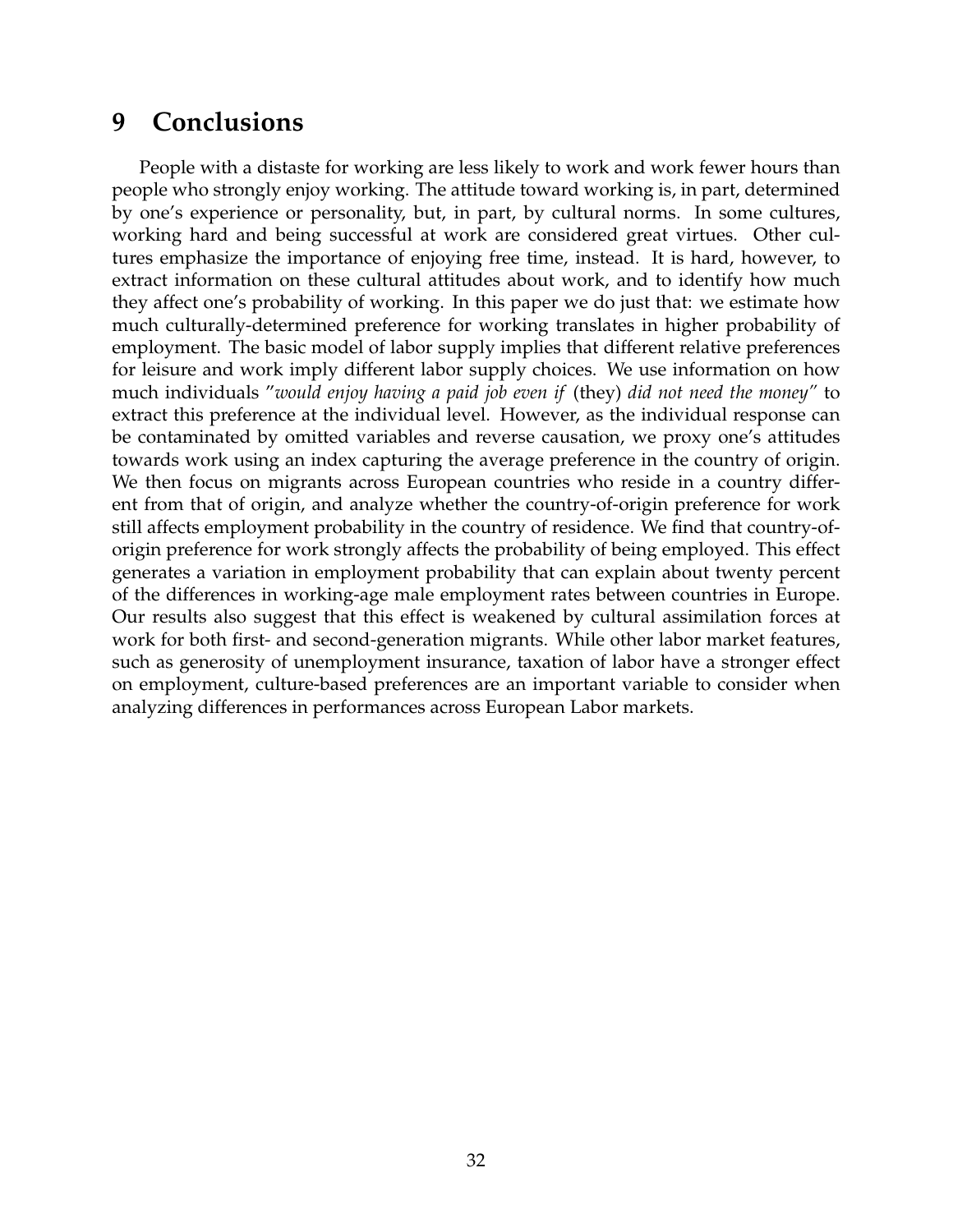# 9 Conclusions

People with a distaste for working are less likely to work and work fewer hours than people who strongly enjoy working. The attitude toward working is, in part, determined by one's experience or personality, but, in part, by cultural norms. In some cultures, working hard and being successful at work are considered great virtues. Other cultures emphasize the importance of enjoying free time, instead. It is hard, however, to extract information on these cultural attitudes about work, and to identify how much they affect one's probability of working. In this paper we do just that: we estimate how much culturally-determined preference for working translates in higher probability of employment. The basic model of labor supply implies that different relative preferences for leisure and work imply different labor supply choices. We use information on how much individuals *"would enjoy having a paid job even if* (they) *did not need the money"* to extract this preference at the individual level. However, as the individual response can be contaminated by omitted variables and reverse causation, we proxy one's attitudes towards work using an index capturing the average preference in the country of origin. We then focus on migrants across European countries who reside in a country different from that of origin, and analyze whether the country-of-origin preference for work still affects employment probability in the country of residence. We find that country-of-origin preference for work strongly affects the probability of being employed. This effect generates a variation in employment probability that can explain about twenty percent of the differences in working-age male employment rates between countries in Europe. Our results also suggest that this effect is weakened by cultural assimilation forces at work for both first- and second-generation migrants. While other labor market features, such as generosity of unemployment insurance, taxation of labor have a stronger effect on employment, culture-based preferences are an important variable to consider when analyzing differences in performances across European Labor markets.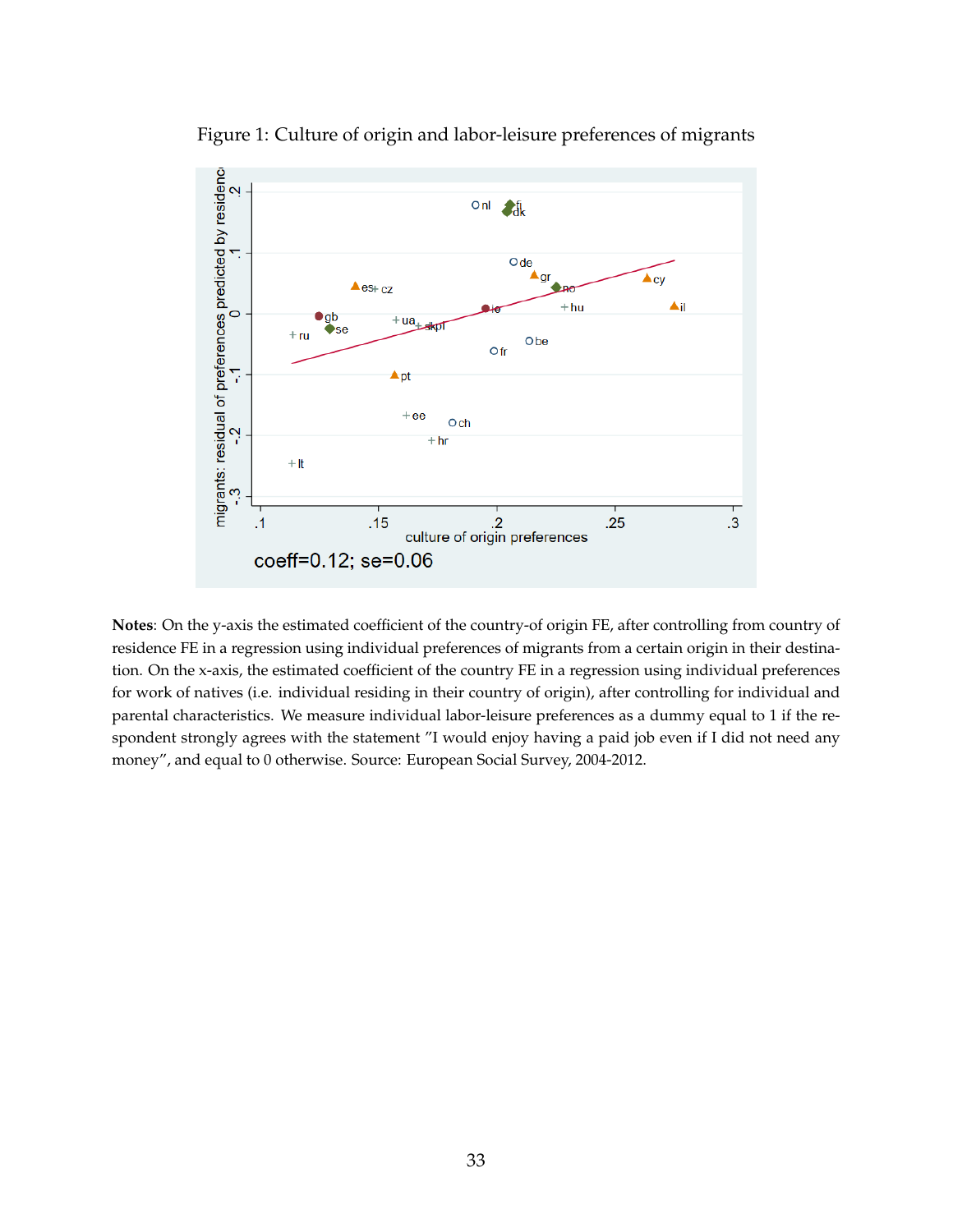Figure 1: Culture of origin and labor-leisure preferences of migrants

coeff=0.12; se=0.06

**Notes**: On the y-axis the estimated coefficient of the country-of origin FE, after controlling from country of residence FE in a regression using individual preferences of migrants from a certain origin in their destination. On the x-axis, the estimated coefficient of the country FE in a regression using individual preferences for work of natives (i.e. individual residing in their country of origin), after controlling for individual and parental characteristics. We measure individual labor-leisure preferences as a dummy equal to 1 if the respondent strongly agrees with the statement "I would enjoy having a paid job even if I did not need any money", and equal to 0 otherwise. Source: European Social Survey, 2004-2012.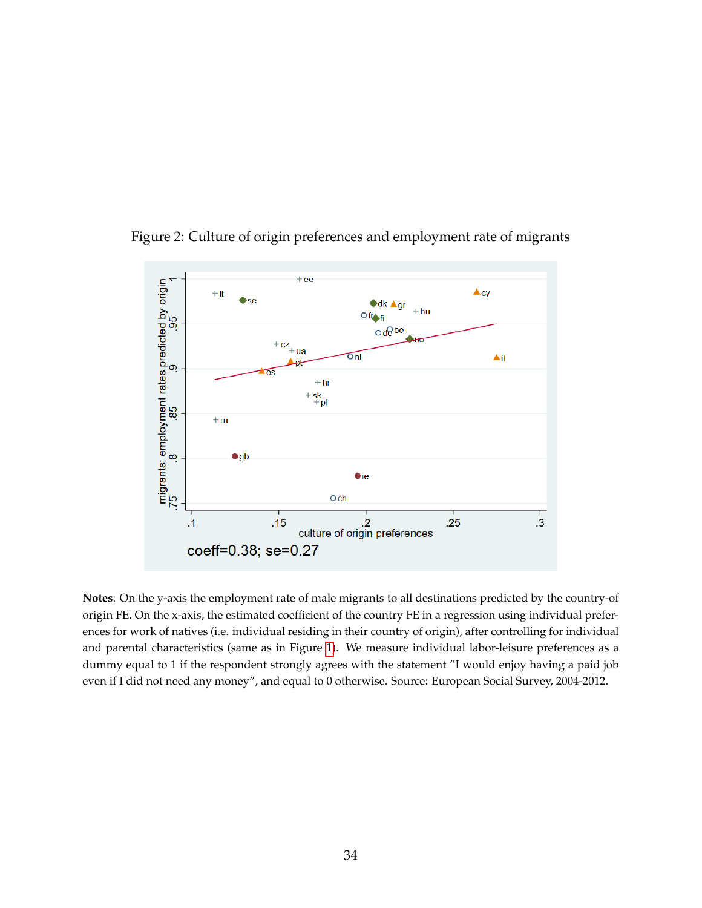Figure 2: Culture of origin preferences and employment rate of migrants

**Notes**: On the y-axis the employment rate of male migrants to all destinations predicted by the country-of origin FE. On the x-axis, the estimated coefficient of the country FE in a regression using individual preferences for work of natives (i.e. individual residing in their country of origin), after controlling for individual and parental characteristics (same as in Figure 1). We measure individual labor-leisure preferences as a dummy equal to 1 if the respondent strongly agrees with the statement "I would enjoy having a paid job even if I did not need any money", and equal to 0 otherwise. Source: European Social Survey, 2004-2012.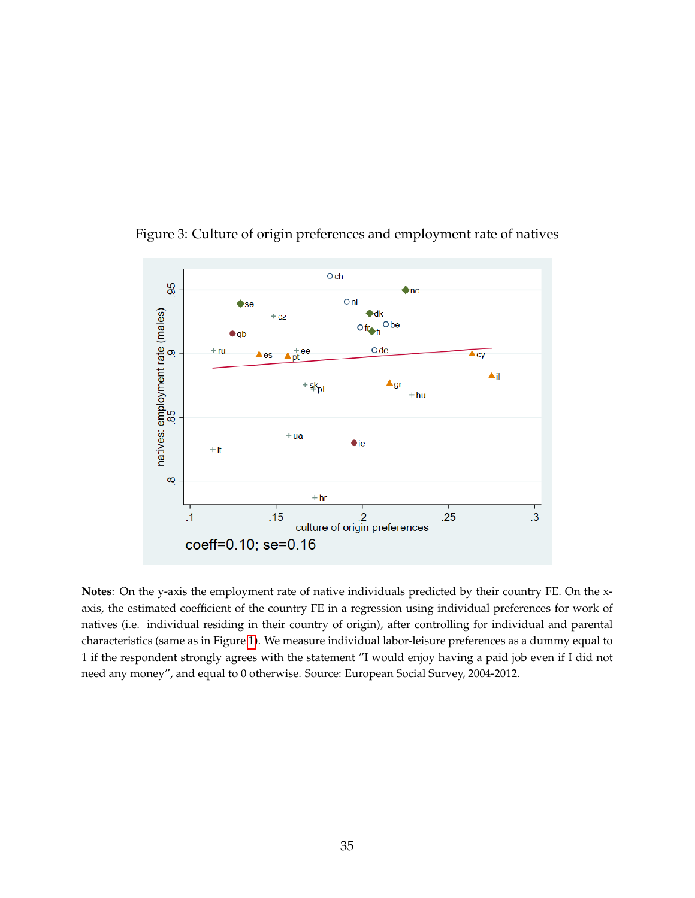Figure 3: Culture of origin preferences and employment rate of natives

**Notes**: On the y-axis the employment rate of native individuals predicted by their country FE. On the x-axis, the estimated coefficient of the country FE in a regression using individual preferences for work of natives (i.e. individual residing in their country of origin), after controlling for individual and parental characteristics (same as in Figure 1). We measure individual labor-leisure preferences as a dummy equal to 1 if the respondent strongly agrees with the statement "I would enjoy having a paid job even if I did not need any money", and equal to 0 otherwise. Source: European Social Survey, 2004-2012.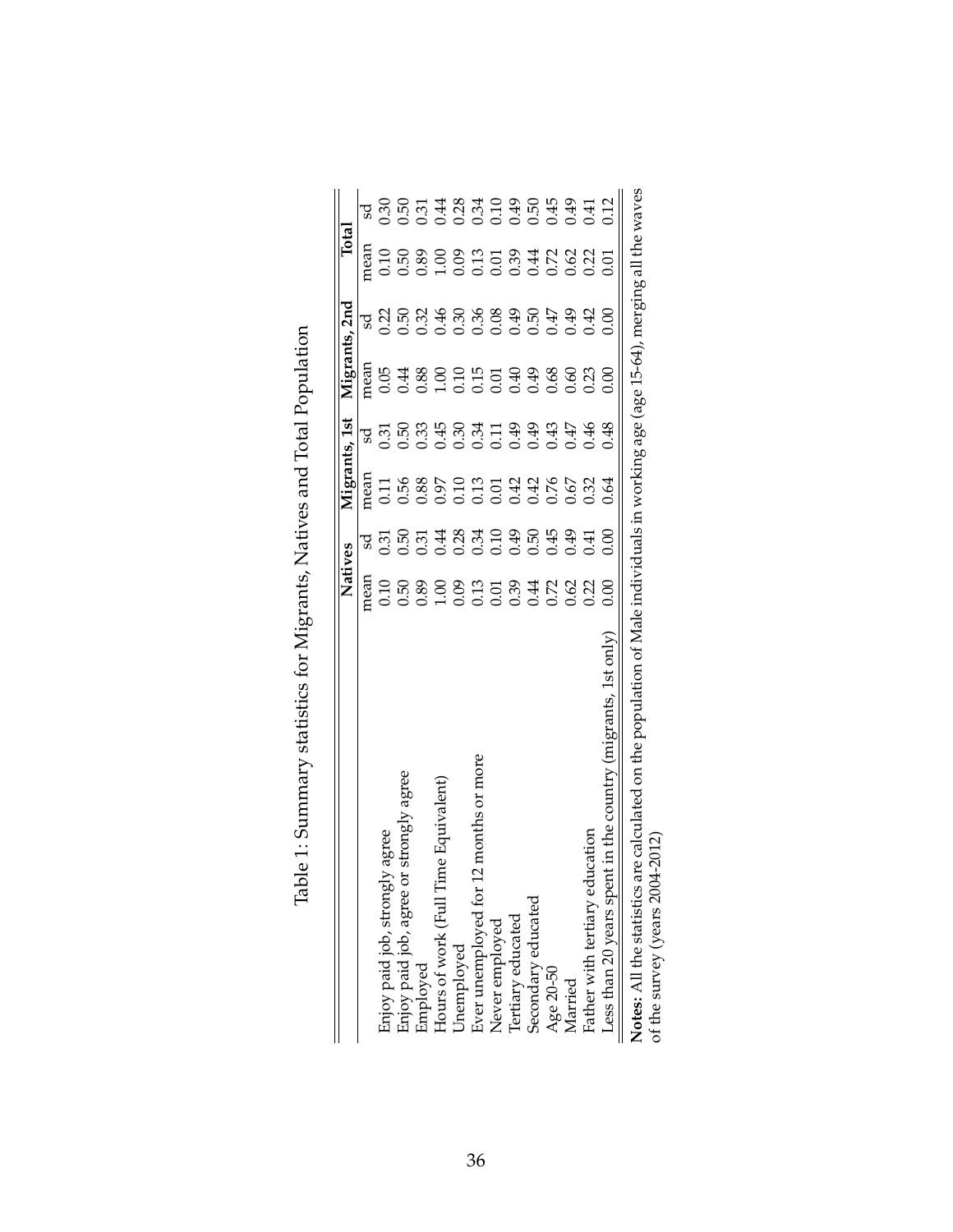Table 1: Summary statistics for Migrants, Natives and Total Population

| | Natives | | Migrants, 1st | | Migrants, 2nd | | Total | |
|---|---|---|---|---|---|---|---|---|
| | mean | sd | mean | sd | mean | sd | mean | sd |
| Enjoy paid job, strongly agree | 0.10 | 0.31 | 0.11 | 0.31 | 0.05 | 0.22 | 0.10 | 0.30 |
| Enjoy paid job, agree or strongly agree | 0.50 | 0.50 | 0.56 | 0.50 | 0.44 | 0.50 | 0.50 | 0.50 |
| Employed | 0.89 | 0.31 | 0.88 | 0.33 | 0.88 | 0.32 | 0.89 | 0.31 |
| Hours of work (Full Time Equivalent) | 1.00 | 0.44 | 0.97 | 0.45 | 1.00 | 0.46 | 1.00 | 0.44 |
| Unemployed | 0.09 | 0.28 | 0.10 | 0.30 | 0.10 | 0.30 | 0.09 | 0.28 |
| Ever unemployed for 12 months or more | 0.13 | 0.34 | 0.13 | 0.34 | 0.15 | 0.36 | 0.13 | 0.34 |
| Never employed | 0.01 | 0.10 | 0.01 | 0.11 | 0.01 | 0.08 | 0.01 | 0.10 |
| Tertiary educated | 0.39 | 0.49 | 0.42 | 0.49 | 0.40 | 0.49 | 0.39 | 0.49 |
| Secondary educated | 0.44 | 0.50 | 0.42 | 0.49 | 0.49 | 0.50 | 0.44 | 0.50 |
| Age 20-50 | 0.72 | 0.45 | 0.76 | 0.43 | 0.68 | 0.47 | 0.72 | 0.45 |
| Married | 0.62 | 0.49 | 0.67 | 0.47 | 0.60 | 0.49 | 0.62 | 0.49 |
| Father with tertiary education | 0.22 | 0.41 | 0.32 | 0.46 | 0.23 | 0.42 | 0.22 | 0.41 |
| Less than 20 years spent in the country (migrants, 1st only) | 0.00 | 0.00 | 0.64 | 0.48 | 0.00 | 0.00 | 0.01 | 0.12 |

**Notes:** All the statistics are calculated on the population of Male individuals in working age (age 15-64), merging all the waves of the survey (years 2004-2012)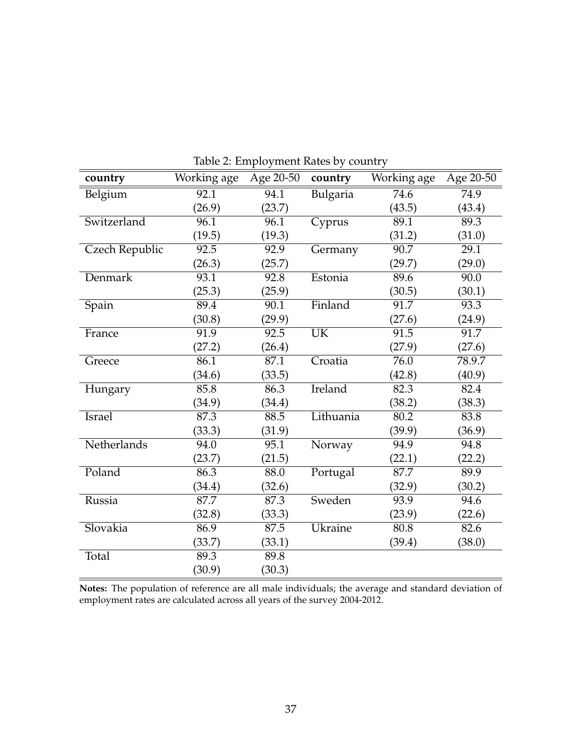Table 2: Employment Rates by country

| country | Working age | Age 20-50 | country | Working age | Age 20-50 |
|---|---|---|---|---|---|
| Belgium | 92.1 | 94.1 | Bulgaria | 74.6 | 74.9 |
| | (26.9) | (23.7) | | (43.5) | (43.4) |
| Switzerland | 96.1 | 96.1 | Cyprus | 89.1 | 89.3 |
| | (19.5) | (19.3) | | (31.2) | (31.0) |
| Czech Republic | 92.5 | 92.9 | Germany | 90.7 | 29.1 |
| | (26.3) | (25.7) | | (29.7) | (29.0) |
| Denmark | 93.1 | 92.8 | Estonia | 89.6 | 90.0 |
| | (25.3) | (25.9) | | (30.5) | (30.1) |
| Spain | 89.4 | 90.1 | Finland | 91.7 | 93.3 |
| | (30.8) | (29.9) | | (27.6) | (24.9) |
| France | 91.9 | 92.5 | UK | 91.5 | 91.7 |
| | (27.2) | (26.4) | | (27.9) | (27.6) |
| Greece | 86.1 | 87.1 | Croatia | 76.0 | 78.9.7 |
| | (34.6) | (33.5) | | (42.8) | (40.9) |
| Hungary | 85.8 | 86.3 | Ireland | 82.3 | 82.4 |
| | (34.9) | (34.4) | | (38.2) | (38.3) |
| Israel | 87.3 | 88.5 | Lithuania | 80.2 | 83.8 |
| | (33.3) | (31.9) | | (39.9) | (36.9) |
| Netherlands | 94.0 | 95.1 | Norway | 94.9 | 94.8 |
| | (23.7) | (21.5) | | (22.1) | (22.2) |
| Poland | 86.3 | 88.0 | Portugal | 87.7 | 89.9 |
| | (34.4) | (32.6) | | (32.9) | (30.2) |
| Russia | 87.7 | 87.3 | Sweden | 93.9 | 94.6 |
| | (32.8) | (33.3) | | (23.9) | (22.6) |
| Slovakia | 86.9 | 87.5 | Ukraine | 80.8 | 82.6 |
| | (33.7) | (33.1) | | (39.4) | (38.0) |
| Total | 89.3 | 89.8 | | | |
| | (30.9) | (30.3) | | | |

**Notes:** The population of reference are all male individuals; the average and standard deviation of employment rates are calculated across all years of the survey 2004-2012.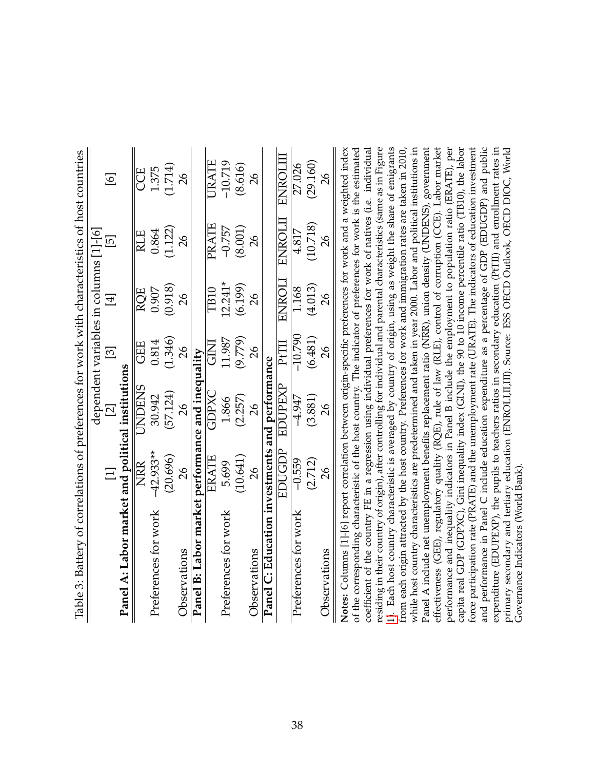Table 3: Battery of correlations of preferences for work with characteristics of host countries

| | [1] | [2] | [3] | [4] | [5] | [6] |
|---|---|---|---|---|---|---|
| | dependent variables in columns [1]-[6] | | | | | |
| **Panel A: Labor market and political institutions** | | | | | | |
| | NRR | UNDENS | GEE | RQE | RLE | CCE |
| Preferences for work | −42.933** | 30.942 | 0.814 | 0.907 | 0.864 | 1.375 |
| | (20.696) | (57.124) | (1.346) | (0.918) | (1.122) | (1.714) |
| Observations | 26 | 26 | 26 | 26 | 26 | 26 |
| **Panel B: Labor market performance and inequality** | | | | | | |
| | ERATE | GDPXC | GINI | TB10 | PRATE | URATE |
| Preferences for work | 5.699 | 1.866 | 11.987 | 12.241* | −0.757 | −10.719 |
| | (10.641) | (2.257) | (9.779) | (6.199) | (8.001) | (8.616) |
| Observations | 26 | 26 | 26 | 26 | 26 | 26 |
| **Panel C: Education investments and performance** | | | | | | |
| | EDUGDP | EDUPEXP | PtTII | ENROLI | ENROLII | ENROLIII |
| Preferences for work | −0.559 | −4.947 | −10.790 | 1.168 | 4.817 | 27.026 |
| | (2.712) | (3.881) | (6.481) | (4.013) | (10.718) | (29.160) |
| Observations | 26 | 26 | 26 | 26 | 26 | 26 |

**Notes:** Columns [1]-[6] report correlation between origin-specific preferences for work and a weighted index of the corresponding characteristic of the host country. The indicator of preferences for work is the estimated coefficient of the country FE in a regression using individual preferences for work of natives (i.e. individual residing in their country of origin), after controlling for individual and parental characteristics (same as in Figure 1). Each host country characteristic is averaged by country of origin, using as weight the share of emigrants from each origin attracted by the host country. Preferences for work and immigration rates are taken in 2010, while host country characteristics are predetermined and taken in year 2000. Labor and political institutions in Panel A include net unemployment benefits replacement ratio (NRR), union density (UNDENS), government effectiveness (GEE), regulatory quality (RQE), rule of law (RLE), control of corruption (CCE). Labor market performance and inequality indicators in Panel B include the employment to population ratio (ERATE), per capita real GDP (GDPXC), Gini inequality index (GINI), the 90 to 10 income percentile ratio (TB10), the labor force participation rate (PRATE) and the unemployment rate (URATE). The indicators of education investment and performance in Panel C include education expenditure as a percentage of GDP (EDUGDP) and public expenditure (EDUPEXP), the pupils to teachers ratios in secondary education (PtTII) and enrollment rates in primary secondary and tertiary education (ENROLI,II,III). Source: ESS OECD Outlook, OECD DIOC, World Governance Indicators (World Bank).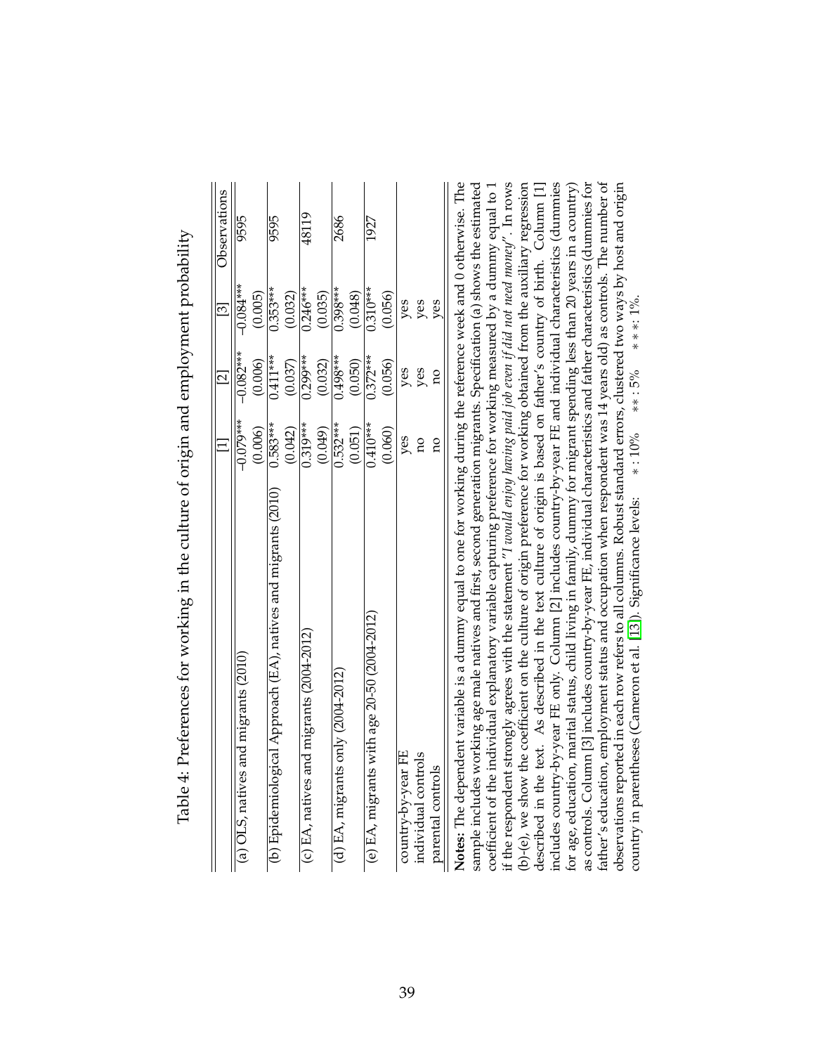Table 4: Preferences for working in the culture of origin and employment probability

| | [1] | [2] | [3] | Observations |
|---|---|---|---|---|
| (a) OLS, natives and migrants (2010) | -0.079*** | -0.082*** | -0.084*** | 9595 |
| | (0.006) | (0.006) | (0.005) | |
| (b) Epidemiological Approach (EA), natives and migrants (2010) | 0.583*** | 0.411*** | 0.353*** | 9595 |
| | (0.042) | (0.037) | (0.032) | |
| (c) EA, natives and migrants (2004-2012) | 0.319*** | 0.299*** | 0.246*** | 48119 |
| | (0.049) | (0.032) | (0.035) | |
| (d) EA, migrants only (2004-2012) | 0.532*** | 0.498*** | 0.398*** | 2686 |
| | (0.051) | (0.050) | (0.048) | |
| (e) EA, migrants with age 20-50 (2004-2012) | 0.410*** | 0.372*** | 0.310*** | 1927 |
| | (0.060) | (0.056) | (0.056) | |
| country-by-year FE | yes | yes | yes | |
| individual controls | no | yes | yes | |
| parental controls | no | no | yes | |

**Notes:** The dependent variable is a dummy equal to one for working during the reference week and 0 otherwise. The sample includes working age male natives and first, second generation migrants. Specification (a) shows the estimated coefficient of the individual explanatory variable capturing preference for working measured by a dummy equal to 1 if the respondent strongly agrees with the statement *"I would enjoy having paid job even if did not need money"*. In rows (b)-(e), we show the coefficient on the culture of origin preference for working obtained from the auxiliary regression described in the text. As described in the text culture of origin is based on father's country of birth. Column [1] includes country-by-year FE only. Column [2] includes country-by-year FE and individual characteristics (dummies for age, education, marital status, child living in family, dummy for migrant spending less than 20 years in a country) as controls. Column [3] includes country-by-year FE, individual characteristics and father characteristics (dummies for father's education, employment status and occupation when respondent was 14 years old) as controls. The number of observations reported in each row refers to all columns. Robust standard errors, clustered two ways by host and origin country in parentheses (Cameron et al. [13]). Significance levels: $*: 10\%$ $**: 5\%$ $***: 1\%$.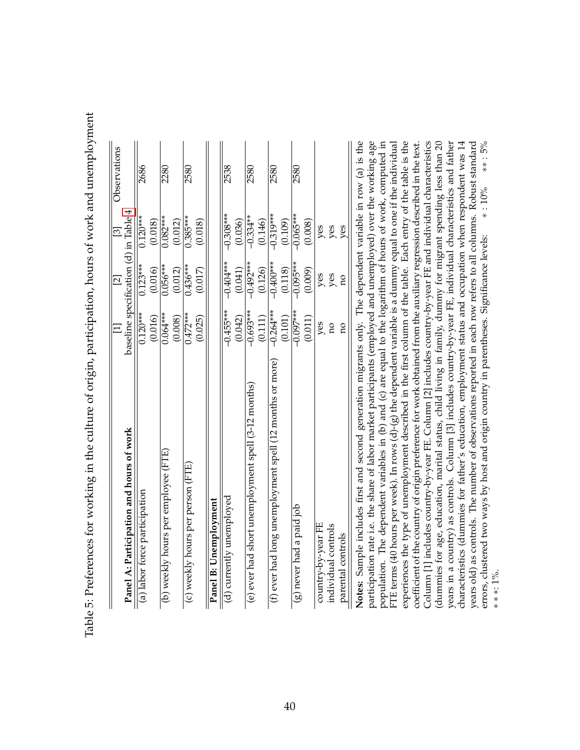Table 5: Preferences for working in the culture of origin, participation, hours of work and unemployment

| Panel A: Participation and hours of work | [1] | [2] | [3] | Observations |
|---|---|---|---|---|
| | baseline specification (d) in Table 4 | | | |
| (a) labor force participation | 0.120*** | 0.123*** | 0.120*** | 2686 |
| | (0.016) | (0.016) | (0.018) | |
| (b) weekly hours per employee (FTE) | 0.064*** | 0.056*** | 0.082*** | 2280 |
| | (0.008) | (0.012) | (0.012) | |
| (c) weekly hours per person (FTE) | 0.472*** | 0.436*** | 0.385*** | 2580 |
| | (0.025) | (0.017) | (0.018) | |
| **Panel B: Unemployment** | | | | |
| (d) currently unemployed | −0.455*** | −0.404*** | −0.308*** | 2538 |
| | (0.042) | (0.041) | (0.036) | |
| (e) ever had short unemployment spell (3-12 months) | −0.693*** | −0.492*** | −0.334** | 2580 |
| | (0.111) | (0.126) | (0.146) | |
| (f) ever had long unemployment spell (12 months or more) | −0.264*** | −0.400*** | −0.319*** | 2580 |
| | (0.101) | (0.118) | (0.109) | |
| (g) never had a paid job | −0.097*** | −0.095*** | −0.065*** | 2580 |
| | (0.011) | (0.009) | (0.008) | |
| country-by-year FE | yes | yes | yes | |
| individual controls | no | yes | yes | |
| parental controls | no | no | yes | |

**Notes:** Sample includes first and second generation migrants only. The dependent variable in row (a) is the participation rate i.e. the share of labor market participants (employed and unemployed) over the working age population. The dependent variables in (b) and (c) are equal to the logarithm of hours of work, computed in FTE terms (40 hours per week). In rows (d)-(g) the dependent variable is a dummy equal to one if the individual experiences the type of unemployment described in the first column of the table. Each entry of the table is the coefficient of the country of origin preference for work obtained from the auxiliary regression described in the text. Column [1] includes country-by-year FE. Column [2] includes country-by-year FE and individual characteristics (dummies for age, education, marital status, child living in family, dummy for migrant spending less than 20 years in a country) as controls. Column [3] includes country-by-year FE, individual characteristics and father characteristics (dummies for father's education, employment status and occupation when respondent was 14 years old) as controls. The number of observations reported in each row refers to all columns. Robust standard errors, clustered two ways by host and origin country in parentheses. Significance levels: $*$ : 10% $**$ : 5% $***$ : 1%.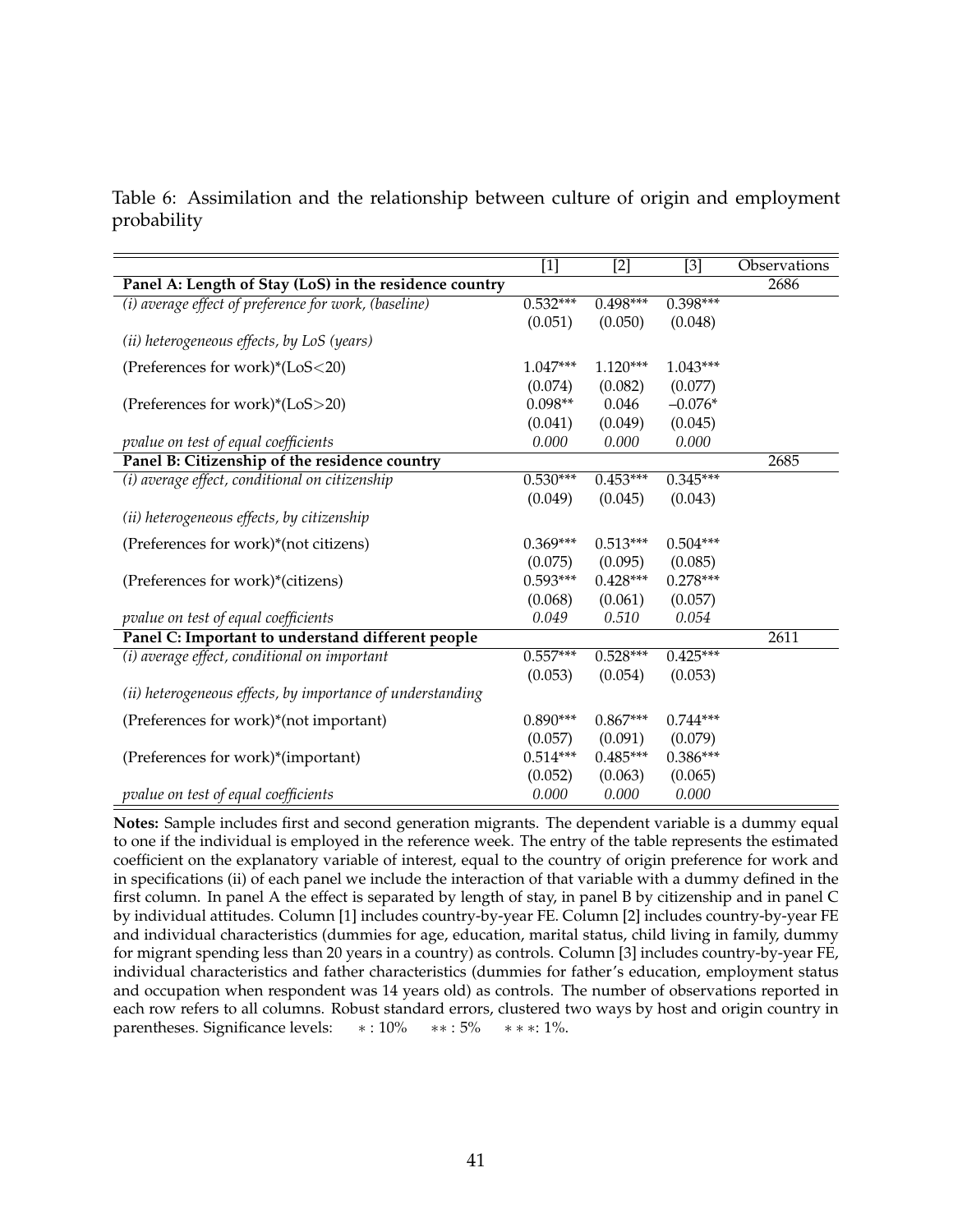Table 6: Assimilation and the relationship between culture of origin and employment probability

| | [1] | [2] | [3] | Observations |
|---|---|---|---|---|
| **Panel A: Length of Stay (LoS) in the residence country** | | | | 2686 |
| *(i) average effect of preference for work, (baseline)* | 0.532*** | 0.498*** | 0.398*** | |
| | (0.051) | (0.050) | (0.048) | |
| *(ii) heterogeneous effects, by LoS (years)* | | | | |
| (Preferences for work)*(LoS<20) | 1.047*** | 1.120*** | 1.043*** | |
| | (0.074) | (0.082) | (0.077) | |
| (Preferences for work)*(LoS>20) | 0.098** | 0.046 | −0.076* | |
| | (0.041) | (0.049) | (0.045) | |
| *pvalue on test of equal coefficients* | *0.000* | *0.000* | *0.000* | |
| **Panel B: Citizenship of the residence country** | | | | 2685 |
| *(i) average effect, conditional on citizenship* | 0.530*** | 0.453*** | 0.345*** | |
| | (0.049) | (0.045) | (0.043) | |
| *(ii) heterogeneous effects, by citizenship* | | | | |
| (Preferences for work)*(not citizens) | 0.369*** | 0.513*** | 0.504*** | |
| | (0.075) | (0.095) | (0.085) | |
| (Preferences for work)*(citizens) | 0.593*** | 0.428*** | 0.278*** | |
| | (0.068) | (0.061) | (0.057) | |
| *pvalue on test of equal coefficients* | *0.049* | *0.510* | *0.054* | |
| **Panel C: Important to understand different people** | | | | 2611 |
| *(i) average effect, conditional on important* | 0.557*** | 0.528*** | 0.425*** | |
| | (0.053) | (0.054) | (0.053) | |
| *(ii) heterogeneous effects, by importance of understanding* | | | | |
| (Preferences for work)*(not important) | 0.890*** | 0.867*** | 0.744*** | |
| | (0.057) | (0.091) | (0.079) | |
| (Preferences for work)*(important) | 0.514*** | 0.485*** | 0.386*** | |
| | (0.052) | (0.063) | (0.065) | |
| *pvalue on test of equal coefficients* | *0.000* | *0.000* | *0.000* | |

**Notes:** Sample includes first and second generation migrants. The dependent variable is a dummy equal to one if the individual is employed in the reference week. The entry of the table represents the estimated coefficient on the explanatory variable of interest, equal to the country of origin preference for work and in specifications (ii) of each panel we include the interaction of that variable with a dummy defined in the first column. In panel A the effect is separated by length of stay, in panel B by citizenship and in panel C by individual attitudes. Column [1] includes country-by-year FE. Column [2] includes country-by-year FE and individual characteristics (dummies for age, education, marital status, child living in family, dummy for migrant spending less than 20 years in a country) as controls. Column [3] includes country-by-year FE, individual characteristics and father characteristics (dummies for father's education, employment status and occupation when respondent was 14 years old) as controls. The number of observations reported in each row refers to all columns. Robust standard errors, clustered two ways by host and origin country in parentheses. Significance levels: $*: 10\%$ $**: 5\%$ $***: 1\%$.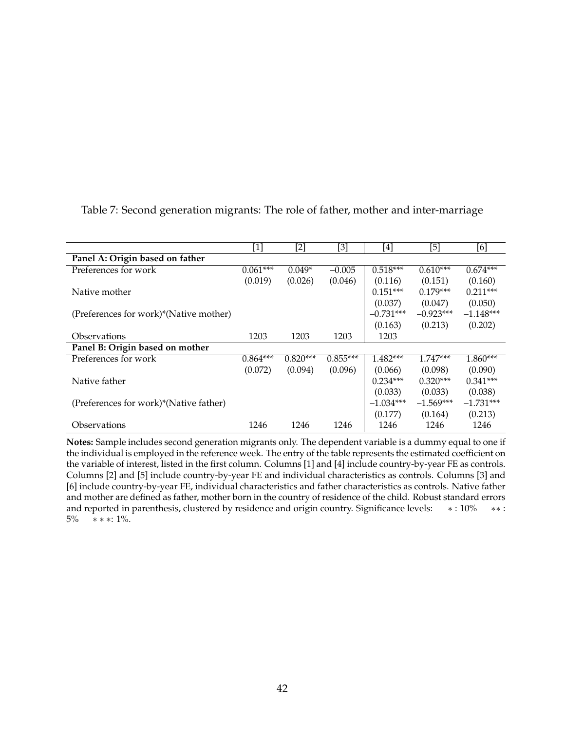Table 7: Second generation migrants: The role of father, mother and inter-marriage

| | [1] | [2] | [3] | [4] | [5] | [6] |
|---|---|---|---|---|---|---|
| **Panel A: Origin based on father** | | | | | | |
| Preferences for work | 0.061*** | 0.049* | –0.005 | 0.518*** | 0.610*** | 0.674*** |
| | (0.019) | (0.026) | (0.046) | (0.116) | (0.151) | (0.160) |
| Native mother | | | | 0.151*** | 0.179*** | 0.211*** |
| | | | | (0.037) | (0.047) | (0.050) |
| (Preferences for work)*(Native mother) | | | | –0.731*** | –0.923*** | –1.148*** |
| | | | | (0.163) | (0.213) | (0.202) |
| Observations | 1203 | 1203 | 1203 | 1203 | | |
| **Panel B: Origin based on mother** | | | | | | |
| Preferences for work | 0.864*** | 0.820*** | 0.855*** | 1.482*** | 1.747*** | 1.860*** |
| | (0.072) | (0.094) | (0.096) | (0.066) | (0.098) | (0.090) |
| Native father | | | | 0.234*** | 0.320*** | 0.341*** |
| | | | | (0.033) | (0.033) | (0.038) |
| (Preferences for work)*(Native father) | | | | –1.034*** | –1.569*** | –1.731*** |
| | | | | (0.177) | (0.164) | (0.213) |
| Observations | 1246 | 1246 | 1246 | 1246 | 1246 | 1246 |

**Notes:** Sample includes second generation migrants only. The dependent variable is a dummy equal to one if the individual is employed in the reference week. The entry of the table represents the estimated coefficient on the variable of interest, listed in the first column. Columns [1] and [4] include country-by-year FE as controls. Columns [2] and [5] include country-by-year FE and individual characteristics as controls. Columns [3] and [6] include country-by-year FE, individual characteristics and father characteristics as controls. Native father and mother are defined as father, mother born in the country of residence of the child. Robust standard errors and reported in parenthesis, clustered by residence and origin country. Significance levels: $*$ : 10% $**$ : 5% $***$: 1%.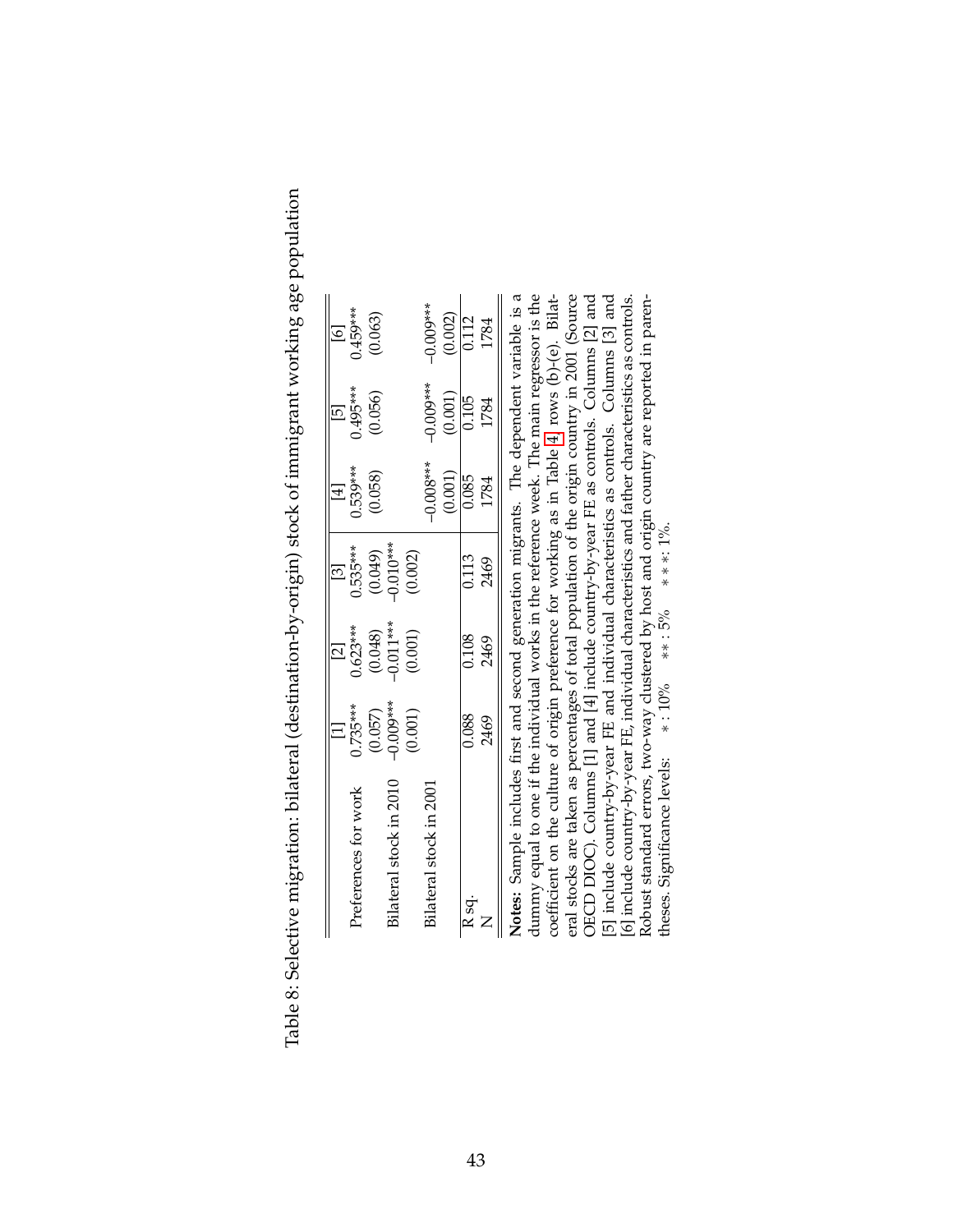Table 8: Selective migration: bilateral (destination-by-origin) stock of immigrant working age population

| | [1] | [2] | [3] | [4] | [5] | [6] |
|---|---|---|---|---|---|---|
| Preferences for work | 0.735*** | 0.623*** | 0.535*** | 0.539*** | 0.495*** | 0.459*** |
| | (0.057) | (0.048) | (0.049) | (0.058) | (0.056) | (0.063) |
| Bilateral stock in 2010 | −0.009*** | −0.011*** | −0.010*** | | | |
| | (0.001) | (0.001) | (0.002) | | | |
| Bilateral stock in 2001 | | | | −0.008*** | −0.009*** | −0.009*** |
| | | | | (0.001) | (0.001) | (0.002) |
| R sq. | 0.088 | 0.108 | 0.113 | 0.085 | 0.105 | 0.112 |
| N | 2469 | 2469 | 2469 | 1784 | 1784 | 1784 |

**Notes:** Sample includes first and second generation migrants. The dependent variable is a dummy equal to one if the individual works in the reference week. The main regressor is the coefficient on the culture of origin preference for working as in Table 4 rows (b)-(e). Bilateral stocks are taken as percentages of total population of the origin country in 2001 (Source OECD DIOC). Columns [1] and [4] include country-by-year FE as controls. Columns [2] and [5] include country-by-year FE and individual characteristics as controls. Columns [3] and [6] include country-by-year FE, individual characteristics and father characteristics as controls. Robust standard errors, two-way clustered by host and origin country are reported in parentheses. Significance levels: $*: 10\%$ $**: 5\%$ $***: 1\%$.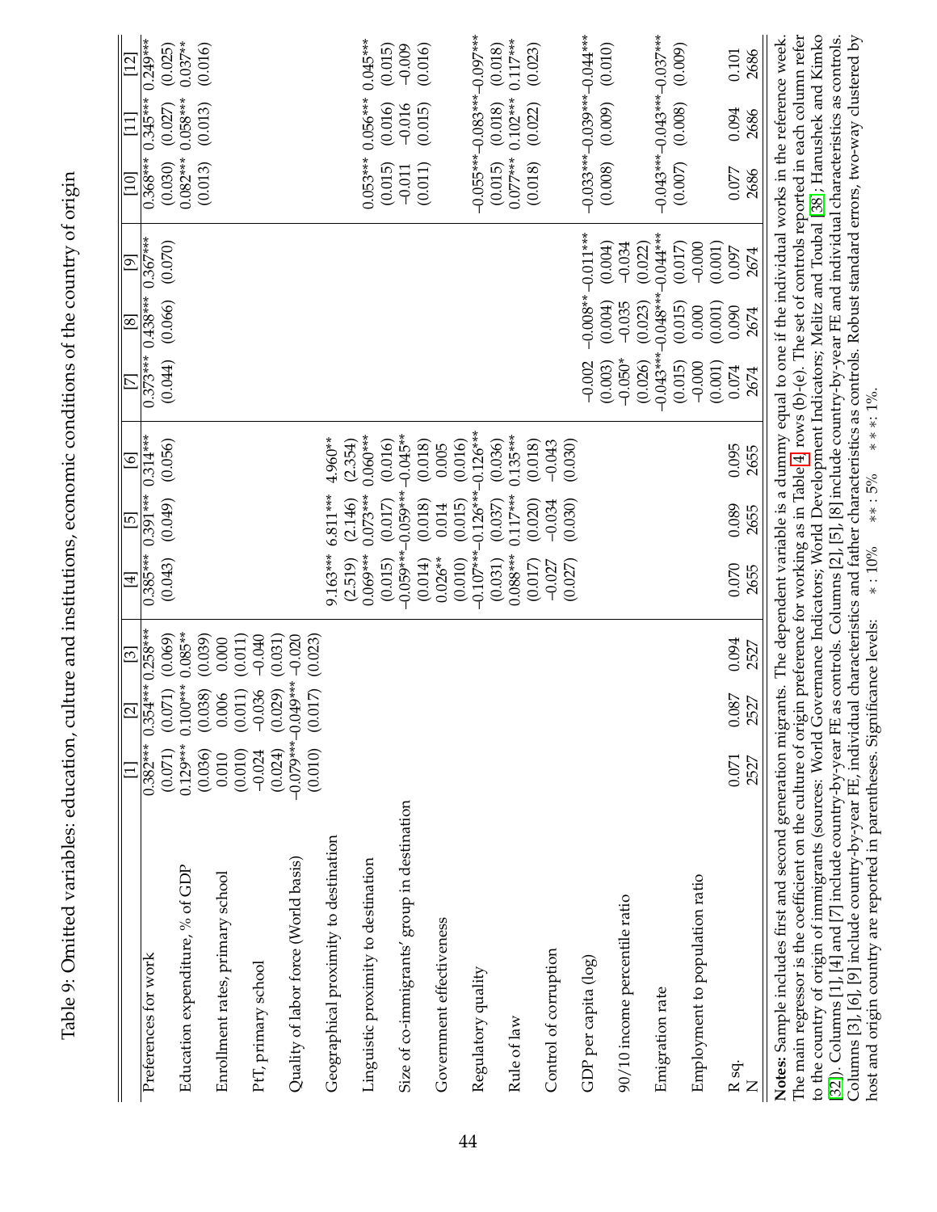# Table 9: Omitted variables: education, culture and institutions, economic conditions of the country of origin

| | [1] | [2] | [3] | [4] | [5] | [6] | [7] | [8] | [9] | [10] | [11] | [12] |
|---|---|---|---|---|---|---|---|---|---|---|---|---|
| Preferences for work | 0.382*** | 0.354*** | 0.258*** | 0.385*** | 0.391*** | 0.314*** | 0.373*** | 0.438*** | 0.367*** | 0.368*** | 0.345*** | 0.249*** |
| | (0.071) | (0.071) | (0.069) | (0.043) | (0.049) | (0.056) | (0.044) | (0.066) | (0.070) | (0.030) | (0.027) | (0.025) |
| Education expenditure, % of GDP | 0.129*** | 0.100*** | 0.085** | | | | | | | 0.082*** | 0.058*** | 0.037** |
| | (0.036) | (0.038) | (0.039) | | | | | | | (0.013) | (0.013) | (0.016) |
| Enrollment rates, primary school | 0.010 | 0.006 | 0.000 | | | | | | | | | |
| | (0.010) | (0.011) | (0.011) | | | | | | | | | |
| PtT, primary school | −0.024 | −0.036 | −0.040 | | | | | | | | | |
| | (0.024) | (0.029) | (0.031) | | | | | | | | | |
| Quality of labor force (World basis) | −0.079*** | −0.049*** | −0.020 | | | | | | | | | |
| | (0.010) | (0.017) | (0.023) | | | | | | | | | |
| Geographical proximity to destination | | | | 9.163*** | 6.811*** | 4.960** | | | | | | |
| | | | | (2.519) | (2.146) | (2.354) | | | | | | |
| Linguistic proximity to destination | | | | 0.069*** | 0.073*** | 0.060*** | | | | 0.053*** | 0.056*** | 0.045*** |
| | | | | (0.015) | (0.017) | (0.016) | | | | (0.015) | (0.016) | (0.015) |
| Size of co-immigrants' group in destination | | | | −0.059*** | −0.059*** | −0.045** | | | | −0.011 | −0.016 | −0.009 |
| | | | | (0.014) | (0.018) | (0.018) | | | | (0.011) | (0.015) | (0.016) |
| Government effectiveness | | | | 0.026** | 0.014 | 0.005 | | | | | | |
| | | | | (0.010) | (0.015) | (0.016) | | | | | | |
| Regulatory quality | | | | −0.107*** | −0.126*** | −0.126*** | | | | −0.055*** | −0.083*** | −0.097*** |
| | | | | (0.031) | (0.037) | (0.036) | | | | (0.015) | (0.018) | (0.018) |
| Rule of law | | | | 0.088*** | 0.117*** | 0.135*** | | | | 0.077*** | 0.102*** | 0.117*** |
| | | | | (0.017) | (0.020) | (0.018) | | | | (0.018) | (0.022) | (0.023) |
| Control of corruption | | | | −0.027 | −0.034 | −0.043 | | | | | | |
| | | | | (0.027) | (0.030) | (0.030) | | | | | | |
| GDP per capita (log) | | | | | | | −0.002 | −0.008** | −0.011*** | −0.033*** | −0.039*** | −0.044*** |
| | | | | | | | (0.003) | (0.004) | (0.004) | (0.008) | (0.009) | (0.010) |
| 90/10 income percentile ratio | | | | | | | −0.050* | −0.035 | −0.034 | | | |
| | | | | | | | (0.026) | (0.023) | (0.022) | | | |
| Emigration rate | | | | | | | −0.043*** | −0.048*** | −0.044*** | −0.043*** | −0.043*** | −0.037*** |
| | | | | | | | (0.015) | (0.015) | (0.017) | (0.007) | (0.008) | (0.009) |
| Employment to population ratio | | | | | | | −0.000 | 0.000 | −0.000 | | | |
| | | | | | | | (0.001) | (0.001) | (0.001) | | | |
| R sq. | 0.071 | 0.087 | 0.094 | 0.070 | 0.089 | 0.095 | 0.074 | 0.090 | 0.097 | 0.077 | 0.094 | 0.101 |
| N | 2527 | 2527 | 2527 | 2655 | 2655 | 2655 | 2674 | 2674 | 2674 | 2686 | 2686 | 2686 |

**Notes:** Sample includes first and second generation migrants. The dependent variable is a dummy equal to one if the individual works in the reference week. The main regressor is the coefficient on the culture of origin preference for working as in Table 4 rows (b)-(e). The set of controls reported in each column refer to the country of origin of immigrants (sources: World Governance Indicators; World Development Indicators; Melitz and Toubal [38]; Hanushek and Kimko [32]). Columns [1], [4] and [7] include country-by-year FE as controls. Columns [2], [5], [8] include country-by-year FE and individual characteristics as controls. Columns [3], [6], [9] include country-by-year FE, individual characteristics and father characteristics as controls. Robust standard errors, two-way clustered by host and origin country are reported in parentheses. Significance levels: $*: 10\%$ $**: 5\%$ $***: 1\%$.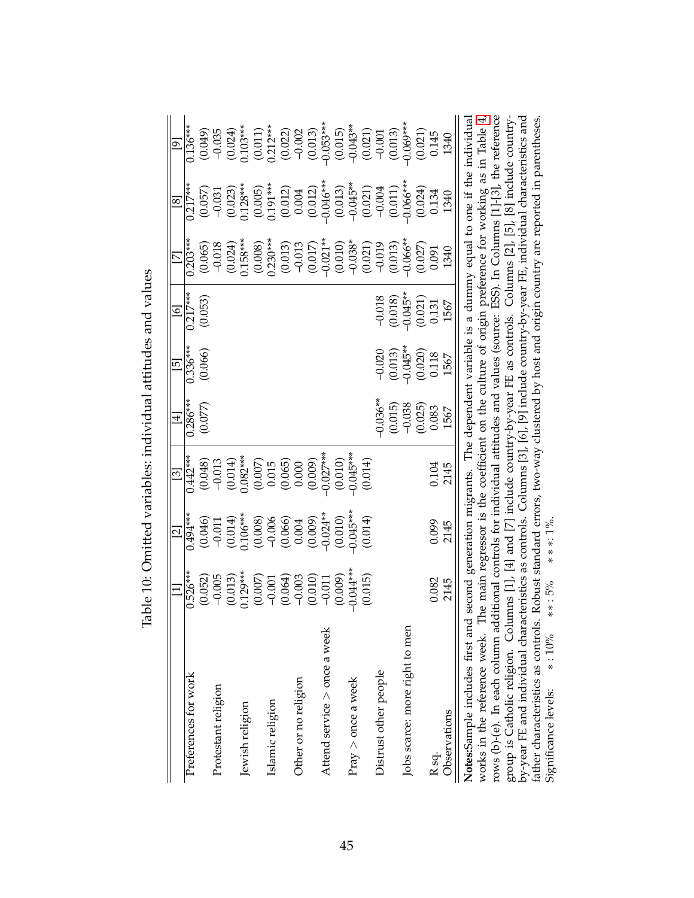Table 10: Omitted variables: individual attitudes and values

| | [1] | [2] | [3] | [4] | [5] | [6] | [7] | [8] | [9] |
|---|---|---|---|---|---|---|---|---|---|
| Preferences for work | 0.526*** | 0.494*** | 0.442*** | 0.286*** | 0.336*** | 0.217*** | 0.203*** | 0.217*** | 0.136*** |
| | (0.052) | (0.046) | (0.048) | (0.077) | (0.066) | (0.053) | (0.065) | (0.057) | (0.049) |
| Protestant religion | −0.005 | −0.011 | −0.013 | | | | −0.018 | −0.031 | −0.035 |
| | (0.013) | (0.014) | (0.014) | | | | (0.024) | (0.023) | (0.024) |
| Jewish religion | 0.129*** | 0.106*** | 0.082*** | | | | 0.158*** | 0.128*** | 0.103*** |
| | (0.007) | (0.008) | (0.007) | | | | (0.008) | (0.005) | (0.011) |
| Islamic religion | −0.001 | −0.006 | 0.015 | | | | 0.230*** | 0.191*** | 0.212*** |
| | (0.064) | (0.066) | (0.065) | | | | (0.013) | (0.012) | (0.022) |
| Other or no religion | −0.003 | 0.004 | 0.000 | | | | −0.013 | 0.004 | −0.002 |
| | (0.010) | (0.009) | (0.009) | | | | (0.017) | (0.012) | (0.013) |
| Attend service > once a week | −0.011 | −0.024** | −0.027*** | | | | −0.021** | −0.046*** | −0.053*** |
| | (0.009) | (0.010) | (0.010) | | | | (0.010) | (0.013) | (0.015) |
| Pray > once a week | −0.044*** | −0.045*** | −0.045*** | | | | −0.038* | −0.045** | −0.043** |
| | (0.015) | (0.014) | (0.014) | | | | (0.021) | (0.021) | (0.021) |
| Distrust other people | | | | −0.036** | −0.020 | −0.018 | −0.019 | −0.004 | −0.001 |
| | | | | (0.015) | (0.013) | (0.018) | (0.013) | (0.011) | (0.013) |
| Jobs scarce: more right to men | | | | −0.038 | −0.045** | −0.045** | −0.066** | −0.066*** | −0.069*** |
| | | | | (0.025) | (0.020) | (0.021) | (0.027) | (0.024) | (0.021) |
| R sq. | 0.082 | 0.099 | 0.104 | 0.083 | 0.118 | 0.131 | 0.091 | 0.134 | 0.145 |
| Observations | 2145 | 2145 | 2145 | 1567 | 1567 | 1567 | 1340 | 1340 | 1340 |

**Notes:** Sample includes first and second generation migrants. The dependent variable is a dummy equal to one if the individual works in the reference week. The main regressor is the coefficient on the culture of origin preference for working as in Table 4, rows (b)-(e). In each column additional controls for individual attitudes and values (source: ESS). In Columns [1]-[3], the reference group is Catholic religion. Columns [1], [4] and [7] include country-by-year FE as controls. Columns [2], [5], [8] include country-by-year FE and individual characteristics as controls. Columns [3], [6], [9] include country-by-year FE, individual characteristics and father characteristics as controls. Robust standard errors, two-way clustered by host and origin country are reported in parentheses. Significance levels: $*: 10\%$ $**: 5\%$ $***: 1\%$.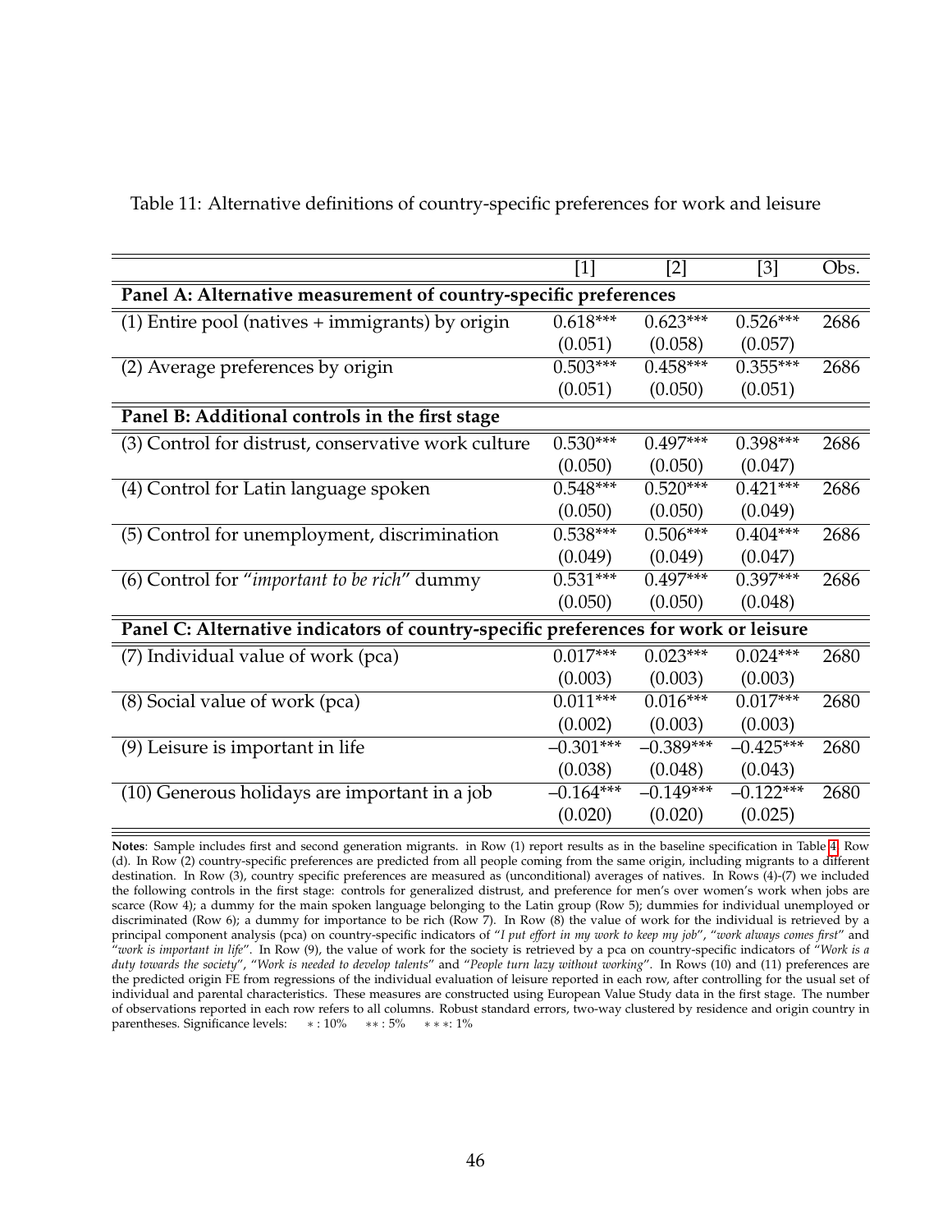Table 11: Alternative definitions of country-specific preferences for work and leisure

| | [1] | [2] | [3] | Obs. |
|---|---|---|---|---|
| **Panel A: Alternative measurement of country-specific preferences** | | | | |
| (1) Entire pool (natives + immigrants) by origin | 0.618*** | 0.623*** | 0.526*** | 2686 |
| | (0.051) | (0.058) | (0.057) | |
| (2) Average preferences by origin | 0.503*** | 0.458*** | 0.355*** | 2686 |
| | (0.051) | (0.050) | (0.051) | |
| **Panel B: Additional controls in the first stage** | | | | |
| (3) Control for distrust, conservative work culture | 0.530*** | 0.497*** | 0.398*** | 2686 |
| | (0.050) | (0.050) | (0.047) | |
| (4) Control for Latin language spoken | 0.548*** | 0.520*** | 0.421*** | 2686 |
| | (0.050) | (0.050) | (0.049) | |
| (5) Control for unemployment, discrimination | 0.538*** | 0.506*** | 0.404*** | 2686 |
| | (0.049) | (0.049) | (0.047) | |
| (6) Control for "*important to be rich*" dummy | 0.531*** | 0.497*** | 0.397*** | 2686 |
| | (0.050) | (0.050) | (0.048) | |
| **Panel C: Alternative indicators of country-specific preferences for work or leisure** | | | | |
| (7) Individual value of work (pca) | 0.017*** | 0.023*** | 0.024*** | 2680 |
| | (0.003) | (0.003) | (0.003) | |
| (8) Social value of work (pca) | 0.011*** | 0.016*** | 0.017*** | 2680 |
| | (0.002) | (0.003) | (0.003) | |
| (9) Leisure is important in life | −0.301*** | −0.389*** | −0.425*** | 2680 |
| | (0.038) | (0.048) | (0.043) | |
| (10) Generous holidays are important in a job | −0.164*** | −0.149*** | −0.122*** | 2680 |
| | (0.020) | (0.020) | (0.025) | |

**Notes**: Sample includes first and second generation migrants. in Row (1) report results as in the baseline specification in Table 4 Row (d). In Row (2) country-specific preferences are predicted from all people coming from the same origin, including migrants to a different destination. In Row (3), country specific preferences are measured as (unconditional) averages of natives. In Rows (4)-(7) we included the following controls in the first stage: controls for generalized distrust, and preference for men's over women's work when jobs are scarce (Row 4); a dummy for the main spoken language belonging to the Latin group (Row 5); dummies for individual unemployed or discriminated (Row 6); a dummy for importance to be rich (Row 7). In Row (8) the value of work for the individual is retrieved by a principal component analysis (pca) on country-specific indicators of "*I put effort in my work to keep my job*", "*work always comes first*" and "*work is important in life*". In Row (9), the value of work for the society is retrieved by a pca on country-specific indicators of "*Work is a duty towards the society*", "*Work is needed to develop talents*" and "*People turn lazy without working*". In Rows (10) and (11) preferences are the predicted origin FE from regressions of the individual evaluation of leisure reported in each row, after controlling for the usual set of individual and parental characteristics. These measures are constructed using European Value Study data in the first stage. The number of observations reported in each row refers to all columns. Robust standard errors, two-way clustered by residence and origin country in parentheses. Significance levels: * : 10% ** : 5% * * *: 1%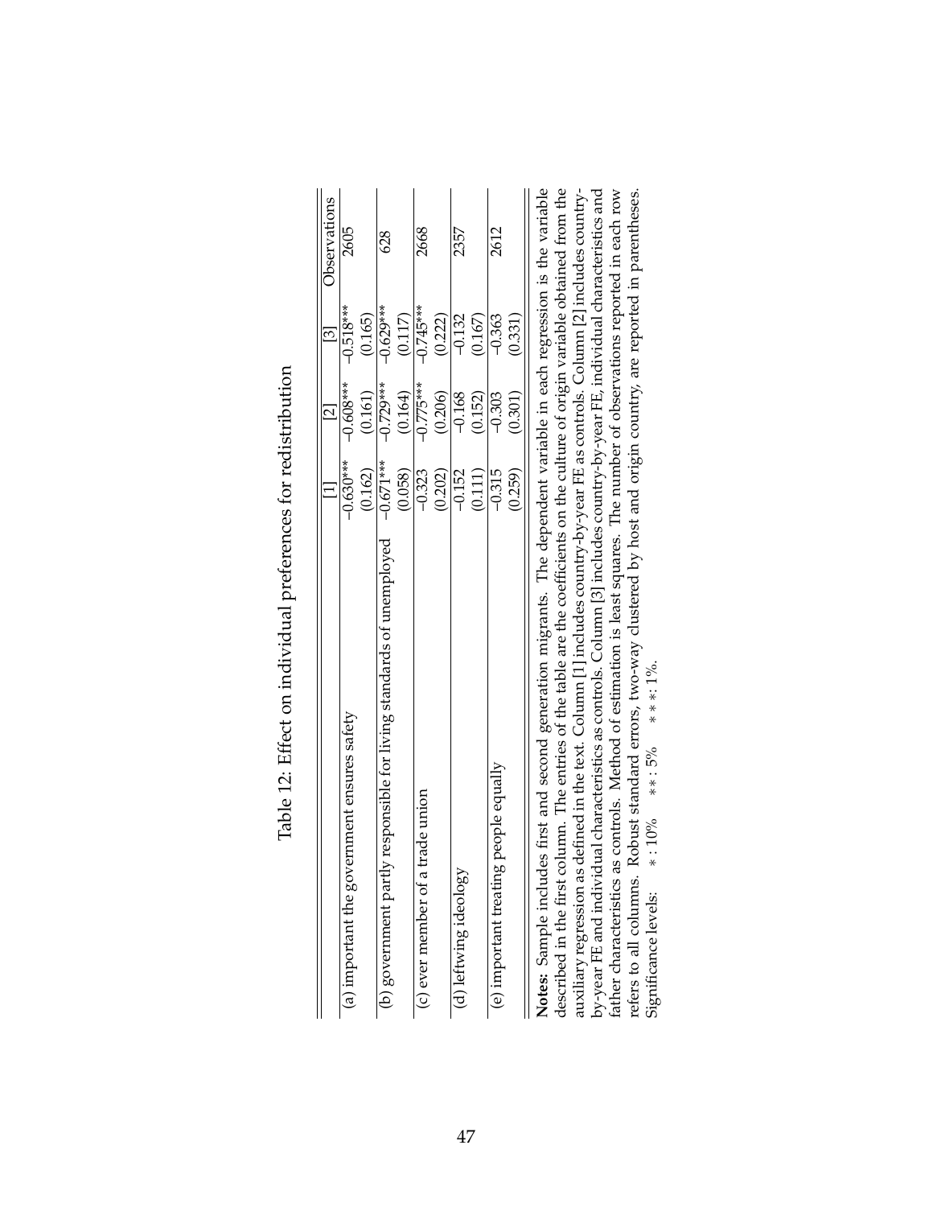# Table 12: Effect on individual preferences for redistribution

| | [1] | [2] | [3] | Observations |
|---|---|---|---|---|
| (a) important the government ensures safety | −0.630*** | −0.608*** | −0.518*** | 2605 |
| | (0.162) | (0.161) | (0.165) | |
| (b) government partly responsible for living standards of unemployed | −0.671*** | −0.729*** | −0.629*** | 628 |
| | (0.058) | (0.164) | (0.117) | |
| (c) ever member of a trade union | −0.323 | −0.775*** | −0.745*** | 2668 |
| | (0.202) | (0.206) | (0.222) | |
| (d) leftwing ideology | −0.152 | −0.168 | −0.132 | 2357 |
| | (0.111) | (0.152) | (0.167) | |
| (e) important treating people equally | −0.315 | −0.303 | −0.363 | 2612 |
| | (0.259) | (0.301) | (0.331) | |

**Notes:** Sample includes first and second generation migrants. The dependent variable in each regression is the variable described in the first column. The entries of the table are the coefficients on the culture of origin variable obtained from the auxiliary regression as defined in the text. Column [1] includes country-by-year FE as controls. Column [2] includes country-by-year FE and individual characteristics as controls. Column [3] includes country-by-year FE, individual characteristics and father characteristics as controls. Method of estimation is least squares. The number of observations reported in each row refers to all columns. Robust standard errors, two-way clustered by host and origin country, are reported in parentheses. Significance levels: $*$ : 10% $**$ : 5% $***$ : 1%.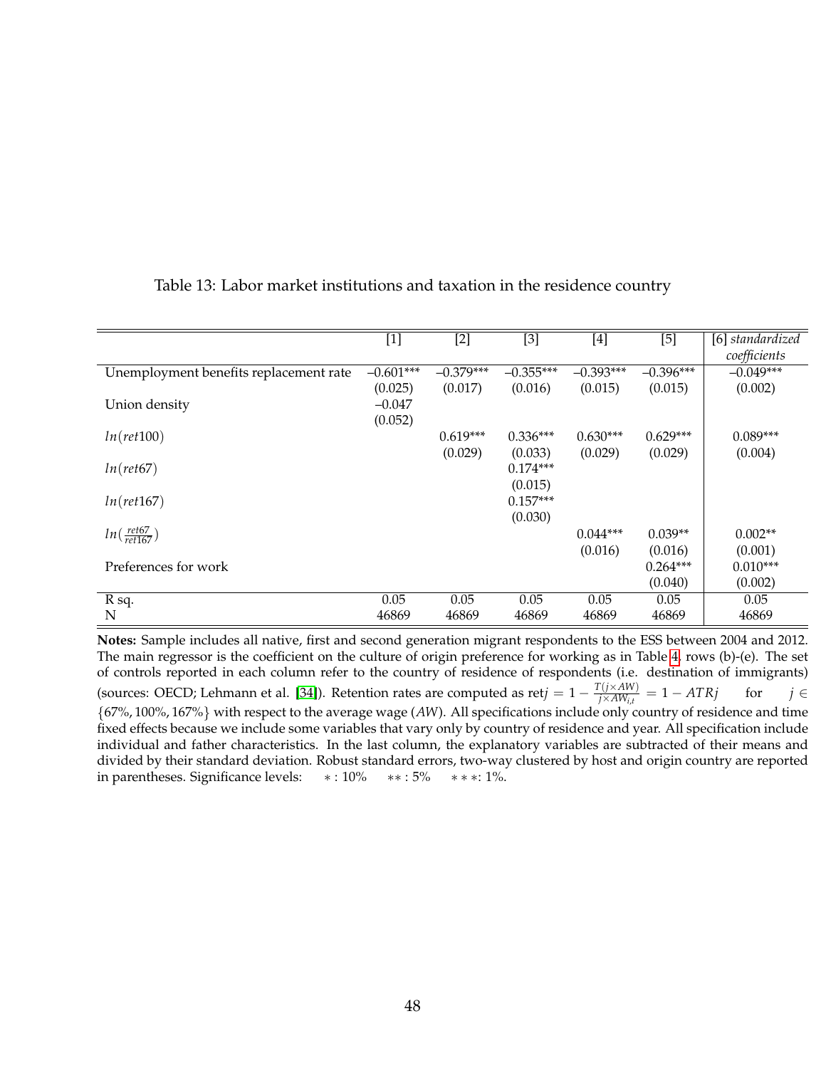Table 13: Labor market institutions and taxation in the residence country

| | [1] | [2] | [3] | [4] | [5] | [6] *standardized coefficients* |
|---|---|---|---|---|---|---|
| Unemployment benefits replacement rate | –0.601*** | –0.379*** | –0.355*** | –0.393*** | –0.396*** | –0.049*** |
| | (0.025) | (0.017) | (0.016) | (0.015) | (0.015) | (0.002) |
| Union density | –0.047 | | | | | |
| | (0.052) | | | | | |
| $ln(ret100)$ | | 0.619*** | 0.336*** | 0.630*** | 0.629*** | 0.089*** |
| | | (0.029) | (0.033) | (0.029) | (0.029) | (0.004) |
| $ln(ret67)$ | | | 0.174*** | | | |
| | | | (0.015) | | | |
| $ln(ret167)$ | | | 0.157*** | | | |
| | | | (0.030) | | | |
| $ln(\frac{ret67}{ret167})$ | | | | 0.044*** | 0.039** | 0.002** |
| | | | | (0.016) | (0.016) | (0.001) |
| Preferences for work | | | | | 0.264*** | 0.010*** |
| | | | | | (0.040) | (0.002) |
| R sq. | 0.05 | 0.05 | 0.05 | 0.05 | 0.05 | 0.05 |
| N | 46869 | 46869 | 46869 | 46869 | 46869 | 46869 |

**Notes:** Sample includes all native, first and second generation migrant respondents to the ESS between 2004 and 2012. The main regressor is the coefficient on the culture of origin preference for working as in Table 4, rows (b)-(e). The set of controls reported in each column refer to the country of residence of respondents (i.e. destination of immigrants) (sources: OECD; Lehmann et al. [34]). Retention rates are computed as $\text{ret}j = 1 - \frac{T(j \times AW)}{j \times AW_{i,t}} = 1 - ATRj$ for $j \in \{67\%, 100\%, 167\%\}$ with respect to the average wage ($AW$). All specifications include only country of residence and time fixed effects because we include some variables that vary only by country of residence and year. All specification include individual and father characteristics. In the last column, the explanatory variables are subtracted of their means and divided by their standard deviation. Robust standard errors, two-way clustered by host and origin country are reported in parentheses. Significance levels: $*: 10\%$ $**: 5\%$ $***: 1\%$.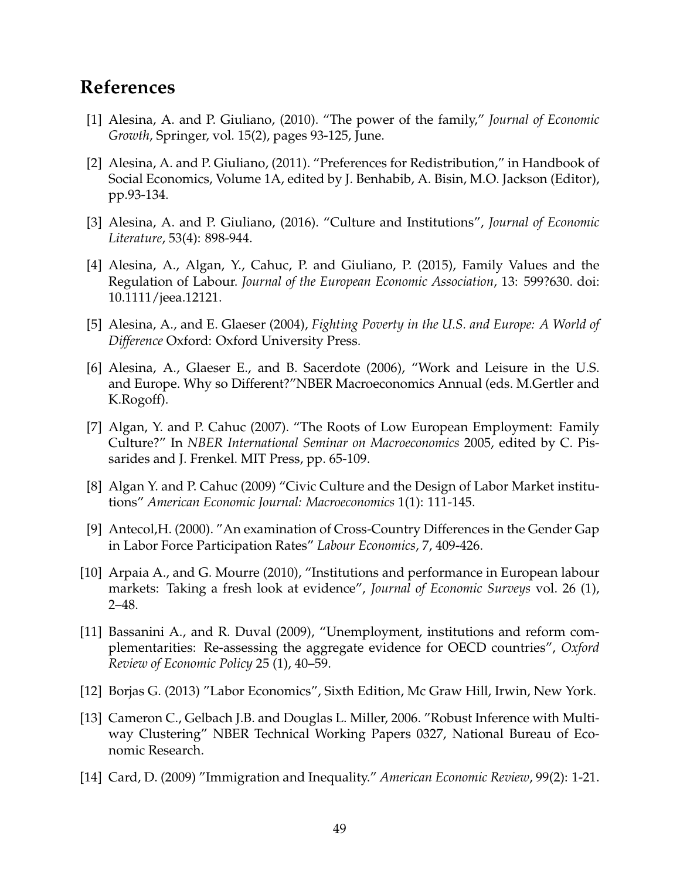## References

[1] Alesina, A. and P. Giuliano, (2010). "The power of the family," *Journal of Economic Growth*, Springer, vol. 15(2), pages 93-125, June.

[2] Alesina, A. and P. Giuliano, (2011). "Preferences for Redistribution," in Handbook of Social Economics, Volume 1A, edited by J. Benhabib, A. Bisin, M.O. Jackson (Editor), pp.93-134.

[3] Alesina, A. and P. Giuliano, (2016). "Culture and Institutions", *Journal of Economic Literature*, 53(4): 898-944.

[4] Alesina, A., Algan, Y., Cahuc, P. and Giuliano, P. (2015), Family Values and the Regulation of Labour. *Journal of the European Economic Association*, 13: 599?630. doi: 10.1111/jeea.12121.

[5] Alesina, A., and E. Glaeser (2004), *Fighting Poverty in the U.S. and Europe: A World of Difference* Oxford: Oxford University Press.

[6] Alesina, A., Glaeser E., and B. Sacerdote (2006), "Work and Leisure in the U.S. and Europe. Why so Different?"NBER Macroeconomics Annual (eds. M.Gertler and K.Rogoff).

[7] Algan, Y. and P. Cahuc (2007). "The Roots of Low European Employment: Family Culture?" In *NBER International Seminar on Macroeconomics* 2005, edited by C. Pissarides and J. Frenkel. MIT Press, pp. 65-109.

[8] Algan Y. and P. Cahuc (2009) "Civic Culture and the Design of Labor Market institutions" *American Economic Journal: Macroeconomics* 1(1): 111-145.

[9] Antecol,H. (2000). "An examination of Cross-Country Differences in the Gender Gap in Labor Force Participation Rates" *Labour Economics*, 7, 409-426.

[10] Arpaia A., and G. Mourre (2010), "Institutions and performance in European labour markets: Taking a fresh look at evidence", *Journal of Economic Surveys* vol. 26 (1), 2–48.

[11] Bassanini A., and R. Duval (2009), "Unemployment, institutions and reform complementarities: Re-assessing the aggregate evidence for OECD countries", *Oxford Review of Economic Policy* 25 (1), 40–59.

[12] Borjas G. (2013) "Labor Economics", Sixth Edition, Mc Graw Hill, Irwin, New York.

[13] Cameron C., Gelbach J.B. and Douglas L. Miller, 2006. "Robust Inference with Multiway Clustering" NBER Technical Working Papers 0327, National Bureau of Economic Research.

[14] Card, D. (2009) "Immigration and Inequality." *American Economic Review*, 99(2): 1-21.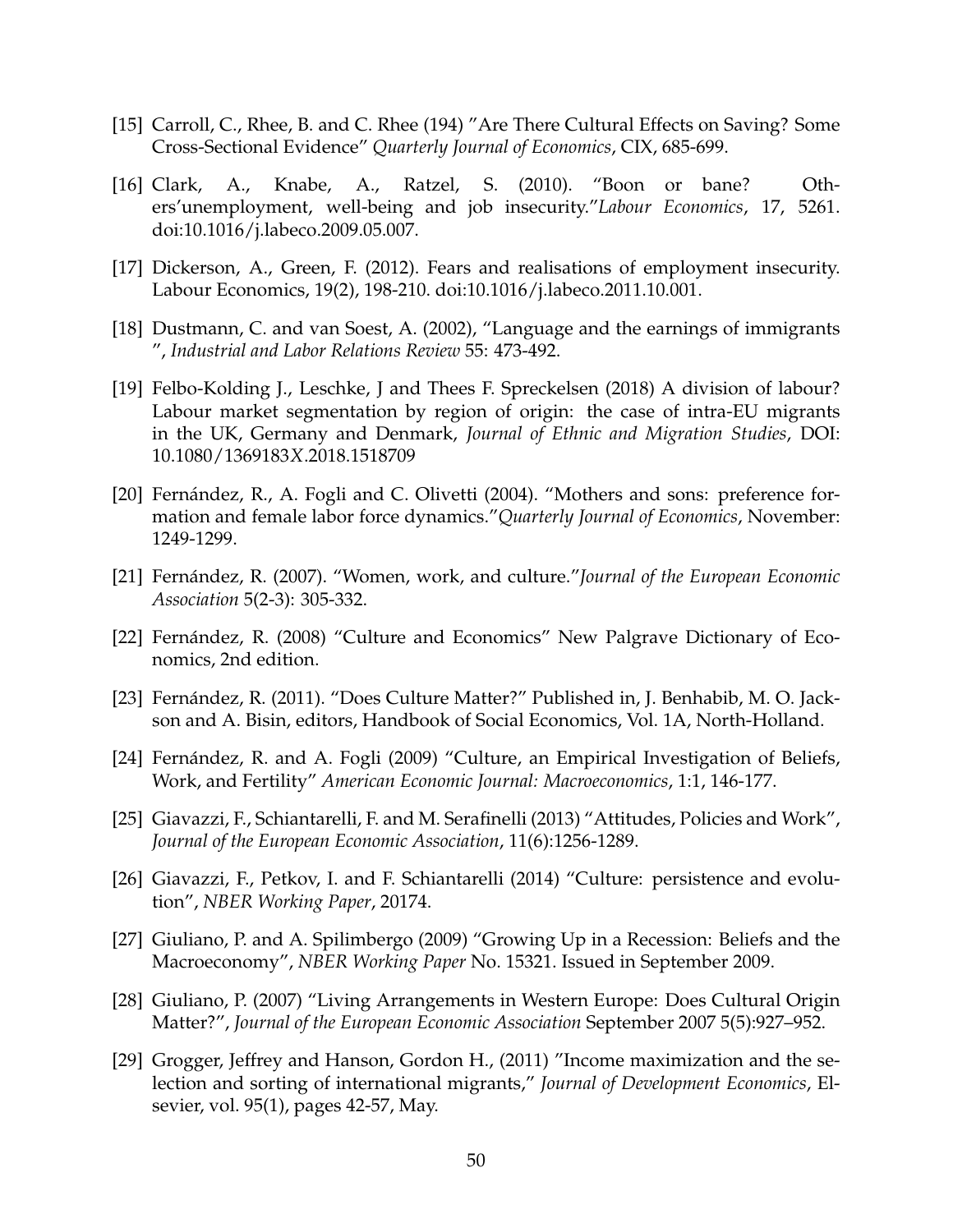[15] Carroll, C., Rhee, B. and C. Rhee (194) "Are There Cultural Effects on Saving? Some Cross-Sectional Evidence" *Quarterly Journal of Economics*, CIX, 685-699.

[16] Clark, A., Knabe, A., Ratzel, S. (2010). "Boon or bane? Others'unemployment, well-being and job insecurity."*Labour Economics*, 17, 5261. doi:10.1016/j.labeco.2009.05.007.

[17] Dickerson, A., Green, F. (2012). Fears and realisations of employment insecurity. Labour Economics, 19(2), 198-210. doi:10.1016/j.labeco.2011.10.001.

[18] Dustmann, C. and van Soest, A. (2002), "Language and the earnings of immigrants ", *Industrial and Labor Relations Review* 55: 473-492.

[19] Felbo-Kolding J., Leschke, J and Thees F. Spreckelsen (2018) A division of labour? Labour market segmentation by region of origin: the case of intra-EU migrants in the UK, Germany and Denmark, *Journal of Ethnic and Migration Studies*, DOI: 10.1080/1369183X.2018.1518709

[20] Fernández, R., A. Fogli and C. Olivetti (2004). "Mothers and sons: preference formation and female labor force dynamics."*Quarterly Journal of Economics*, November: 1249-1299.

[21] Fernández, R. (2007). "Women, work, and culture."*Journal of the European Economic Association* 5(2-3): 305-332.

[22] Fernández, R. (2008) "Culture and Economics" New Palgrave Dictionary of Economics, 2nd edition.

[23] Fernández, R. (2011). "Does Culture Matter?" Published in, J. Benhabib, M. O. Jackson and A. Bisin, editors, Handbook of Social Economics, Vol. 1A, North-Holland.

[24] Fernández, R. and A. Fogli (2009) "Culture, an Empirical Investigation of Beliefs, Work, and Fertility" *American Economic Journal: Macroeconomics*, 1:1, 146-177.

[25] Giavazzi, F., Schiantarelli, F. and M. Serafinelli (2013) "Attitudes, Policies and Work", *Journal of the European Economic Association*, 11(6):1256-1289.

[26] Giavazzi, F., Petkov, I. and F. Schiantarelli (2014) "Culture: persistence and evolution", *NBER Working Paper*, 20174.

[27] Giuliano, P. and A. Spilimbergo (2009) "Growing Up in a Recession: Beliefs and the Macroeconomy", *NBER Working Paper* No. 15321. Issued in September 2009.

[28] Giuliano, P. (2007) "Living Arrangements in Western Europe: Does Cultural Origin Matter?", *Journal of the European Economic Association* September 2007 5(5):927–952.

[29] Grogger, Jeffrey and Hanson, Gordon H., (2011) "Income maximization and the selection and sorting of international migrants," *Journal of Development Economics*, Elsevier, vol. 95(1), pages 42-57, May.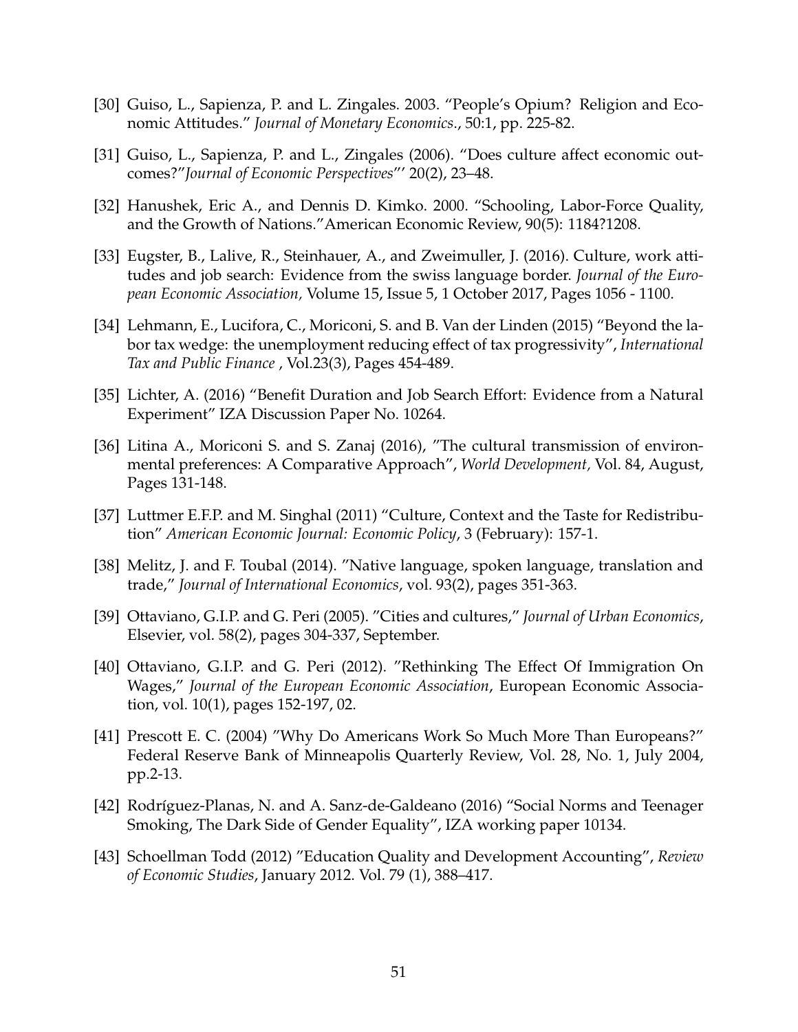[30] Guiso, L., Sapienza, P. and L. Zingales. 2003. "People's Opium? Religion and Economic Attitudes." *Journal of Monetary Economics*., 50:1, pp. 225-82.

[31] Guiso, L., Sapienza, P. and L., Zingales (2006). "Does culture affect economic outcomes?"*Journal of Economic Perspectives*"' 20(2), 23–48.

[32] Hanushek, Eric A., and Dennis D. Kimko. 2000. "Schooling, Labor-Force Quality, and the Growth of Nations."American Economic Review, 90(5): 1184?1208.

[33] Eugster, B., Lalive, R., Steinhauer, A., and Zweimuller, J. (2016). Culture, work attitudes and job search: Evidence from the swiss language border. *Journal of the European Economic Association,* Volume 15, Issue 5, 1 October 2017, Pages 1056 - 1100.

[34] Lehmann, E., Lucifora, C., Moriconi, S. and B. Van der Linden (2015) "Beyond the labor tax wedge: the unemployment reducing effect of tax progressivity", *International Tax and Public Finance* , Vol.23(3), Pages 454-489.

[35] Lichter, A. (2016) "Benefit Duration and Job Search Effort: Evidence from a Natural Experiment" IZA Discussion Paper No. 10264.

[36] Litina A., Moriconi S. and S. Zanaj (2016), "The cultural transmission of environmental preferences: A Comparative Approach", *World Development,* Vol. 84, August, Pages 131-148.

[37] Luttmer E.F.P. and M. Singhal (2011) "Culture, Context and the Taste for Redistribution" *American Economic Journal: Economic Policy*, 3 (February): 157-1.

[38] Melitz, J. and F. Toubal (2014). "Native language, spoken language, translation and trade," *Journal of International Economics*, vol. 93(2), pages 351-363.

[39] Ottaviano, G.I.P. and G. Peri (2005). "Cities and cultures," *Journal of Urban Economics*, Elsevier, vol. 58(2), pages 304-337, September.

[40] Ottaviano, G.I.P. and G. Peri (2012). "Rethinking The Effect Of Immigration On Wages," *Journal of the European Economic Association*, European Economic Association, vol. 10(1), pages 152-197, 02.

[41] Prescott E. C. (2004) "Why Do Americans Work So Much More Than Europeans?" Federal Reserve Bank of Minneapolis Quarterly Review, Vol. 28, No. 1, July 2004, pp.2-13.

[42] Rodríguez-Planas, N. and A. Sanz-de-Galdeano (2016) "Social Norms and Teenager Smoking, The Dark Side of Gender Equality", IZA working paper 10134.

[43] Schoellman Todd (2012) "Education Quality and Development Accounting", *Review of Economic Studies*, January 2012. Vol. 79 (1), 388–417.